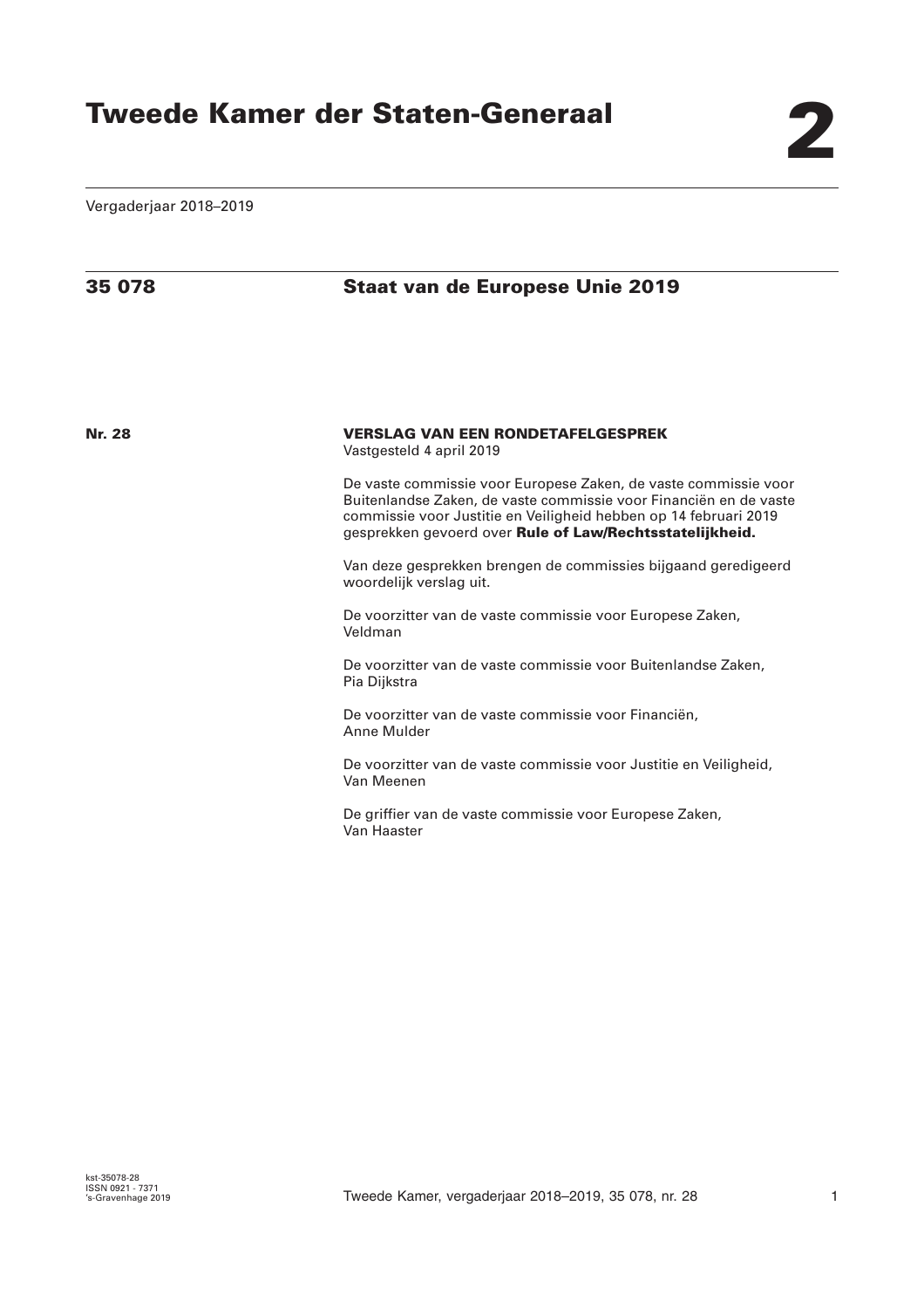# Tweede Kamer der Staten-Generaal

**2**

Vergaderjaar 2018–2019

## 35 078 Staat van de Europese Unie 2019

**Nr. 28**

### VERSLAG VAN EEN RONDETAFELGESPREK

Vastgesteld 4 april 2019

De vaste commissie voor Europese Zaken, de vaste commissie voor Buitenlandse Zaken, de vaste commissie voor Financiën en de vaste commissie voor Justitie en Veiligheid hebben op 14 februari 2019 gesprekken gevoerd over **Rule of Law/Rechtsstatelijkheid.**

Van deze gesprekken brengen de commissies bijgaand geredigeerd woordelijk verslag uit.

De voorzitter van de vaste commissie voor Europese Zaken,
Veldman

De voorzitter van de vaste commissie voor Buitenlandse Zaken,
Pia Dijkstra

De voorzitter van de vaste commissie voor Financiën,
Anne Mulder

De voorzitter van de vaste commissie voor Justitie en Veiligheid,
Van Meenen

De griffier van de vaste commissie voor Europese Zaken,
Van Haaster

kst-35078-28
ISSN 0921 - 7371
's-Gravenhage 2019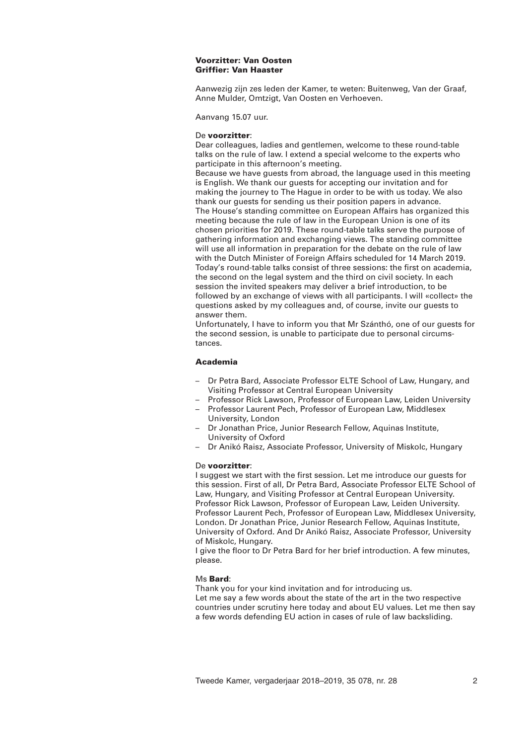**Voorzitter: Van Oosten**
**Griffier: Van Haaster**

Aanwezig zijn zes leden der Kamer, te weten: Buitenweg, Van der Graaf, Anne Mulder, Omtzigt, Van Oosten en Verhoeven.

Aanvang 15.07 uur.

De **voorzitter**:
Dear colleagues, ladies and gentlemen, welcome to these round-table talks on the rule of law. I extend a special welcome to the experts who participate in this afternoon's meeting.
Because we have guests from abroad, the language used in this meeting is English. We thank our guests for accepting our invitation and for making the journey to The Hague in order to be with us today. We also thank our guests for sending us their position papers in advance.
The House's standing committee on European Affairs has organized this meeting because the rule of law in the European Union is one of its chosen priorities for 2019. These round-table talks serve the purpose of gathering information and exchanging views. The standing committee will use all information in preparation for the debate on the rule of law with the Dutch Minister of Foreign Affairs scheduled for 14 March 2019.
Today's round-table talks consist of three sessions: the first on academia, the second on the legal system and the third on civil society. In each session the invited speakers may deliver a brief introduction, to be followed by an exchange of views with all participants. I will «collect» the questions asked by my colleagues and, of course, invite our guests to answer them.
Unfortunately, I have to inform you that Mr Szánthó, one of our guests for the second session, is unable to participate due to personal circumstances.

## Academia

- Dr Petra Bard, Associate Professor ELTE School of Law, Hungary, and Visiting Professor at Central European University
- Professor Rick Lawson, Professor of European Law, Leiden University
- Professor Laurent Pech, Professor of European Law, Middlesex University, London
- Dr Jonathan Price, Junior Research Fellow, Aquinas Institute, University of Oxford
- Dr Anikó Raisz, Associate Professor, University of Miskolc, Hungary

De **voorzitter**:
I suggest we start with the first session. Let me introduce our guests for this session. First of all, Dr Petra Bard, Associate Professor ELTE School of Law, Hungary, and Visiting Professor at Central European University. Professor Rick Lawson, Professor of European Law, Leiden University. Professor Laurent Pech, Professor of European Law, Middlesex University, London. Dr Jonathan Price, Junior Research Fellow, Aquinas Institute, University of Oxford. And Dr Anikó Raisz, Associate Professor, University of Miskolc, Hungary.
I give the floor to Dr Petra Bard for her brief introduction. A few minutes, please.

Ms **Bard**:
Thank you for your kind invitation and for introducing us.
Let me say a few words about the state of the art in the two respective countries under scrutiny here today and about EU values. Let me then say a few words defending EU action in cases of rule of law backsliding.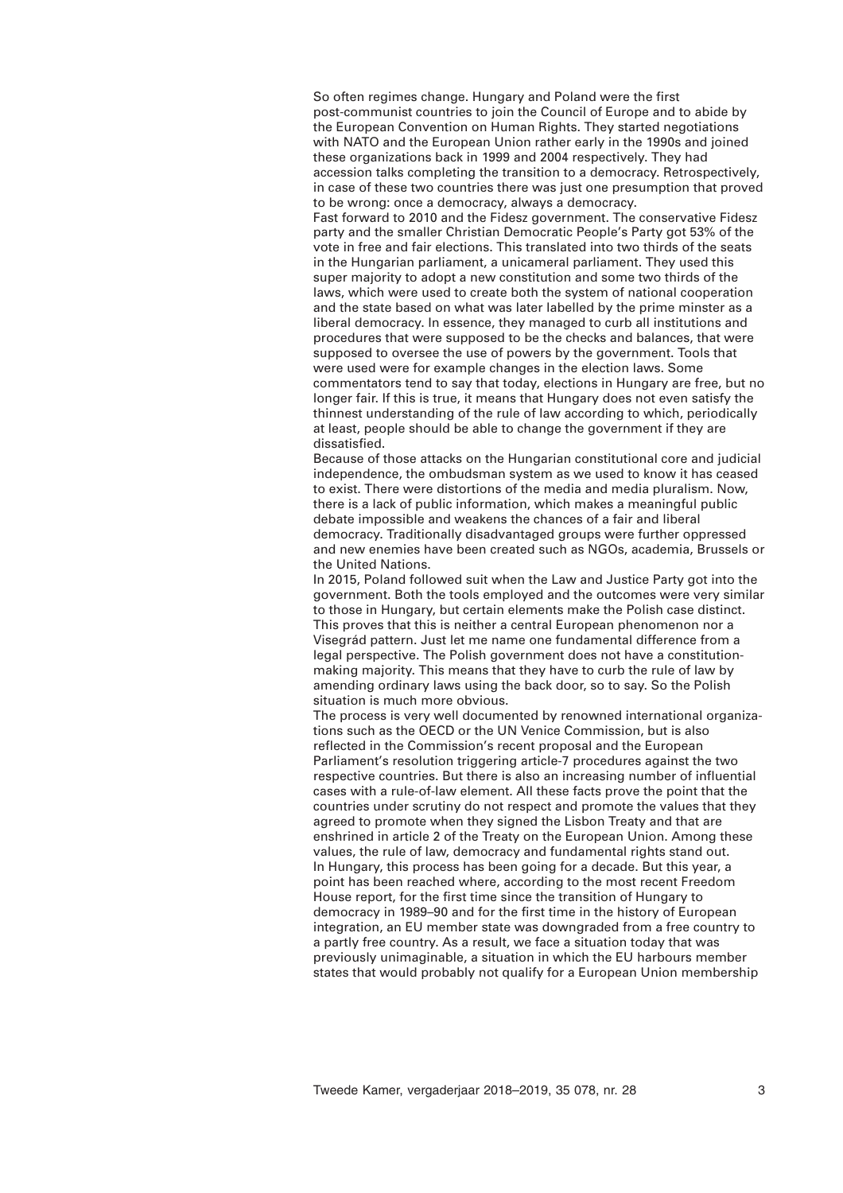So often regimes change. Hungary and Poland were the first post-communist countries to join the Council of Europe and to abide by the European Convention on Human Rights. They started negotiations with NATO and the European Union rather early in the 1990s and joined these organizations back in 1999 and 2004 respectively. They had accession talks completing the transition to a democracy. Retrospectively, in case of these two countries there was just one presumption that proved to be wrong: once a democracy, always a democracy.

Fast forward to 2010 and the Fidesz government. The conservative Fidesz party and the smaller Christian Democratic People's Party got 53% of the vote in free and fair elections. This translated into two thirds of the seats in the Hungarian parliament, a unicameral parliament. They used this super majority to adopt a new constitution and some two thirds of the laws, which were used to create both the system of national cooperation and the state based on what was later labelled by the prime minster as a liberal democracy. In essence, they managed to curb all institutions and procedures that were supposed to be the checks and balances, that were supposed to oversee the use of powers by the government. Tools that were used were for example changes in the election laws. Some commentators tend to say that today, elections in Hungary are free, but no longer fair. If this is true, it means that Hungary does not even satisfy the thinnest understanding of the rule of law according to which, periodically at least, people should be able to change the government if they are dissatisfied.

Because of those attacks on the Hungarian constitutional core and judicial independence, the ombudsman system as we used to know it has ceased to exist. There were distortions of the media and media pluralism. Now, there is a lack of public information, which makes a meaningful public debate impossible and weakens the chances of a fair and liberal democracy. Traditionally disadvantaged groups were further oppressed and new enemies have been created such as NGOs, academia, Brussels or the United Nations.

In 2015, Poland followed suit when the Law and Justice Party got into the government. Both the tools employed and the outcomes were very similar to those in Hungary, but certain elements make the Polish case distinct. This proves that this is neither a central European phenomenon nor a Visegrád pattern. Just let me name one fundamental difference from a legal perspective. The Polish government does not have a constitution-making majority. This means that they have to curb the rule of law by amending ordinary laws using the back door, so to say. So the Polish situation is much more obvious.

The process is very well documented by renowned international organizations such as the OECD or the UN Venice Commission, but is also reflected in the Commission's recent proposal and the European Parliament's resolution triggering article-7 procedures against the two respective countries. But there is also an increasing number of influential cases with a rule-of-law element. All these facts prove the point that the countries under scrutiny do not respect and promote the values that they agreed to promote when they signed the Lisbon Treaty and that are enshrined in article 2 of the Treaty on the European Union. Among these values, the rule of law, democracy and fundamental rights stand out.

In Hungary, this process has been going for a decade. But this year, a point has been reached where, according to the most recent Freedom House report, for the first time since the transition of Hungary to democracy in 1989–90 and for the first time in the history of European integration, an EU member state was downgraded from a free country to a partly free country. As a result, we face a situation today that was previously unimaginable, a situation in which the EU harbours member states that would probably not qualify for a European Union membership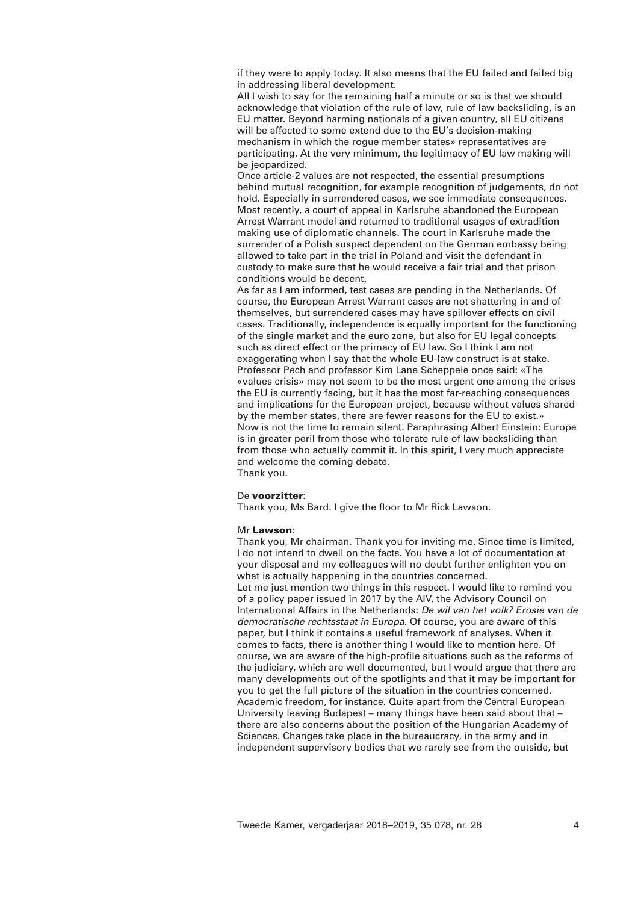if they were to apply today. It also means that the EU failed and failed big in addressing liberal development.
All I wish to say for the remaining half a minute or so is that we should acknowledge that violation of the rule of law, rule of law backsliding, is an EU matter. Beyond harming nationals of a given country, all EU citizens will be affected to some extend due to the EU's decision-making mechanism in which the rogue member states» representatives are participating. At the very minimum, the legitimacy of EU law making will be jeopardized.
Once article-2 values are not respected, the essential presumptions behind mutual recognition, for example recognition of judgements, do not hold. Especially in surrendered cases, we see immediate consequences. Most recently, a court of appeal in Karlsruhe abandoned the European Arrest Warrant model and returned to traditional usages of extradition making use of diplomatic channels. The court in Karlsruhe made the surrender of a Polish suspect dependent on the German embassy being allowed to take part in the trial in Poland and visit the defendant in custody to make sure that he would receive a fair trial and that prison conditions would be decent.
As far as I am informed, test cases are pending in the Netherlands. Of course, the European Arrest Warrant cases are not shattering in and of themselves, but surrendered cases may have spillover effects on civil cases. Traditionally, independence is equally important for the functioning of the single market and the euro zone, but also for EU legal concepts such as direct effect or the primacy of EU law. So I think I am not exaggerating when I say that the whole EU-law construct is at stake. Professor Pech and professor Kim Lane Scheppele once said: «The «values crisis» may not seem to be the most urgent one among the crises the EU is currently facing, but it has the most far-reaching consequences and implications for the European project, because without values shared by the member states, there are fewer reasons for the EU to exist.»
Now is not the time to remain silent. Paraphrasing Albert Einstein: Europe is in greater peril from those who tolerate rule of law backsliding than from those who actually commit it. In this spirit, I very much appreciate and welcome the coming debate.
Thank you.

De **voorzitter**:
Thank you, Ms Bard. I give the floor to Mr Rick Lawson.

Mr **Lawson**:
Thank you, Mr chairman. Thank you for inviting me. Since time is limited, I do not intend to dwell on the facts. You have a lot of documentation at your disposal and my colleagues will no doubt further enlighten you on what is actually happening in the countries concerned.
Let me just mention two things in this respect. I would like to remind you of a policy paper issued in 2017 by the AIV, the Advisory Council on International Affairs in the Netherlands: *De wil van het volk? Erosie van de democratische rechtsstaat in Europa*. Of course, you are aware of this paper, but I think it contains a useful framework of analyses. When it comes to facts, there is another thing I would like to mention here. Of course, we are aware of the high-profile situations such as the reforms of the judiciary, which are well documented, but I would argue that there are many developments out of the spotlights and that it may be important for you to get the full picture of the situation in the countries concerned. Academic freedom, for instance. Quite apart from the Central European University leaving Budapest – many things have been said about that – there are also concerns about the position of the Hungarian Academy of Sciences. Changes take place in the bureaucracy, in the army and in independent supervisory bodies that we rarely see from the outside, but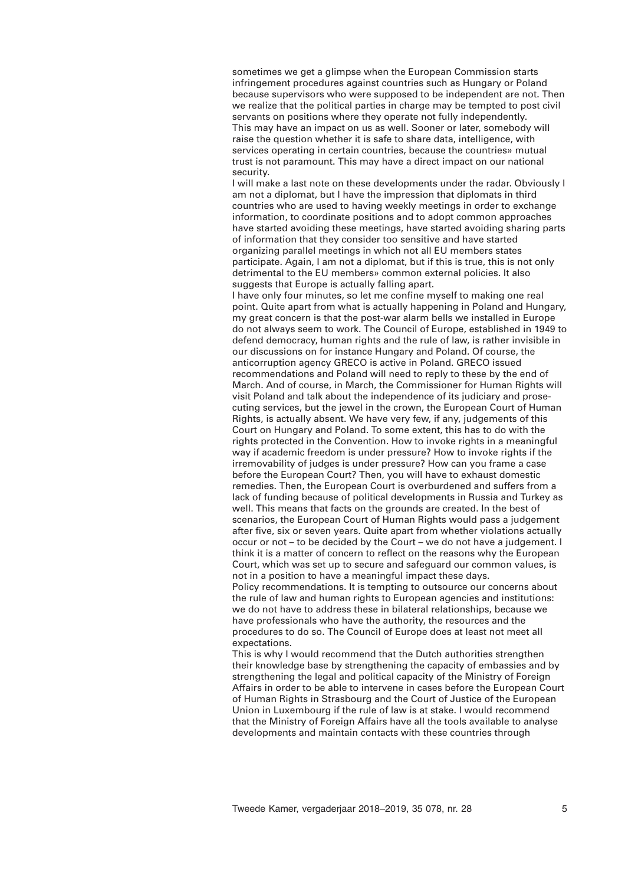sometimes we get a glimpse when the European Commission starts infringement procedures against countries such as Hungary or Poland because supervisors who were supposed to be independent are not. Then we realize that the political parties in charge may be tempted to post civil servants on positions where they operate not fully independently.
This may have an impact on us as well. Sooner or later, somebody will raise the question whether it is safe to share data, intelligence, with services operating in certain countries, because the countries» mutual trust is not paramount. This may have a direct impact on our national security.

I will make a last note on these developments under the radar. Obviously I am not a diplomat, but I have the impression that diplomats in third countries who are used to having weekly meetings in order to exchange information, to coordinate positions and to adopt common approaches have started avoiding these meetings, have started avoiding sharing parts of information that they consider too sensitive and have started organizing parallel meetings in which not all EU members states participate. Again, I am not a diplomat, but if this is true, this is not only detrimental to the EU members» common external policies. It also suggests that Europe is actually falling apart.

I have only four minutes, so let me confine myself to making one real point. Quite apart from what is actually happening in Poland and Hungary, my great concern is that the post-war alarm bells we installed in Europe do not always seem to work. The Council of Europe, established in 1949 to defend democracy, human rights and the rule of law, is rather invisible in our discussions on for instance Hungary and Poland. Of course, the anticorruption agency GRECO is active in Poland. GRECO issued recommendations and Poland will need to reply to these by the end of March. And of course, in March, the Commissioner for Human Rights will visit Poland and talk about the independence of its judiciary and prosecuting services, but the jewel in the crown, the European Court of Human Rights, is actually absent. We have very few, if any, judgements of this Court on Hungary and Poland. To some extent, this has to do with the rights protected in the Convention. How to invoke rights in a meaningful way if academic freedom is under pressure? How to invoke rights if the irremovability of judges is under pressure? How can you frame a case before the European Court? Then, you will have to exhaust domestic remedies. Then, the European Court is overburdened and suffers from a lack of funding because of political developments in Russia and Turkey as well. This means that facts on the grounds are created. In the best of scenarios, the European Court of Human Rights would pass a judgement after five, six or seven years. Quite apart from whether violations actually occur or not – to be decided by the Court – we do not have a judgement. I think it is a matter of concern to reflect on the reasons why the European Court, which was set up to secure and safeguard our common values, is not in a position to have a meaningful impact these days.

Policy recommendations. It is tempting to outsource our concerns about the rule of law and human rights to European agencies and institutions: we do not have to address these in bilateral relationships, because we have professionals who have the authority, the resources and the procedures to do so. The Council of Europe does at least not meet all expectations.

This is why I would recommend that the Dutch authorities strengthen their knowledge base by strengthening the capacity of embassies and by strengthening the legal and political capacity of the Ministry of Foreign Affairs in order to be able to intervene in cases before the European Court of Human Rights in Strasbourg and the Court of Justice of the European Union in Luxembourg if the rule of law is at stake. I would recommend that the Ministry of Foreign Affairs have all the tools available to analyse developments and maintain contacts with these countries through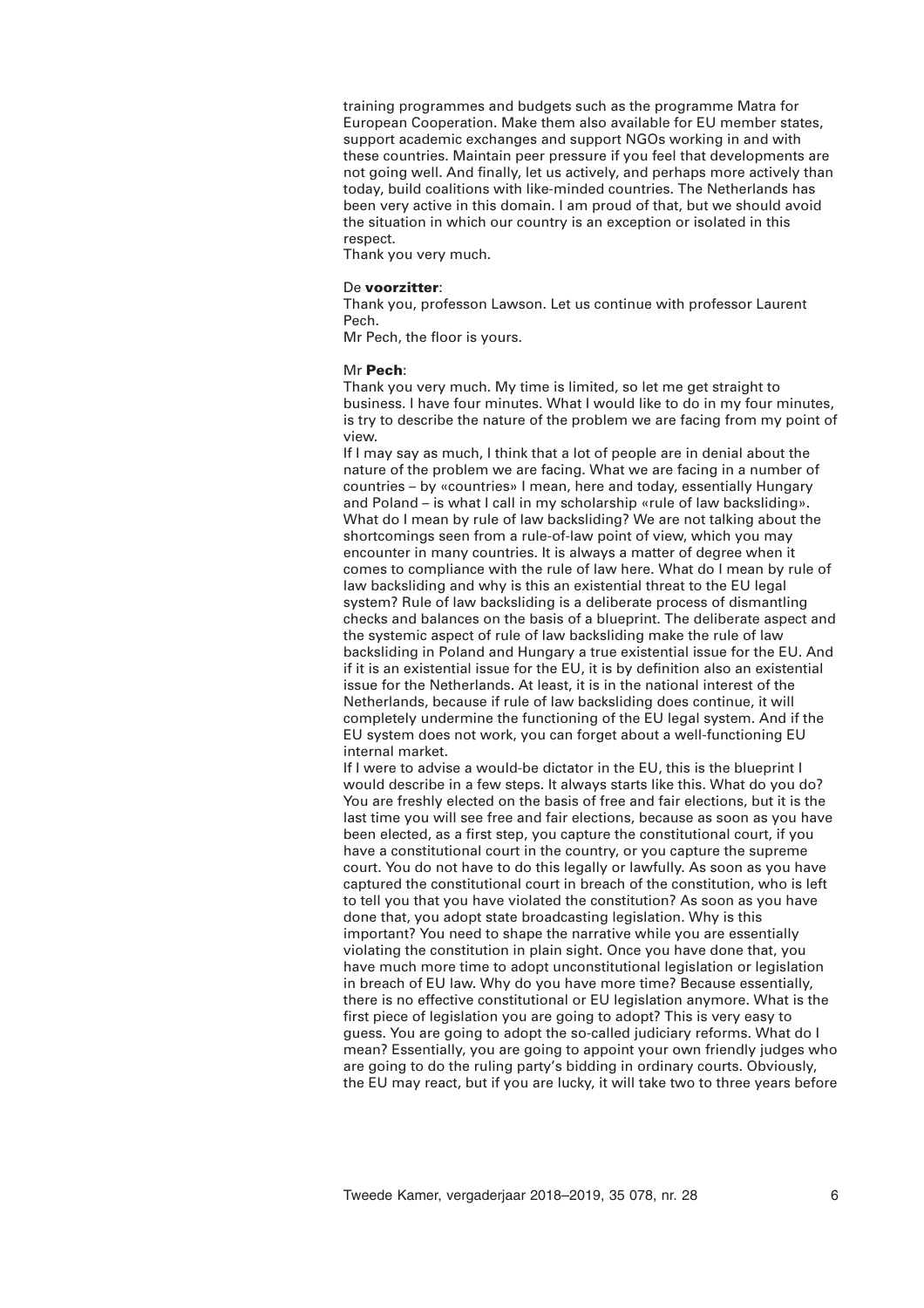training programmes and budgets such as the programme Matra for European Cooperation. Make them also available for EU member states, support academic exchanges and support NGOs working in and with these countries. Maintain peer pressure if you feel that developments are not going well. And finally, let us actively, and perhaps more actively than today, build coalitions with like-minded countries. The Netherlands has been very active in this domain. I am proud of that, but we should avoid the situation in which our country is an exception or isolated in this respect.
Thank you very much.

De **voorzitter**:
Thank you, professon Lawson. Let us continue with professor Laurent Pech.
Mr Pech, the floor is yours.

Mr **Pech**:
Thank you very much. My time is limited, so let me get straight to business. I have four minutes. What I would like to do in my four minutes, is try to describe the nature of the problem we are facing from my point of view.
If I may say as much, I think that a lot of people are in denial about the nature of the problem we are facing. What we are facing in a number of countries – by «countries» I mean, here and today, essentially Hungary and Poland – is what I call in my scholarship «rule of law backsliding». What do I mean by rule of law backsliding? We are not talking about the shortcomings seen from a rule-of-law point of view, which you may encounter in many countries. It is always a matter of degree when it comes to compliance with the rule of law here. What do I mean by rule of law backsliding and why is this an existential threat to the EU legal system? Rule of law backsliding is a deliberate process of dismantling checks and balances on the basis of a blueprint. The deliberate aspect and the systemic aspect of rule of law backsliding make the rule of law backsliding in Poland and Hungary a true existential issue for the EU. And if it is an existential issue for the EU, it is by definition also an existential issue for the Netherlands. At least, it is in the national interest of the Netherlands, because if rule of law backsliding does continue, it will completely undermine the functioning of the EU legal system. And if the EU system does not work, you can forget about a well-functioning EU internal market.
If I were to advise a would-be dictator in the EU, this is the blueprint I would describe in a few steps. It always starts like this. What do you do? You are freshly elected on the basis of free and fair elections, but it is the last time you will see free and fair elections, because as soon as you have been elected, as a first step, you capture the constitutional court, if you have a constitutional court in the country, or you capture the supreme court. You do not have to do this legally or lawfully. As soon as you have captured the constitutional court in breach of the constitution, who is left to tell you that you have violated the constitution? As soon as you have done that, you adopt state broadcasting legislation. Why is this important? You need to shape the narrative while you are essentially violating the constitution in plain sight. Once you have done that, you have much more time to adopt unconstitutional legislation or legislation in breach of EU law. Why do you have more time? Because essentially, there is no effective constitutional or EU legislation anymore. What is the first piece of legislation you are going to adopt? This is very easy to guess. You are going to adopt the so-called judiciary reforms. What do I mean? Essentially, you are going to appoint your own friendly judges who are going to do the ruling party's bidding in ordinary courts. Obviously, the EU may react, but if you are lucky, it will take two to three years before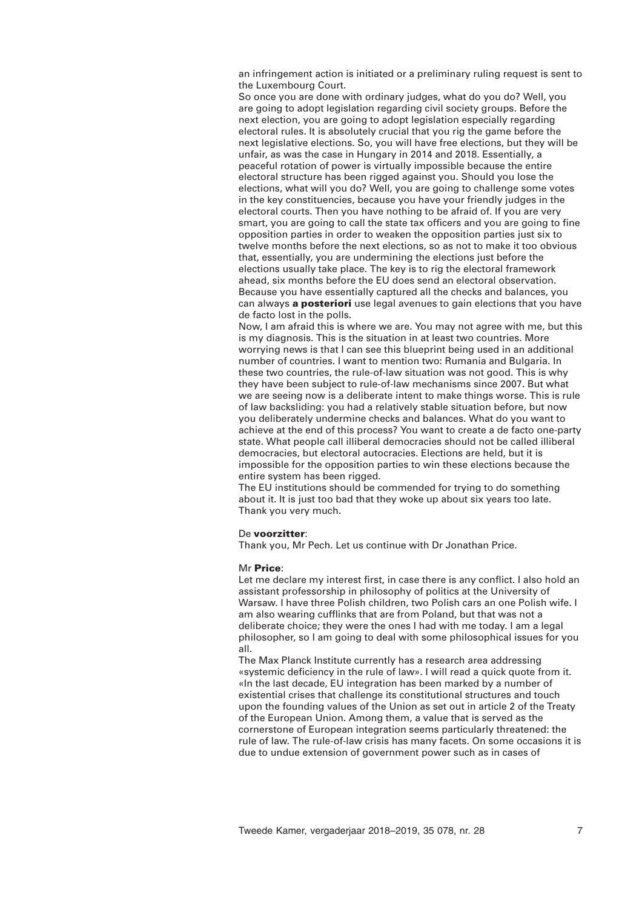an infringement action is initiated or a preliminary ruling request is sent to the Luxembourg Court.

So once you are done with ordinary judges, what do you do? Well, you are going to adopt legislation regarding civil society groups. Before the next election, you are going to adopt legislation especially regarding electoral rules. It is absolutely crucial that you rig the game before the next legislative elections. So, you will have free elections, but they will be unfair, as was the case in Hungary in 2014 and 2018. Essentially, a peaceful rotation of power is virtually impossible because the entire electoral structure has been rigged against you. Should you lose the elections, what will you do? Well, you are going to challenge some votes in the key constituencies, because you have your friendly judges in the electoral courts. Then you have nothing to be afraid of. If you are very smart, you are going to call the state tax officers and you are going to fine opposition parties in order to weaken the opposition parties just six to twelve months before the next elections, so as not to make it too obvious that, essentially, you are undermining the elections just before the elections usually take place. The key is to rig the electoral framework ahead, six months before the EU does send an electoral observation. Because you have essentially captured all the checks and balances, you can always **a posteriori** use legal avenues to gain elections that you have de facto lost in the polls.

Now, I am afraid this is where we are. You may not agree with me, but this is my diagnosis. This is the situation in at least two countries. More worrying news is that I can see this blueprint being used in an additional number of countries. I want to mention two: Rumania and Bulgaria. In these two countries, the rule-of-law situation was not good. This is why they have been subject to rule-of-law mechanisms since 2007. But what we are seeing now is a deliberate intent to make things worse. This is rule of law backsliding: you had a relatively stable situation before, but now you deliberately undermine checks and balances. What do you want to achieve at the end of this process? You want to create a de facto one-party state. What people call illiberal democracies should not be called illiberal democracies, but electoral autocracies. Elections are held, but it is impossible for the opposition parties to win these elections because the entire system has been rigged.

The EU institutions should be commended for trying to do something about it. It is just too bad that they woke up about six years too late.

Thank you very much.

De **voorzitter**:

Thank you, Mr Pech. Let us continue with Dr Jonathan Price.

Mr **Price**:

Let me declare my interest first, in case there is any conflict. I also hold an assistant professorship in philosophy of politics at the University of Warsaw. I have three Polish children, two Polish cars an one Polish wife. I am also wearing cufflinks that are from Poland, but that was not a deliberate choice; they were the ones I had with me today. I am a legal philosopher, so I am going to deal with some philosophical issues for you all.

The Max Planck Institute currently has a research area addressing «systemic deficiency in the rule of law». I will read a quick quote from it. «In the last decade, EU integration has been marked by a number of existential crises that challenge its constitutional structures and touch upon the founding values of the Union as set out in article 2 of the Treaty of the European Union. Among them, a value that is served as the cornerstone of European integration seems particularly threatened: the rule of law. The rule-of-law crisis has many facets. On some occasions it is due to undue extension of government power such as in cases of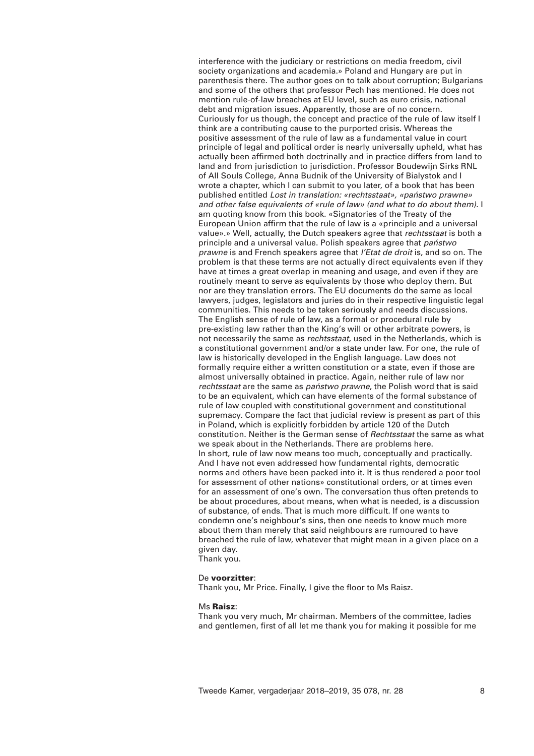interference with the judiciary or restrictions on media freedom, civil society organizations and academia.» Poland and Hungary are put in parenthesis there. The author goes on to talk about corruption; Bulgarians and some of the others that professor Pech has mentioned. He does not mention rule-of-law breaches at EU level, such as euro crisis, national debt and migration issues. Apparently, those are of no concern. Curiously for us though, the concept and practice of the rule of law itself I think are a contributing cause to the purported crisis. Whereas the positive assessment of the rule of law as a fundamental value in court principle of legal and political order is nearly universally upheld, what has actually been affirmed both doctrinally and in practice differs from land to land and from jurisdiction to jurisdiction. Professor Boudewijn Sirks RNL of All Souls College, Anna Budnik of the University of Bialystok and I wrote a chapter, which I can submit to you later, of a book that has been published entitled *Lost in translation: «rechtsstaat», «państwo prawne» and other false equivalents of «rule of law» (and what to do about them)*. I am quoting know from this book. «Signatories of the Treaty of the European Union affirm that the rule of law is a «principle and a universal value».» Well, actually, the Dutch speakers agree that *rechtsstaat* is both a principle and a universal value. Polish speakers agree that *państwo prawne* is and French speakers agree that *l'Etat de droit* is, and so on. The problem is that these terms are not actually direct equivalents even if they have at times a great overlap in meaning and usage, and even if they are routinely meant to serve as equivalents by those who deploy them. But nor are they translation errors. The EU documents do the same as local lawyers, judges, legislators and juries do in their respective linguistic legal communities. This needs to be taken seriously and needs discussions. The English sense of rule of law, as a formal or procedural rule by pre-existing law rather than the King's will or other arbitrate powers, is not necessarily the same as *rechtsstaat*, used in the Netherlands, which is a constitutional government and/or a state under law. For one, the rule of law is historically developed in the English language. Law does not formally require either a written constitution or a state, even if those are almost universally obtained in practice. Again, neither rule of law nor *rechtsstaat* are the same as *państwo prawne*, the Polish word that is said to be an equivalent, which can have elements of the formal substance of rule of law coupled with constitutional government and constitutional supremacy. Compare the fact that judicial review is present as part of this in Poland, which is explicitly forbidden by article 120 of the Dutch constitution. Neither is the German sense of *Rechtsstaat* the same as what we speak about in the Netherlands. There are problems here.
In short, rule of law now means too much, conceptually and practically. And I have not even addressed how fundamental rights, democratic norms and others have been packed into it. It is thus rendered a poor tool for assessment of other nations» constitutional orders, or at times even for an assessment of one's own. The conversation thus often pretends to be about procedures, about means, when what is needed, is a discussion of substance, of ends. That is much more difficult. If one wants to condemn one's neighbour's sins, then one needs to know much more about them than merely that said neighbours are rumoured to have breached the rule of law, whatever that might mean in a given place on a given day.
Thank you.

De **voorzitter**:
Thank you, Mr Price. Finally, I give the floor to Ms Raisz.

Ms **Raisz**:
Thank you very much, Mr chairman. Members of the committee, ladies and gentlemen, first of all let me thank you for making it possible for me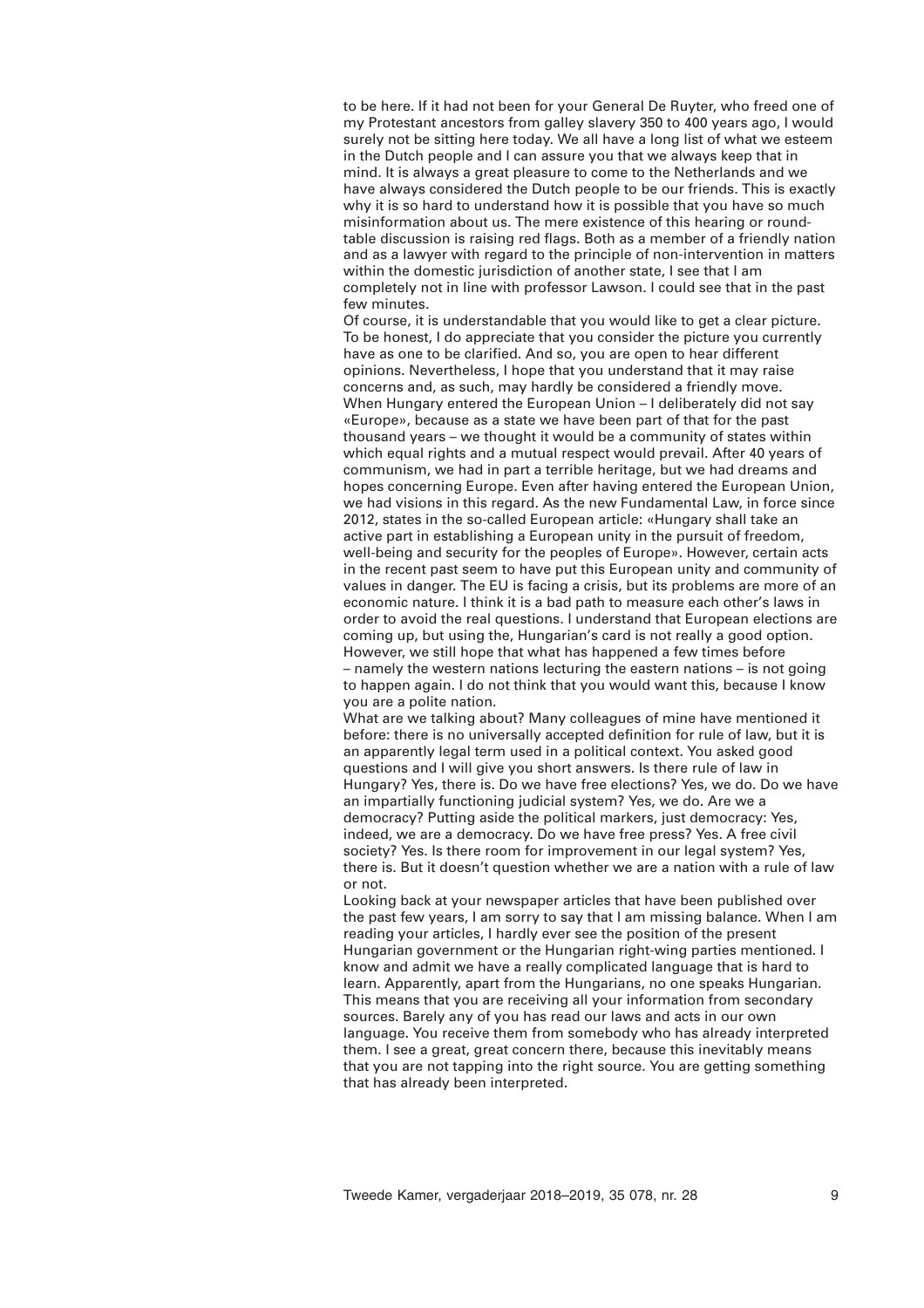to be here. If it had not been for your General De Ruyter, who freed one of my Protestant ancestors from galley slavery 350 to 400 years ago, I would surely not be sitting here today. We all have a long list of what we esteem in the Dutch people and I can assure you that we always keep that in mind. It is always a great pleasure to come to the Netherlands and we have always considered the Dutch people to be our friends. This is exactly why it is so hard to understand how it is possible that you have so much misinformation about us. The mere existence of this hearing or round-table discussion is raising red flags. Both as a member of a friendly nation and as a lawyer with regard to the principle of non-intervention in matters within the domestic jurisdiction of another state, I see that I am completely not in line with professor Lawson. I could see that in the past few minutes.

Of course, it is understandable that you would like to get a clear picture. To be honest, I do appreciate that you consider the picture you currently have as one to be clarified. And so, you are open to hear different opinions. Nevertheless, I hope that you understand that it may raise concerns and, as such, may hardly be considered a friendly move.

When Hungary entered the European Union – I deliberately did not say «Europe», because as a state we have been part of that for the past thousand years – we thought it would be a community of states within which equal rights and a mutual respect would prevail. After 40 years of communism, we had in part a terrible heritage, but we had dreams and hopes concerning Europe. Even after having entered the European Union, we had visions in this regard. As the new Fundamental Law, in force since 2012, states in the so-called European article: «Hungary shall take an active part in establishing a European unity in the pursuit of freedom, well-being and security for the peoples of Europe». However, certain acts in the recent past seem to have put this European unity and community of values in danger. The EU is facing a crisis, but its problems are more of an economic nature. I think it is a bad path to measure each other's laws in order to avoid the real questions. I understand that European elections are coming up, but using the, Hungarian's card is not really a good option. However, we still hope that what has happened a few times before – namely the western nations lecturing the eastern nations – is not going to happen again. I do not think that you would want this, because I know you are a polite nation.

What are we talking about? Many colleagues of mine have mentioned it before: there is no universally accepted definition for rule of law, but it is an apparently legal term used in a political context. You asked good questions and I will give you short answers. Is there rule of law in Hungary? Yes, there is. Do we have free elections? Yes, we do. Do we have an impartially functioning judicial system? Yes, we do. Are we a democracy? Putting aside the political markers, just democracy: Yes, indeed, we are a democracy. Do we have free press? Yes. A free civil society? Yes. Is there room for improvement in our legal system? Yes, there is. But it doesn't question whether we are a nation with a rule of law or not.

Looking back at your newspaper articles that have been published over the past few years, I am sorry to say that I am missing balance. When I am reading your articles, I hardly ever see the position of the present Hungarian government or the Hungarian right-wing parties mentioned. I know and admit we have a really complicated language that is hard to learn. Apparently, apart from the Hungarians, no one speaks Hungarian. This means that you are receiving all your information from secondary sources. Barely any of you has read our laws and acts in our own language. You receive them from somebody who has already interpreted them. I see a great, great concern there, because this inevitably means that you are not tapping into the right source. You are getting something that has already been interpreted.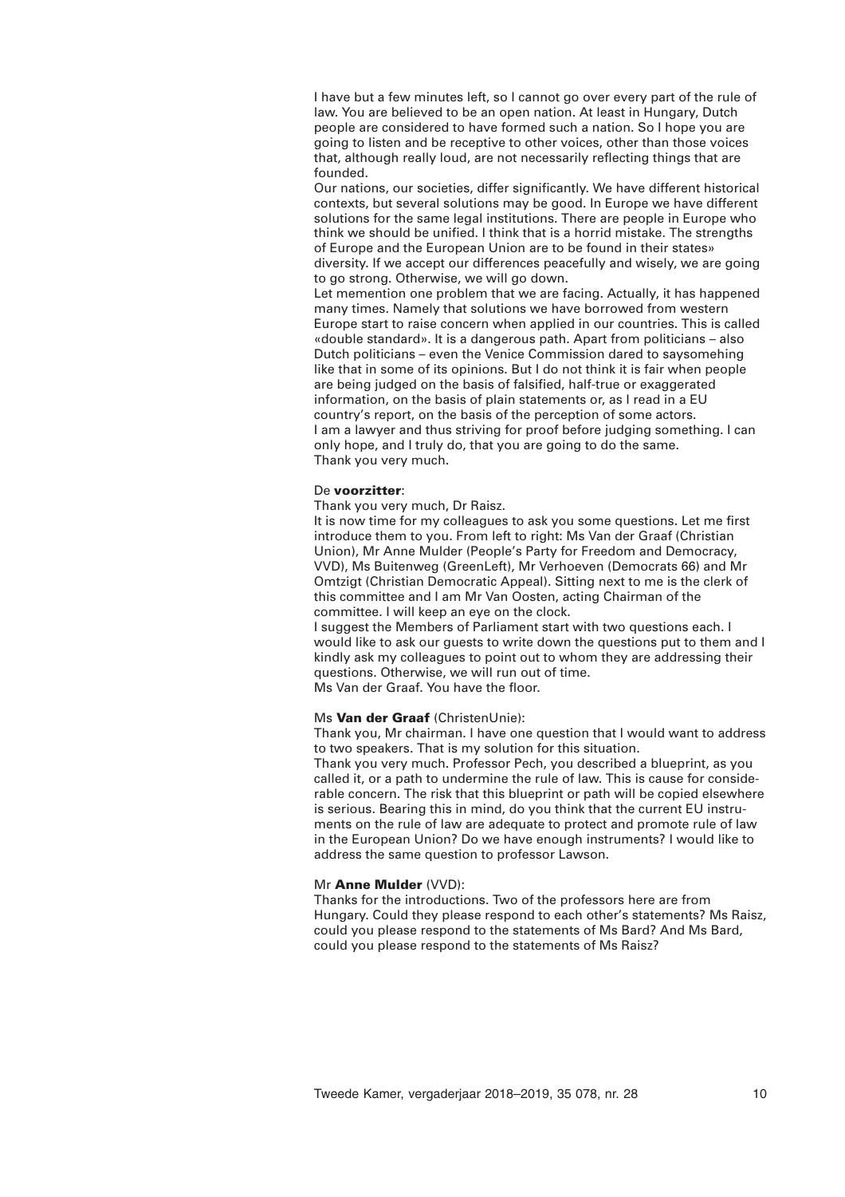I have but a few minutes left, so I cannot go over every part of the rule of law. You are believed to be an open nation. At least in Hungary, Dutch people are considered to have formed such a nation. So I hope you are going to listen and be receptive to other voices, other than those voices that, although really loud, are not necessarily reflecting things that are founded.

Our nations, our societies, differ significantly. We have different historical contexts, but several solutions may be good. In Europe we have different solutions for the same legal institutions. There are people in Europe who think we should be unified. I think that is a horrid mistake. The strengths of Europe and the European Union are to be found in their states» diversity. If we accept our differences peacefully and wisely, we are going to go strong. Otherwise, we will go down.

Let memention one problem that we are facing. Actually, it has happened many times. Namely that solutions we have borrowed from western Europe start to raise concern when applied in our countries. This is called «double standard». It is a dangerous path. Apart from politicians – also Dutch politicians – even the Venice Commission dared to saysomehing like that in some of its opinions. But I do not think it is fair when people are being judged on the basis of falsified, half-true or exaggerated information, on the basis of plain statements or, as I read in a EU country's report, on the basis of the perception of some actors.

I am a lawyer and thus striving for proof before judging something. I can only hope, and I truly do, that you are going to do the same.

Thank you very much.

De **voorzitter**:

Thank you very much, Dr Raisz.

It is now time for my colleagues to ask you some questions. Let me first introduce them to you. From left to right: Ms Van der Graaf (Christian Union), Mr Anne Mulder (People's Party for Freedom and Democracy, VVD), Ms Buitenweg (GreenLeft), Mr Verhoeven (Democrats 66) and Mr Omtzigt (Christian Democratic Appeal). Sitting next to me is the clerk of this committee and I am Mr Van Oosten, acting Chairman of the committee. I will keep an eye on the clock.

I suggest the Members of Parliament start with two questions each. I would like to ask our guests to write down the questions put to them and I kindly ask my colleagues to point out to whom they are addressing their questions. Otherwise, we will run out of time.

Ms Van der Graaf. You have the floor.

Ms **Van der Graaf** (ChristenUnie):

Thank you, Mr chairman. I have one question that I would want to address to two speakers. That is my solution for this situation.

Thank you very much. Professor Pech, you described a blueprint, as you called it, or a path to undermine the rule of law. This is cause for considerable concern. The risk that this blueprint or path will be copied elsewhere is serious. Bearing this in mind, do you think that the current EU instruments on the rule of law are adequate to protect and promote rule of law in the European Union? Do we have enough instruments? I would like to address the same question to professor Lawson.

Mr **Anne Mulder** (VVD):

Thanks for the introductions. Two of the professors here are from Hungary. Could they please respond to each other's statements? Ms Raisz, could you please respond to the statements of Ms Bard? And Ms Bard, could you please respond to the statements of Ms Raisz?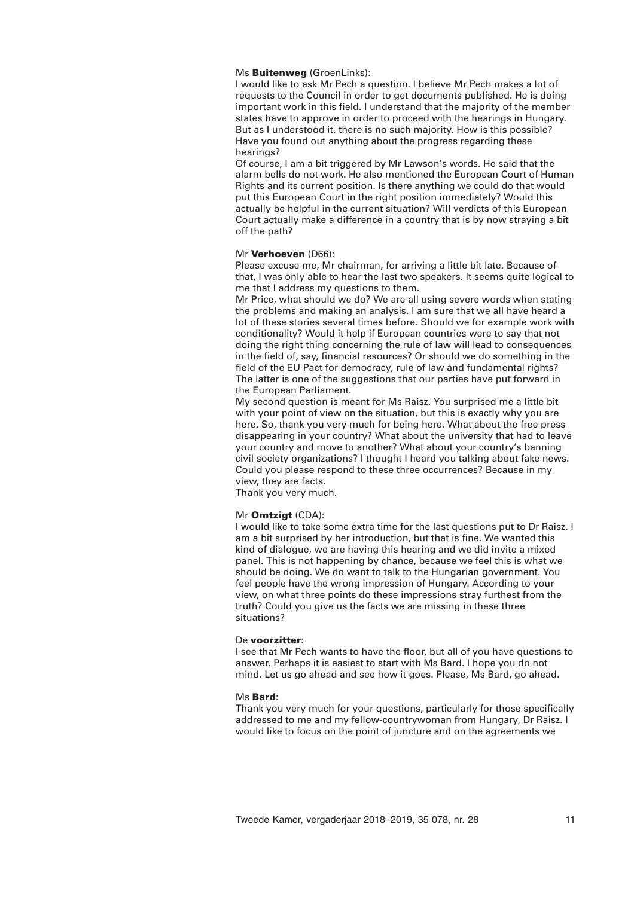Ms **Buitenweg** (GroenLinks):
I would like to ask Mr Pech a question. I believe Mr Pech makes a lot of requests to the Council in order to get documents published. He is doing important work in this field. I understand that the majority of the member states have to approve in order to proceed with the hearings in Hungary. But as I understood it, there is no such majority. How is this possible? Have you found out anything about the progress regarding these hearings?
Of course, I am a bit triggered by Mr Lawson's words. He said that the alarm bells do not work. He also mentioned the European Court of Human Rights and its current position. Is there anything we could do that would put this European Court in the right position immediately? Would this actually be helpful in the current situation? Will verdicts of this European Court actually make a difference in a country that is by now straying a bit off the path?

Mr **Verhoeven** (D66):
Please excuse me, Mr chairman, for arriving a little bit late. Because of that, I was only able to hear the last two speakers. It seems quite logical to me that I address my questions to them.
Mr Price, what should we do? We are all using severe words when stating the problems and making an analysis. I am sure that we all have heard a lot of these stories several times before. Should we for example work with conditionality? Would it help if European countries were to say that not doing the right thing concerning the rule of law will lead to consequences in the field of, say, financial resources? Or should we do something in the field of the EU Pact for democracy, rule of law and fundamental rights? The latter is one of the suggestions that our parties have put forward in the European Parliament.
My second question is meant for Ms Raisz. You surprised me a little bit with your point of view on the situation, but this is exactly why you are here. So, thank you very much for being here. What about the free press disappearing in your country? What about the university that had to leave your country and move to another? What about your country's banning civil society organizations? I thought I heard you talking about fake news. Could you please respond to these three occurrences? Because in my view, they are facts.
Thank you very much.

Mr **Omtzigt** (CDA):
I would like to take some extra time for the last questions put to Dr Raisz. I am a bit surprised by her introduction, but that is fine. We wanted this kind of dialogue, we are having this hearing and we did invite a mixed panel. This is not happening by chance, because we feel this is what we should be doing. We do want to talk to the Hungarian government. You feel people have the wrong impression of Hungary. According to your view, on what three points do these impressions stray furthest from the truth? Could you give us the facts we are missing in these three situations?

De **voorzitter**:
I see that Mr Pech wants to have the floor, but all of you have questions to answer. Perhaps it is easiest to start with Ms Bard. I hope you do not mind. Let us go ahead and see how it goes. Please, Ms Bard, go ahead.

Ms **Bard**:
Thank you very much for your questions, particularly for those specifically addressed to me and my fellow-countrywoman from Hungary, Dr Raisz. I would like to focus on the point of juncture and on the agreements we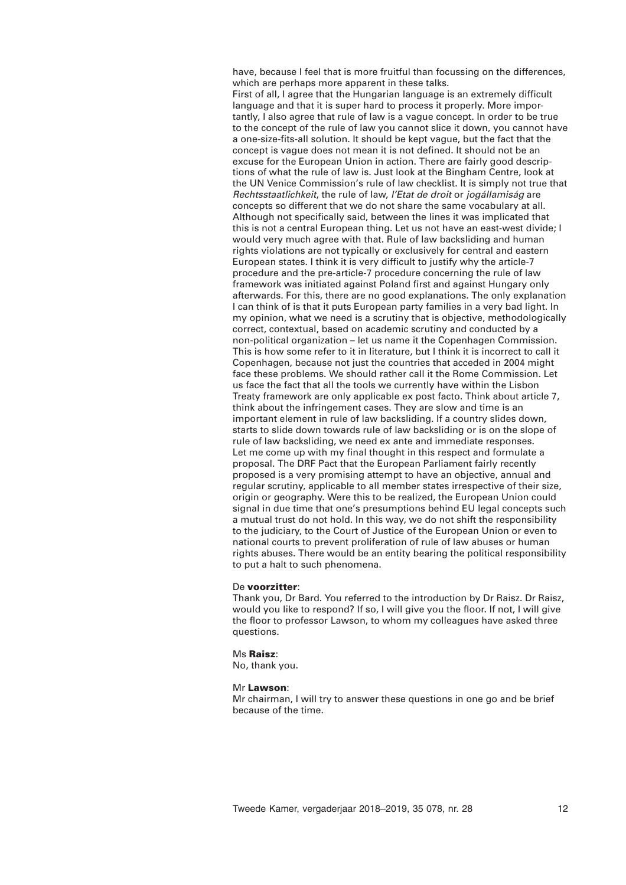have, because I feel that is more fruitful than focussing on the differences, which are perhaps more apparent in these talks.
First of all, I agree that the Hungarian language is an extremely difficult language and that it is super hard to process it properly. More importantly, I also agree that rule of law is a vague concept. In order to be true to the concept of the rule of law you cannot slice it down, you cannot have a one-size-fits-all solution. It should be kept vague, but the fact that the concept is vague does not mean it is not defined. It should not be an excuse for the European Union in action. There are fairly good descriptions of what the rule of law is. Just look at the Bingham Centre, look at the UN Venice Commission's rule of law checklist. It is simply not true that *Rechtsstaatlichkeit*, the rule of law, *l'Etat de droit* or *jogállamiság* are concepts so different that we do not share the same vocabulary at all. Although not specifically said, between the lines it was implicated that this is not a central European thing. Let us not have an east-west divide; I would very much agree with that. Rule of law backsliding and human rights violations are not typically or exclusively for central and eastern European states. I think it is very difficult to justify why the article-7 procedure and the pre-article-7 procedure concerning the rule of law framework was initiated against Poland first and against Hungary only afterwards. For this, there are no good explanations. The only explanation I can think of is that it puts European party families in a very bad light. In my opinion, what we need is a scrutiny that is objective, methodologically correct, contextual, based on academic scrutiny and conducted by a non-political organization – let us name it the Copenhagen Commission. This is how some refer to it in literature, but I think it is incorrect to call it Copenhagen, because not just the countries that acceded in 2004 might face these problems. We should rather call it the Rome Commission. Let us face the fact that all the tools we currently have within the Lisbon Treaty framework are only applicable ex post facto. Think about article 7, think about the infringement cases. They are slow and time is an important element in rule of law backsliding. If a country slides down, starts to slide down towards rule of law backsliding or is on the slope of rule of law backsliding, we need ex ante and immediate responses.
Let me come up with my final thought in this respect and formulate a proposal. The DRF Pact that the European Parliament fairly recently proposed is a very promising attempt to have an objective, annual and regular scrutiny, applicable to all member states irrespective of their size, origin or geography. Were this to be realized, the European Union could signal in due time that one's presumptions behind EU legal concepts such a mutual trust do not hold. In this way, we do not shift the responsibility to the judiciary, to the Court of Justice of the European Union or even to national courts to prevent proliferation of rule of law abuses or human rights abuses. There would be an entity bearing the political responsibility to put a halt to such phenomena.

De **voorzitter**:
Thank you, Dr Bard. You referred to the introduction by Dr Raisz. Dr Raisz, would you like to respond? If so, I will give you the floor. If not, I will give the floor to professor Lawson, to whom my colleagues have asked three questions.

Ms **Raisz**:
No, thank you.

Mr **Lawson**:
Mr chairman, I will try to answer these questions in one go and be brief because of the time.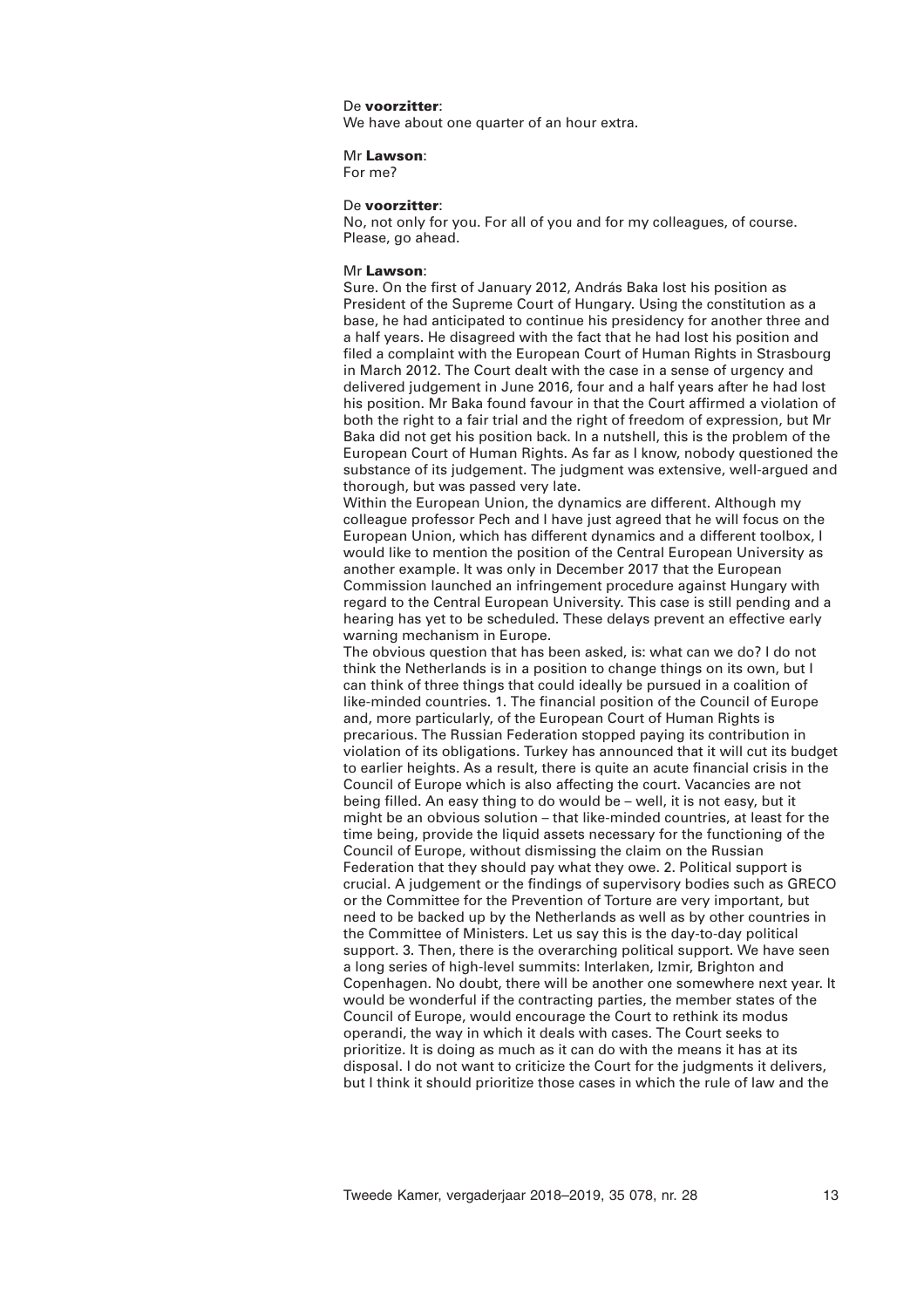De **voorzitter**:
We have about one quarter of an hour extra.

Mr **Lawson**:
For me?

De **voorzitter**:
No, not only for you. For all of you and for my colleagues, of course. Please, go ahead.

Mr **Lawson**:
Sure. On the first of January 2012, András Baka lost his position as President of the Supreme Court of Hungary. Using the constitution as a base, he had anticipated to continue his presidency for another three and a half years. He disagreed with the fact that he had lost his position and filed a complaint with the European Court of Human Rights in Strasbourg in March 2012. The Court dealt with the case in a sense of urgency and delivered judgement in June 2016, four and a half years after he had lost his position. Mr Baka found favour in that the Court affirmed a violation of both the right to a fair trial and the right of freedom of expression, but Mr Baka did not get his position back. In a nutshell, this is the problem of the European Court of Human Rights. As far as I know, nobody questioned the substance of its judgement. The judgment was extensive, well-argued and thorough, but was passed very late.
Within the European Union, the dynamics are different. Although my colleague professor Pech and I have just agreed that he will focus on the European Union, which has different dynamics and a different toolbox, I would like to mention the position of the Central European University as another example. It was only in December 2017 that the European Commission launched an infringement procedure against Hungary with regard to the Central European University. This case is still pending and a hearing has yet to be scheduled. These delays prevent an effective early warning mechanism in Europe.
The obvious question that has been asked, is: what can we do? I do not think the Netherlands is in a position to change things on its own, but I can think of three things that could ideally be pursued in a coalition of like-minded countries. 1. The financial position of the Council of Europe and, more particularly, of the European Court of Human Rights is precarious. The Russian Federation stopped paying its contribution in violation of its obligations. Turkey has announced that it will cut its budget to earlier heights. As a result, there is quite an acute financial crisis in the Council of Europe which is also affecting the court. Vacancies are not being filled. An easy thing to do would be – well, it is not easy, but it might be an obvious solution – that like-minded countries, at least for the time being, provide the liquid assets necessary for the functioning of the Council of Europe, without dismissing the claim on the Russian Federation that they should pay what they owe. 2. Political support is crucial. A judgement or the findings of supervisory bodies such as GRECO or the Committee for the Prevention of Torture are very important, but need to be backed up by the Netherlands as well as by other countries in the Committee of Ministers. Let us say this is the day-to-day political support. 3. Then, there is the overarching political support. We have seen a long series of high-level summits: Interlaken, Izmir, Brighton and Copenhagen. No doubt, there will be another one somewhere next year. It would be wonderful if the contracting parties, the member states of the Council of Europe, would encourage the Court to rethink its modus operandi, the way in which it deals with cases. The Court seeks to prioritize. It is doing as much as it can do with the means it has at its disposal. I do not want to criticize the Court for the judgments it delivers, but I think it should prioritize those cases in which the rule of law and the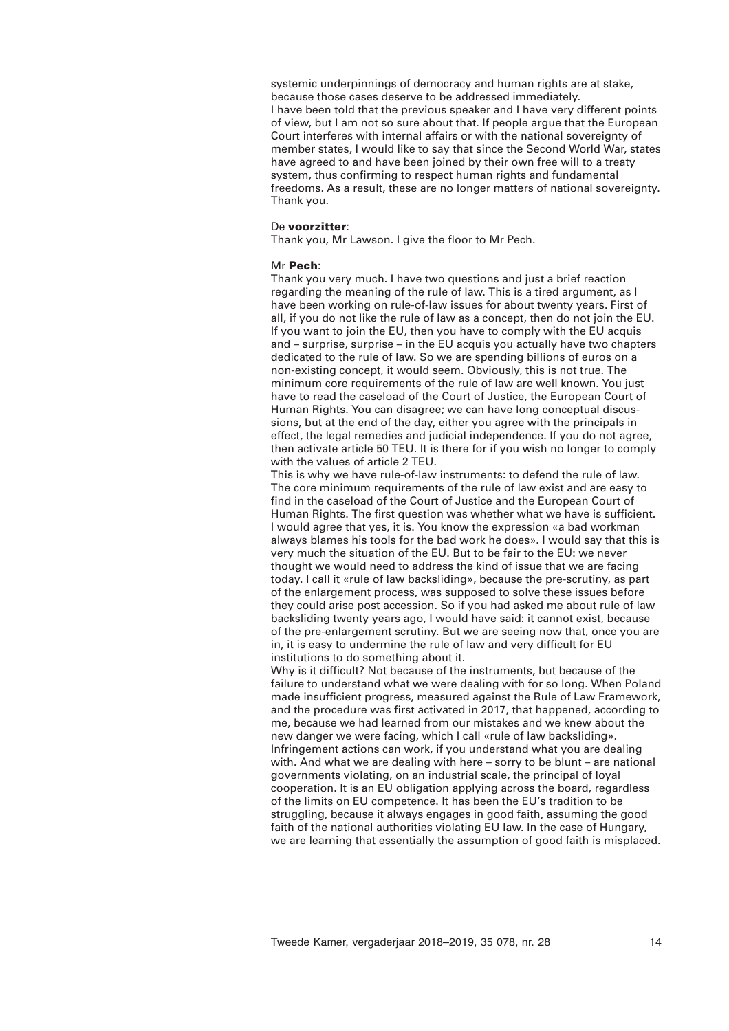systemic underpinnings of democracy and human rights are at stake, because those cases deserve to be addressed immediately.
I have been told that the previous speaker and I have very different points of view, but I am not so sure about that. If people argue that the European Court interferes with internal affairs or with the national sovereignty of member states, I would like to say that since the Second World War, states have agreed to and have been joined by their own free will to a treaty system, thus confirming to respect human rights and fundamental freedoms. As a result, these are no longer matters of national sovereignty. Thank you.

De **voorzitter**:
Thank you, Mr Lawson. I give the floor to Mr Pech.

Mr **Pech**:
Thank you very much. I have two questions and just a brief reaction regarding the meaning of the rule of law. This is a tired argument, as I have been working on rule-of-law issues for about twenty years. First of all, if you do not like the rule of law as a concept, then do not join the EU. If you want to join the EU, then you have to comply with the EU acquis and – surprise, surprise – in the EU acquis you actually have two chapters dedicated to the rule of law. So we are spending billions of euros on a non-existing concept, it would seem. Obviously, this is not true. The minimum core requirements of the rule of law are well known. You just have to read the caseload of the Court of Justice, the European Court of Human Rights. You can disagree; we can have long conceptual discussions, but at the end of the day, either you agree with the principals in effect, the legal remedies and judicial independence. If you do not agree, then activate article 50 TEU. It is there for if you wish no longer to comply with the values of article 2 TEU.
This is why we have rule-of-law instruments: to defend the rule of law. The core minimum requirements of the rule of law exist and are easy to find in the caseload of the Court of Justice and the European Court of Human Rights. The first question was whether what we have is sufficient. I would agree that yes, it is. You know the expression «a bad workman always blames his tools for the bad work he does». I would say that this is very much the situation of the EU. But to be fair to the EU: we never thought we would need to address the kind of issue that we are facing today. I call it «rule of law backsliding», because the pre-scrutiny, as part of the enlargement process, was supposed to solve these issues before they could arise post accession. So if you had asked me about rule of law backsliding twenty years ago, I would have said: it cannot exist, because of the pre-enlargement scrutiny. But we are seeing now that, once you are in, it is easy to undermine the rule of law and very difficult for EU institutions to do something about it.
Why is it difficult? Not because of the instruments, but because of the failure to understand what we were dealing with for so long. When Poland made insufficient progress, measured against the Rule of Law Framework, and the procedure was first activated in 2017, that happened, according to me, because we had learned from our mistakes and we knew about the new danger we were facing, which I call «rule of law backsliding». Infringement actions can work, if you understand what you are dealing with. And what we are dealing with here – sorry to be blunt – are national governments violating, on an industrial scale, the principal of loyal cooperation. It is an EU obligation applying across the board, regardless of the limits on EU competence. It has been the EU's tradition to be struggling, because it always engages in good faith, assuming the good faith of the national authorities violating EU law. In the case of Hungary, we are learning that essentially the assumption of good faith is misplaced.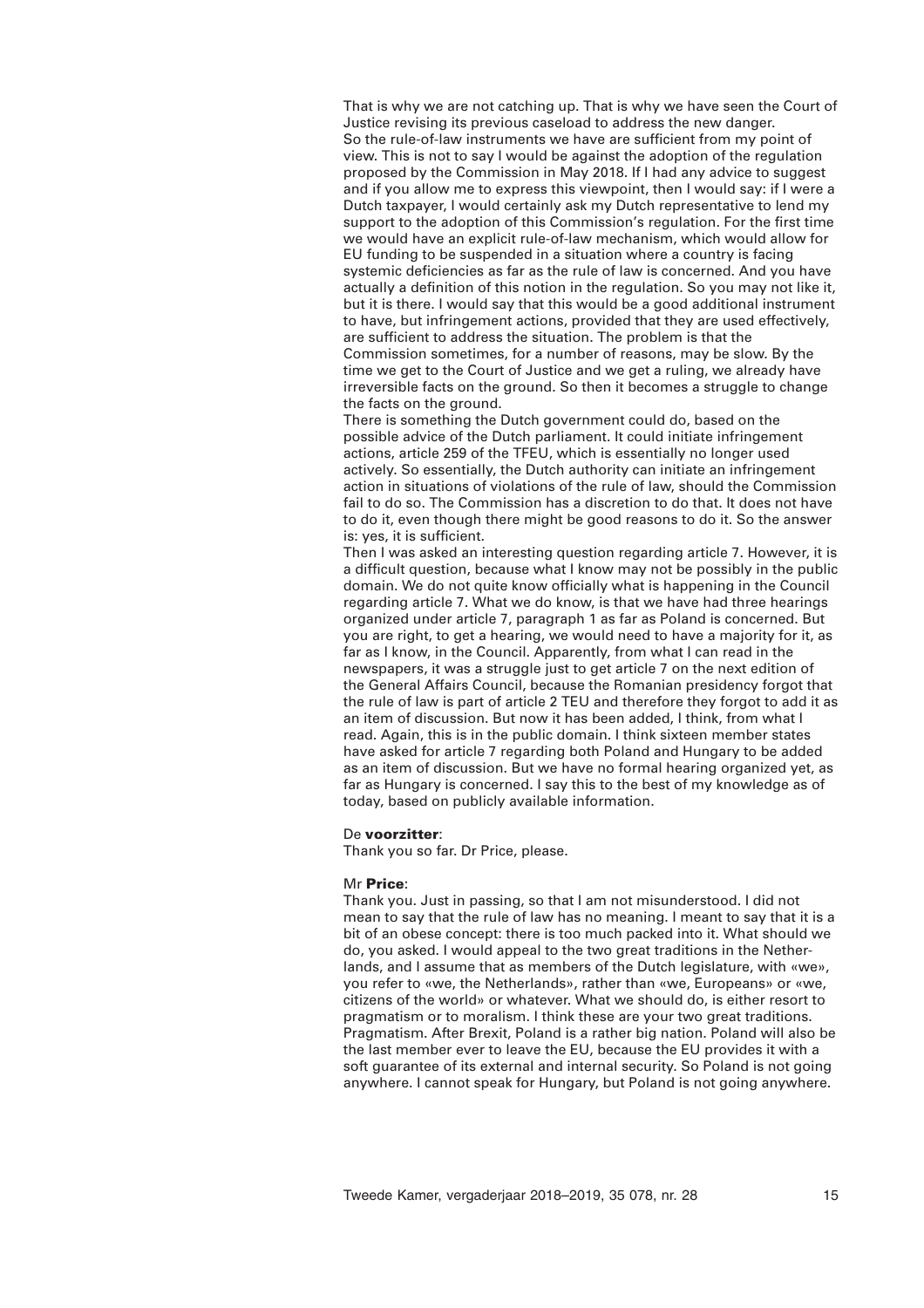That is why we are not catching up. That is why we have seen the Court of Justice revising its previous caseload to address the new danger.

So the rule-of-law instruments we have are sufficient from my point of view. This is not to say I would be against the adoption of the regulation proposed by the Commission in May 2018. If I had any advice to suggest and if you allow me to express this viewpoint, then I would say: if I were a Dutch taxpayer, I would certainly ask my Dutch representative to lend my support to the adoption of this Commission's regulation. For the first time we would have an explicit rule-of-law mechanism, which would allow for EU funding to be suspended in a situation where a country is facing systemic deficiencies as far as the rule of law is concerned. And you have actually a definition of this notion in the regulation. So you may not like it, but it is there. I would say that this would be a good additional instrument to have, but infringement actions, provided that they are used effectively, are sufficient to address the situation. The problem is that the Commission sometimes, for a number of reasons, may be slow. By the time we get to the Court of Justice and we get a ruling, we already have irreversible facts on the ground. So then it becomes a struggle to change the facts on the ground.

There is something the Dutch government could do, based on the possible advice of the Dutch parliament. It could initiate infringement actions, article 259 of the TFEU, which is essentially no longer used actively. So essentially, the Dutch authority can initiate an infringement action in situations of violations of the rule of law, should the Commission fail to do so. The Commission has a discretion to do that. It does not have to do it, even though there might be good reasons to do it. So the answer is: yes, it is sufficient.

Then I was asked an interesting question regarding article 7. However, it is a difficult question, because what I know may not be possibly in the public domain. We do not quite know officially what is happening in the Council regarding article 7. What we do know, is that we have had three hearings organized under article 7, paragraph 1 as far as Poland is concerned. But you are right, to get a hearing, we would need to have a majority for it, as far as I know, in the Council. Apparently, from what I can read in the newspapers, it was a struggle just to get article 7 on the next edition of the General Affairs Council, because the Romanian presidency forgot that the rule of law is part of article 2 TEU and therefore they forgot to add it as an item of discussion. But now it has been added, I think, from what I read. Again, this is in the public domain. I think sixteen member states have asked for article 7 regarding both Poland and Hungary to be added as an item of discussion. But we have no formal hearing organized yet, as far as Hungary is concerned. I say this to the best of my knowledge as of today, based on publicly available information.

De **voorzitter**:
Thank you so far. Dr Price, please.

Mr **Price**:
Thank you. Just in passing, so that I am not misunderstood. I did not mean to say that the rule of law has no meaning. I meant to say that it is a bit of an obese concept: there is too much packed into it. What should we do, you asked. I would appeal to the two great traditions in the Netherlands, and I assume that as members of the Dutch legislature, with «we», you refer to «we, the Netherlands», rather than «we, Europeans» or «we, citizens of the world» or whatever. What we should do, is either resort to pragmatism or to moralism. I think these are your two great traditions. Pragmatism. After Brexit, Poland is a rather big nation. Poland will also be the last member ever to leave the EU, because the EU provides it with a soft guarantee of its external and internal security. So Poland is not going anywhere. I cannot speak for Hungary, but Poland is not going anywhere.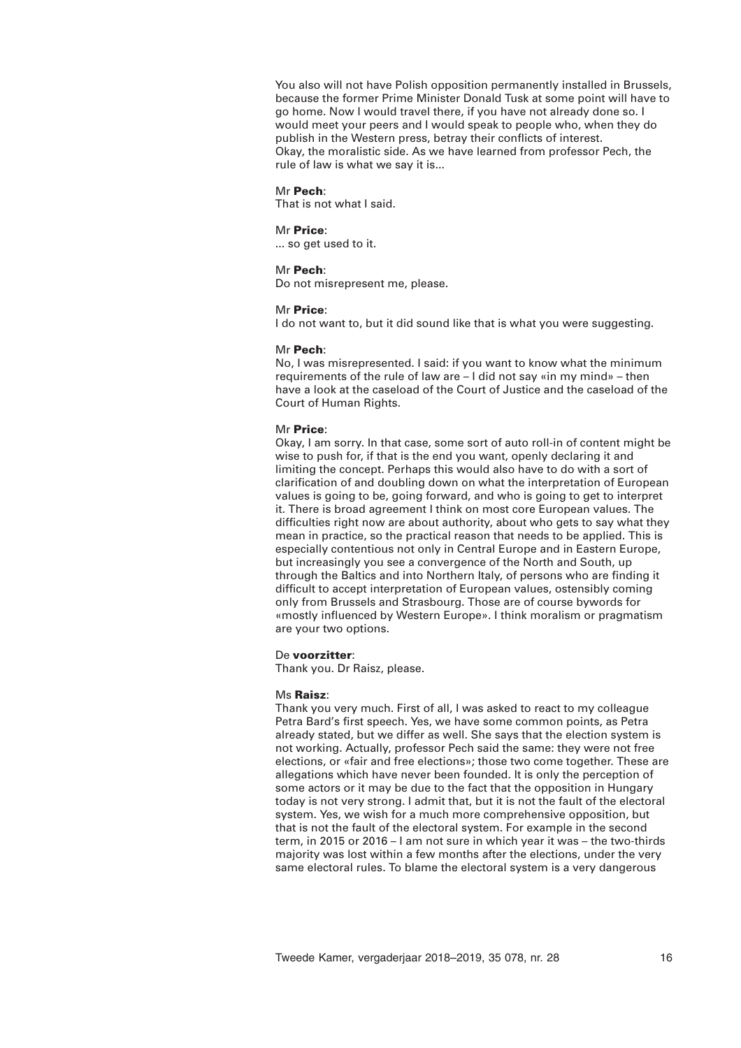You also will not have Polish opposition permanently installed in Brussels, because the former Prime Minister Donald Tusk at some point will have to go home. Now I would travel there, if you have not already done so. I would meet your peers and I would speak to people who, when they do publish in the Western press, betray their conflicts of interest.
Okay, the moralistic side. As we have learned from professor Pech, the rule of law is what we say it is...

Mr **Pech**:
That is not what I said.

Mr **Price**:
... so get used to it.

Mr **Pech**:
Do not misrepresent me, please.

Mr **Price**:
I do not want to, but it did sound like that is what you were suggesting.

Mr **Pech**:
No, I was misrepresented. I said: if you want to know what the minimum requirements of the rule of law are – I did not say «in my mind» – then have a look at the caseload of the Court of Justice and the caseload of the Court of Human Rights.

Mr **Price**:
Okay, I am sorry. In that case, some sort of auto roll-in of content might be wise to push for, if that is the end you want, openly declaring it and limiting the concept. Perhaps this would also have to do with a sort of clarification of and doubling down on what the interpretation of European values is going to be, going forward, and who is going to get to interpret it. There is broad agreement I think on most core European values. The difficulties right now are about authority, about who gets to say what they mean in practice, so the practical reason that needs to be applied. This is especially contentious not only in Central Europe and in Eastern Europe, but increasingly you see a convergence of the North and South, up through the Baltics and into Northern Italy, of persons who are finding it difficult to accept interpretation of European values, ostensibly coming only from Brussels and Strasbourg. Those are of course bywords for «mostly influenced by Western Europe». I think moralism or pragmatism are your two options.

De **voorzitter**:
Thank you. Dr Raisz, please.

Ms **Raisz**:
Thank you very much. First of all, I was asked to react to my colleague Petra Bard's first speech. Yes, we have some common points, as Petra already stated, but we differ as well. She says that the election system is not working. Actually, professor Pech said the same: they were not free elections, or «fair and free elections»; those two come together. These are allegations which have never been founded. It is only the perception of some actors or it may be due to the fact that the opposition in Hungary today is not very strong. I admit that, but it is not the fault of the electoral system. Yes, we wish for a much more comprehensive opposition, but that is not the fault of the electoral system. For example in the second term, in 2015 or 2016 – I am not sure in which year it was – the two-thirds majority was lost within a few months after the elections, under the very same electoral rules. To blame the electoral system is a very dangerous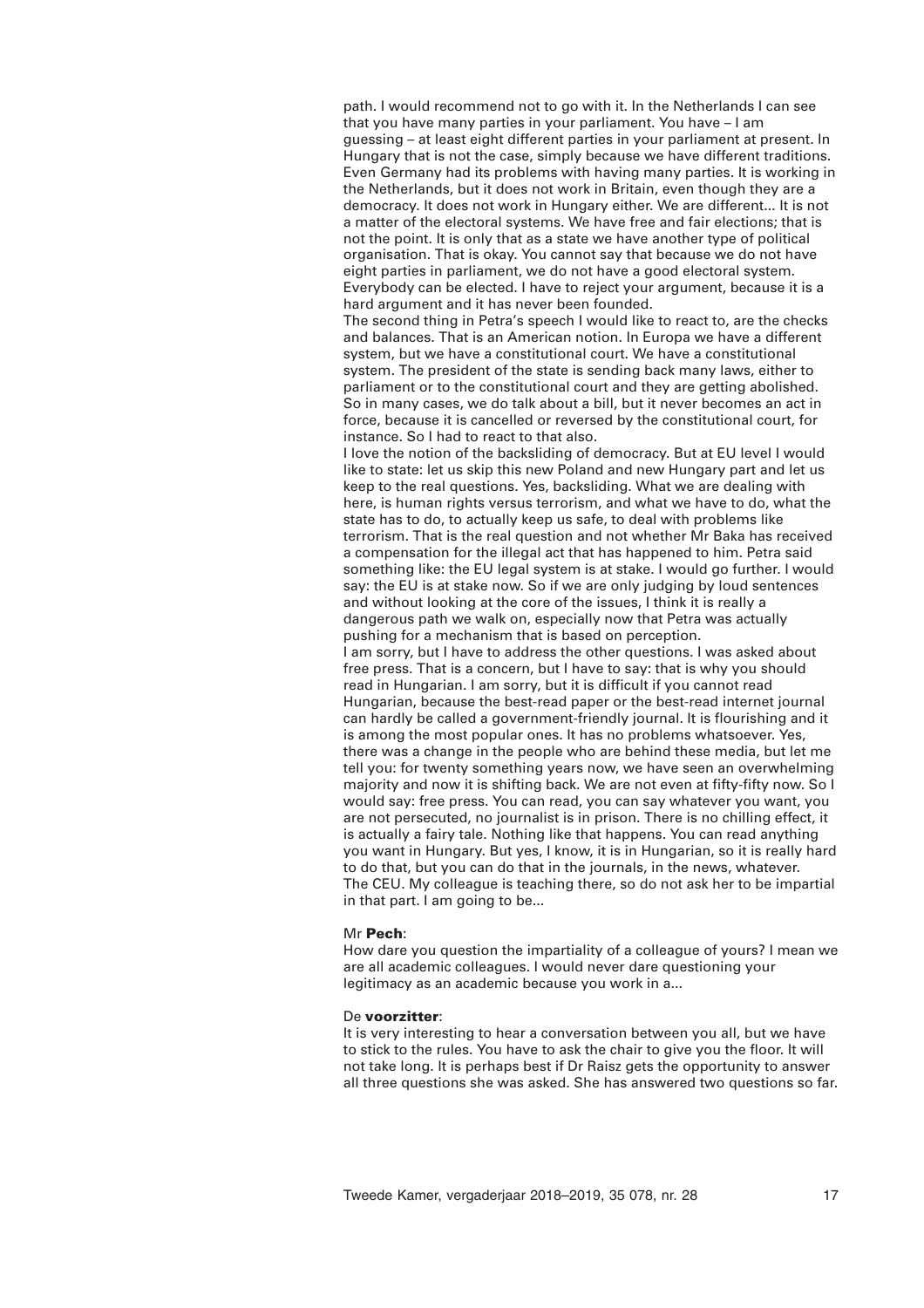path. I would recommend not to go with it. In the Netherlands I can see that you have many parties in your parliament. You have – I am guessing – at least eight different parties in your parliament at present. In Hungary that is not the case, simply because we have different traditions. Even Germany had its problems with having many parties. It is working in the Netherlands, but it does not work in Britain, even though they are a democracy. It does not work in Hungary either. We are different... It is not a matter of the electoral systems. We have free and fair elections; that is not the point. It is only that as a state we have another type of political organisation. That is okay. You cannot say that because we do not have eight parties in parliament, we do not have a good electoral system. Everybody can be elected. I have to reject your argument, because it is a hard argument and it has never been founded.

The second thing in Petra's speech I would like to react to, are the checks and balances. That is an American notion. In Europa we have a different system, but we have a constitutional court. We have a constitutional system. The president of the state is sending back many laws, either to parliament or to the constitutional court and they are getting abolished. So in many cases, we do talk about a bill, but it never becomes an act in force, because it is cancelled or reversed by the constitutional court, for instance. So I had to react to that also.

I love the notion of the backsliding of democracy. But at EU level I would like to state: let us skip this new Poland and new Hungary part and let us keep to the real questions. Yes, backsliding. What we are dealing with here, is human rights versus terrorism, and what we have to do, what the state has to do, to actually keep us safe, to deal with problems like terrorism. That is the real question and not whether Mr Baka has received a compensation for the illegal act that has happened to him. Petra said something like: the EU legal system is at stake. I would go further. I would say: the EU is at stake now. So if we are only judging by loud sentences and without looking at the core of the issues, I think it is really a dangerous path we walk on, especially now that Petra was actually pushing for a mechanism that is based on perception.

I am sorry, but I have to address the other questions. I was asked about free press. That is a concern, but I have to say: that is why you should read in Hungarian. I am sorry, but it is difficult if you cannot read Hungarian, because the best-read paper or the best-read internet journal can hardly be called a government-friendly journal. It is flourishing and it is among the most popular ones. It has no problems whatsoever. Yes, there was a change in the people who are behind these media, but let me tell you: for twenty something years now, we have seen an overwhelming majority and now it is shifting back. We are not even at fifty-fifty now. So I would say: free press. You can read, you can say whatever you want, you are not persecuted, no journalist is in prison. There is no chilling effect, it is actually a fairy tale. Nothing like that happens. You can read anything you want in Hungary. But yes, I know, it is in Hungarian, so it is really hard to do that, but you can do that in the journals, in the news, whatever.

The CEU. My colleague is teaching there, so do not ask her to be impartial in that part. I am going to be...

Mr **Pech**:

How dare you question the impartiality of a colleague of yours? I mean we are all academic colleagues. I would never dare questioning your legitimacy as an academic because you work in a...

De **voorzitter**:

It is very interesting to hear a conversation between you all, but we have to stick to the rules. You have to ask the chair to give you the floor. It will not take long. It is perhaps best if Dr Raisz gets the opportunity to answer all three questions she was asked. She has answered two questions so far.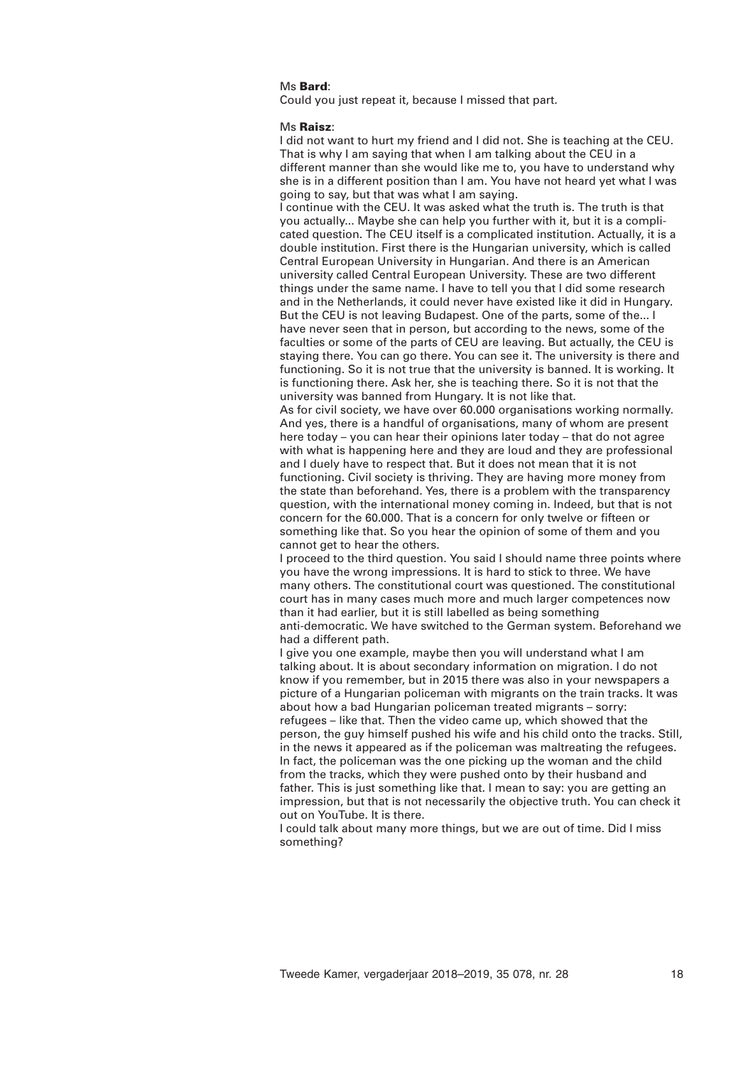Ms **Bard**:
Could you just repeat it, because I missed that part.

Ms **Raisz**:
I did not want to hurt my friend and I did not. She is teaching at the CEU. That is why I am saying that when I am talking about the CEU in a different manner than she would like me to, you have to understand why she is in a different position than I am. You have not heard yet what I was going to say, but that was what I am saying.
I continue with the CEU. It was asked what the truth is. The truth is that you actually... Maybe she can help you further with it, but it is a complicated question. The CEU itself is a complicated institution. Actually, it is a double institution. First there is the Hungarian university, which is called Central European University in Hungarian. And there is an American university called Central European University. These are two different things under the same name. I have to tell you that I did some research and in the Netherlands, it could never have existed like it did in Hungary. But the CEU is not leaving Budapest. One of the parts, some of the... I have never seen that in person, but according to the news, some of the faculties or some of the parts of CEU are leaving. But actually, the CEU is staying there. You can go there. You can see it. The university is there and functioning. So it is not true that the university is banned. It is working. It is functioning there. Ask her, she is teaching there. So it is not that the university was banned from Hungary. It is not like that.
As for civil society, we have over 60.000 organisations working normally. And yes, there is a handful of organisations, many of whom are present here today – you can hear their opinions later today – that do not agree with what is happening here and they are loud and they are professional and I duely have to respect that. But it does not mean that it is not functioning. Civil society is thriving. They are having more money from the state than beforehand. Yes, there is a problem with the transparency question, with the international money coming in. Indeed, but that is not concern for the 60.000. That is a concern for only twelve or fifteen or something like that. So you hear the opinion of some of them and you cannot get to hear the others.
I proceed to the third question. You said I should name three points where you have the wrong impressions. It is hard to stick to three. We have many others. The constitutional court was questioned. The constitutional court has in many cases much more and much larger competences now than it had earlier, but it is still labelled as being something anti-democratic. We have switched to the German system. Beforehand we had a different path.
I give you one example, maybe then you will understand what I am talking about. It is about secondary information on migration. I do not know if you remember, but in 2015 there was also in your newspapers a picture of a Hungarian policeman with migrants on the train tracks. It was about how a bad Hungarian policeman treated migrants – sorry: refugees – like that. Then the video came up, which showed that the person, the guy himself pushed his wife and his child onto the tracks. Still, in the news it appeared as if the policeman was maltreating the refugees. In fact, the policeman was the one picking up the woman and the child from the tracks, which they were pushed onto by their husband and father. This is just something like that. I mean to say: you are getting an impression, but that is not necessarily the objective truth. You can check it out on YouTube. It is there.
I could talk about many more things, but we are out of time. Did I miss something?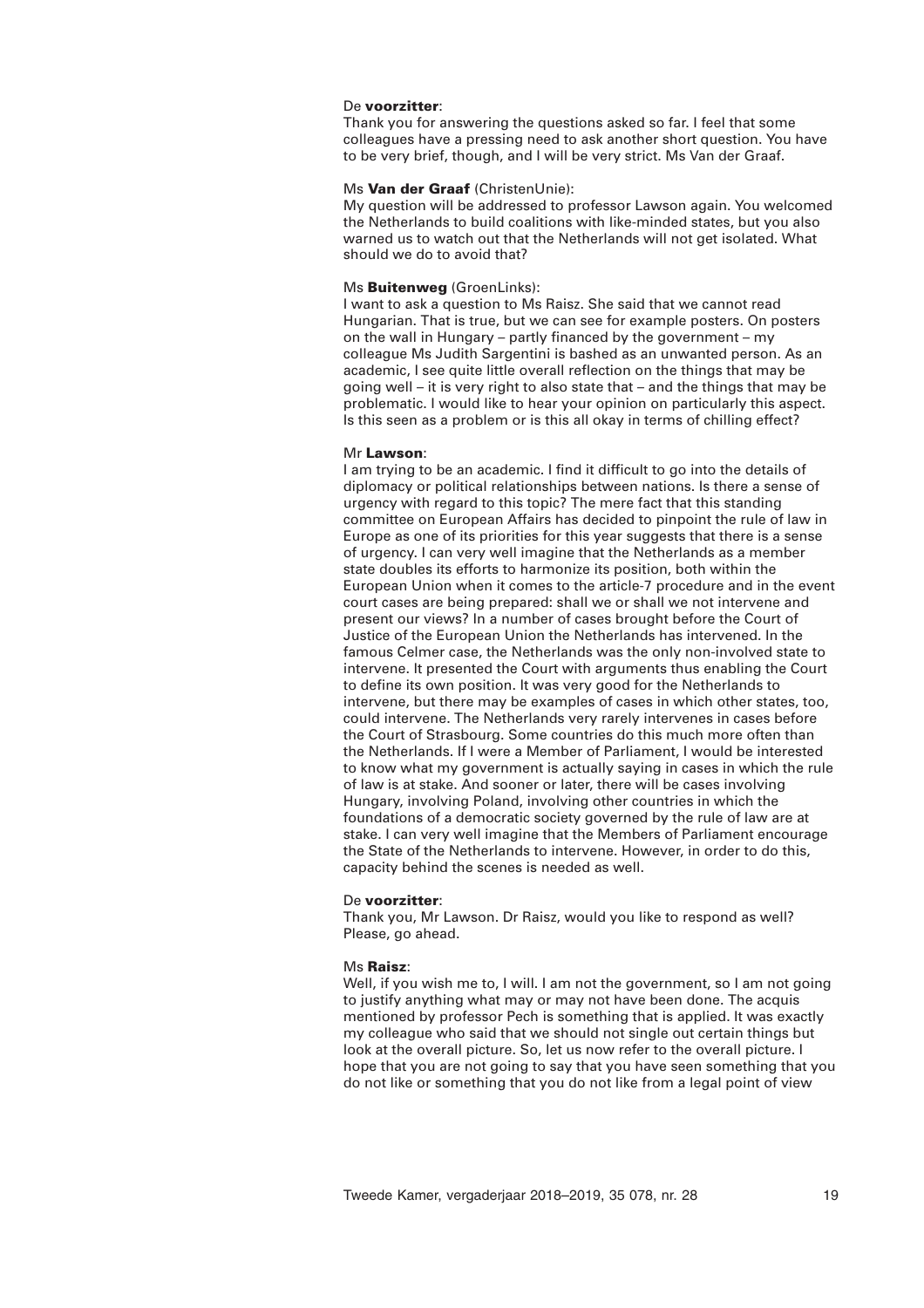De **voorzitter**:
Thank you for answering the questions asked so far. I feel that some colleagues have a pressing need to ask another short question. You have to be very brief, though, and I will be very strict. Ms Van der Graaf.

Ms **Van der Graaf** (ChristenUnie):
My question will be addressed to professor Lawson again. You welcomed the Netherlands to build coalitions with like-minded states, but you also warned us to watch out that the Netherlands will not get isolated. What should we do to avoid that?

Ms **Buitenweg** (GroenLinks):
I want to ask a question to Ms Raisz. She said that we cannot read Hungarian. That is true, but we can see for example posters. On posters on the wall in Hungary – partly financed by the government – my colleague Ms Judith Sargentini is bashed as an unwanted person. As an academic, I see quite little overall reflection on the things that may be going well – it is very right to also state that – and the things that may be problematic. I would like to hear your opinion on particularly this aspect. Is this seen as a problem or is this all okay in terms of chilling effect?

Mr **Lawson**:
I am trying to be an academic. I find it difficult to go into the details of diplomacy or political relationships between nations. Is there a sense of urgency with regard to this topic? The mere fact that this standing committee on European Affairs has decided to pinpoint the rule of law in Europe as one of its priorities for this year suggests that there is a sense of urgency. I can very well imagine that the Netherlands as a member state doubles its efforts to harmonize its position, both within the European Union when it comes to the article-7 procedure and in the event court cases are being prepared: shall we or shall we not intervene and present our views? In a number of cases brought before the Court of Justice of the European Union the Netherlands has intervened. In the famous Celmer case, the Netherlands was the only non-involved state to intervene. It presented the Court with arguments thus enabling the Court to define its own position. It was very good for the Netherlands to intervene, but there may be examples of cases in which other states, too, could intervene. The Netherlands very rarely intervenes in cases before the Court of Strasbourg. Some countries do this much more often than the Netherlands. If I were a Member of Parliament, I would be interested to know what my government is actually saying in cases in which the rule of law is at stake. And sooner or later, there will be cases involving Hungary, involving Poland, involving other countries in which the foundations of a democratic society governed by the rule of law are at stake. I can very well imagine that the Members of Parliament encourage the State of the Netherlands to intervene. However, in order to do this, capacity behind the scenes is needed as well.

De **voorzitter**:
Thank you, Mr Lawson. Dr Raisz, would you like to respond as well? Please, go ahead.

Ms **Raisz**:
Well, if you wish me to, I will. I am not the government, so I am not going to justify anything what may or may not have been done. The acquis mentioned by professor Pech is something that is applied. It was exactly my colleague who said that we should not single out certain things but look at the overall picture. So, let us now refer to the overall picture. I hope that you are not going to say that you have seen something that you do not like or something that you do not like from a legal point of view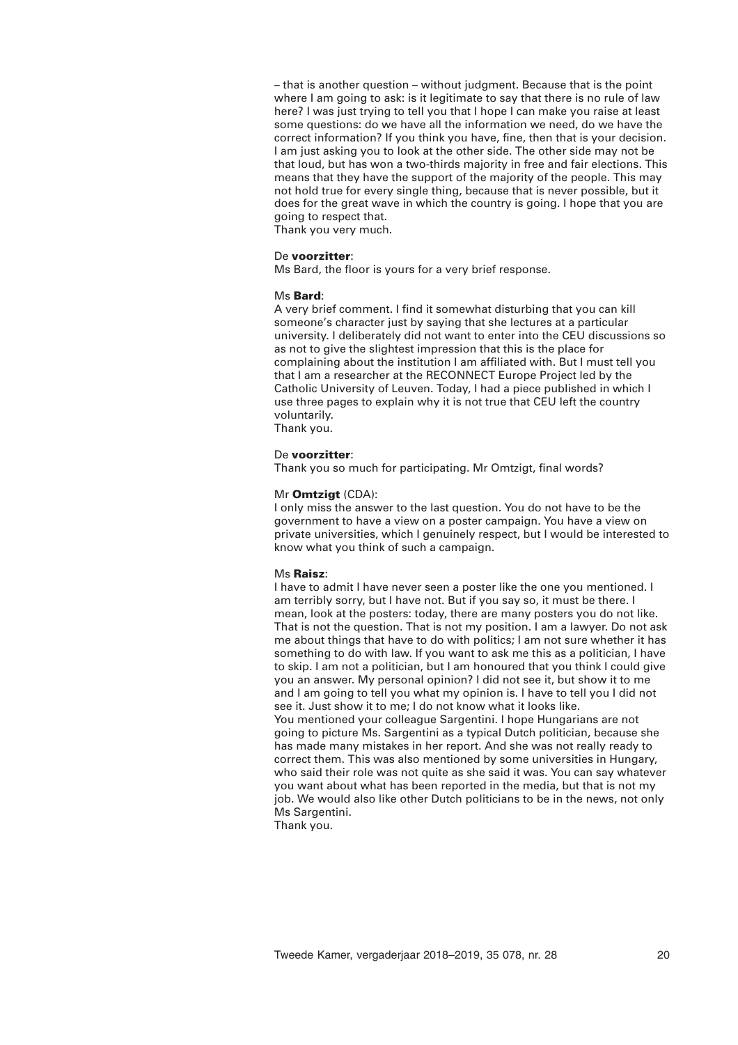– that is another question – without judgment. Because that is the point where I am going to ask: is it legitimate to say that there is no rule of law here? I was just trying to tell you that I hope I can make you raise at least some questions: do we have all the information we need, do we have the correct information? If you think you have, fine, then that is your decision. I am just asking you to look at the other side. The other side may not be that loud, but has won a two-thirds majority in free and fair elections. This means that they have the support of the majority of the people. This may not hold true for every single thing, because that is never possible, but it does for the great wave in which the country is going. I hope that you are going to respect that.
Thank you very much.

De **voorzitter**:
Ms Bard, the floor is yours for a very brief response.

Ms **Bard**:
A very brief comment. I find it somewhat disturbing that you can kill someone's character just by saying that she lectures at a particular university. I deliberately did not want to enter into the CEU discussions so as not to give the slightest impression that this is the place for complaining about the institution I am affiliated with. But I must tell you that I am a researcher at the RECONNECT Europe Project led by the Catholic University of Leuven. Today, I had a piece published in which I use three pages to explain why it is not true that CEU left the country voluntarily.
Thank you.

De **voorzitter**:
Thank you so much for participating. Mr Omtzigt, final words?

Mr **Omtzigt** (CDA):
I only miss the answer to the last question. You do not have to be the government to have a view on a poster campaign. You have a view on private universities, which I genuinely respect, but I would be interested to know what you think of such a campaign.

Ms **Raisz**:
I have to admit I have never seen a poster like the one you mentioned. I am terribly sorry, but I have not. But if you say so, it must be there. I mean, look at the posters: today, there are many posters you do not like. That is not the question. That is not my position. I am a lawyer. Do not ask me about things that have to do with politics; I am not sure whether it has something to do with law. If you want to ask me this as a politician, I have to skip. I am not a politician, but I am honoured that you think I could give you an answer. My personal opinion? I did not see it, but show it to me and I am going to tell you what my opinion is. I have to tell you I did not see it. Just show it to me; I do not know what it looks like.
You mentioned your colleague Sargentini. I hope Hungarians are not going to picture Ms. Sargentini as a typical Dutch politician, because she has made many mistakes in her report. And she was not really ready to correct them. This was also mentioned by some universities in Hungary, who said their role was not quite as she said it was. You can say whatever you want about what has been reported in the media, but that is not my job. We would also like other Dutch politicians to be in the news, not only Ms Sargentini.
Thank you.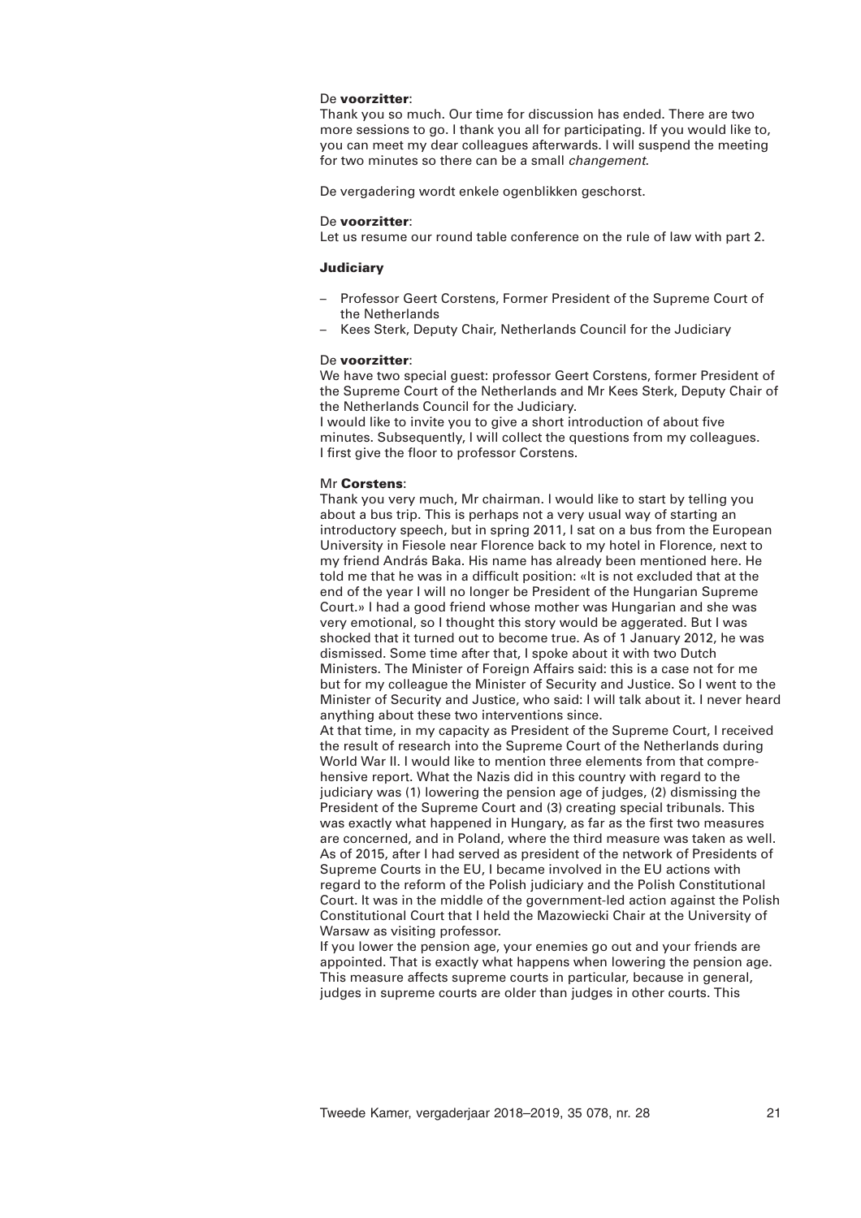De **voorzitter**:
Thank you so much. Our time for discussion has ended. There are two more sessions to go. I thank you all for participating. If you would like to, you can meet my dear colleagues afterwards. I will suspend the meeting for two minutes so there can be a small *changement*.

De vergadering wordt enkele ogenblikken geschorst.

De **voorzitter**:
Let us resume our round table conference on the rule of law with part 2.

### Judiciary

- Professor Geert Corstens, Former President of the Supreme Court of the Netherlands
- Kees Sterk, Deputy Chair, Netherlands Council for the Judiciary

De **voorzitter**:
We have two special guest: professor Geert Corstens, former President of the Supreme Court of the Netherlands and Mr Kees Sterk, Deputy Chair of the Netherlands Council for the Judiciary.
I would like to invite you to give a short introduction of about five minutes. Subsequently, I will collect the questions from my colleagues. I first give the floor to professor Corstens.

Mr **Corstens**:
Thank you very much, Mr chairman. I would like to start by telling you about a bus trip. This is perhaps not a very usual way of starting an introductory speech, but in spring 2011, I sat on a bus from the European University in Fiesole near Florence back to my hotel in Florence, next to my friend András Baka. His name has already been mentioned here. He told me that he was in a difficult position: «It is not excluded that at the end of the year I will no longer be President of the Hungarian Supreme Court.» I had a good friend whose mother was Hungarian and she was very emotional, so I thought this story would be aggerated. But I was shocked that it turned out to become true. As of 1 January 2012, he was dismissed. Some time after that, I spoke about it with two Dutch Ministers. The Minister of Foreign Affairs said: this is a case not for me but for my colleague the Minister of Security and Justice. So I went to the Minister of Security and Justice, who said: I will talk about it. I never heard anything about these two interventions since.
At that time, in my capacity as President of the Supreme Court, I received the result of research into the Supreme Court of the Netherlands during World War II. I would like to mention three elements from that comprehensive report. What the Nazis did in this country with regard to the judiciary was (1) lowering the pension age of judges, (2) dismissing the President of the Supreme Court and (3) creating special tribunals. This was exactly what happened in Hungary, as far as the first two measures are concerned, and in Poland, where the third measure was taken as well. As of 2015, after I had served as president of the network of Presidents of Supreme Courts in the EU, I became involved in the EU actions with regard to the reform of the Polish judiciary and the Polish Constitutional Court. It was in the middle of the government-led action against the Polish Constitutional Court that I held the Mazowiecki Chair at the University of Warsaw as visiting professor.
If you lower the pension age, your enemies go out and your friends are appointed. That is exactly what happens when lowering the pension age. This measure affects supreme courts in particular, because in general, judges in supreme courts are older than judges in other courts. This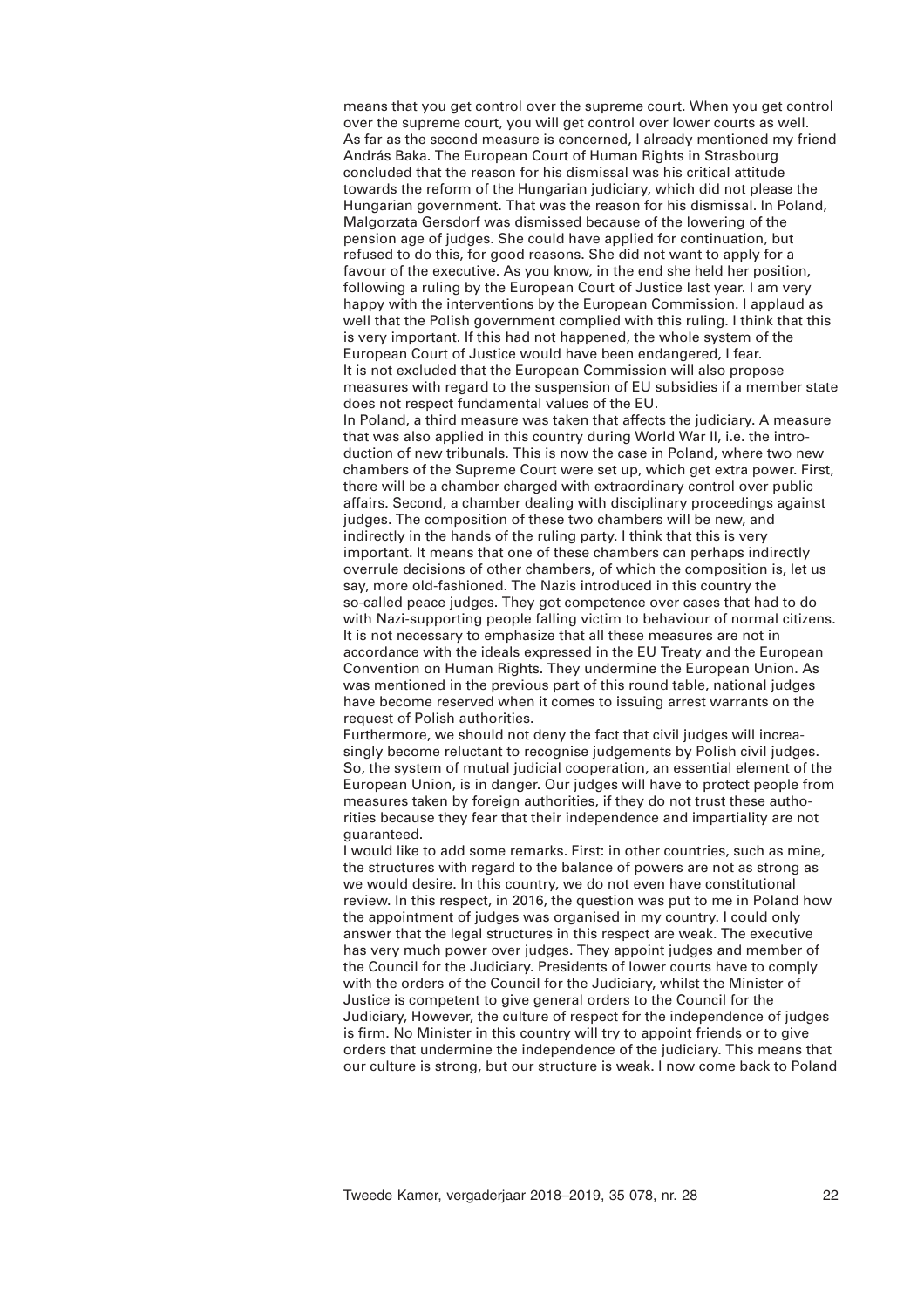means that you get control over the supreme court. When you get control over the supreme court, you will get control over lower courts as well. As far as the second measure is concerned, I already mentioned my friend András Baka. The European Court of Human Rights in Strasbourg concluded that the reason for his dismissal was his critical attitude towards the reform of the Hungarian judiciary, which did not please the Hungarian government. That was the reason for his dismissal. In Poland, Malgorzata Gersdorf was dismissed because of the lowering of the pension age of judges. She could have applied for continuation, but refused to do this, for good reasons. She did not want to apply for a favour of the executive. As you know, in the end she held her position, following a ruling by the European Court of Justice last year. I am very happy with the interventions by the European Commission. I applaud as well that the Polish government complied with this ruling. I think that this is very important. If this had not happened, the whole system of the European Court of Justice would have been endangered, I fear.

It is not excluded that the European Commission will also propose measures with regard to the suspension of EU subsidies if a member state does not respect fundamental values of the EU.

In Poland, a third measure was taken that affects the judiciary. A measure that was also applied in this country during World War II, i.e. the introduction of new tribunals. This is now the case in Poland, where two new chambers of the Supreme Court were set up, which get extra power. First, there will be a chamber charged with extraordinary control over public affairs. Second, a chamber dealing with disciplinary proceedings against judges. The composition of these two chambers will be new, and indirectly in the hands of the ruling party. I think that this is very important. It means that one of these chambers can perhaps indirectly overrule decisions of other chambers, of which the composition is, let us say, more old-fashioned. The Nazis introduced in this country the so-called peace judges. They got competence over cases that had to do with Nazi-supporting people falling victim to behaviour of normal citizens. It is not necessary to emphasize that all these measures are not in accordance with the ideals expressed in the EU Treaty and the European Convention on Human Rights. They undermine the European Union. As was mentioned in the previous part of this round table, national judges have become reserved when it comes to issuing arrest warrants on the request of Polish authorities.

Furthermore, we should not deny the fact that civil judges will increasingly become reluctant to recognise judgements by Polish civil judges. So, the system of mutual judicial cooperation, an essential element of the European Union, is in danger. Our judges will have to protect people from measures taken by foreign authorities, if they do not trust these authorities because they fear that their independence and impartiality are not guaranteed.

I would like to add some remarks. First: in other countries, such as mine, the structures with regard to the balance of powers are not as strong as we would desire. In this country, we do not even have constitutional review. In this respect, in 2016, the question was put to me in Poland how the appointment of judges was organised in my country. I could only answer that the legal structures in this respect are weak. The executive has very much power over judges. They appoint judges and member of the Council for the Judiciary. Presidents of lower courts have to comply with the orders of the Council for the Judiciary, whilst the Minister of Justice is competent to give general orders to the Council for the Judiciary, However, the culture of respect for the independence of judges is firm. No Minister in this country will try to appoint friends or to give orders that undermine the independence of the judiciary. This means that our culture is strong, but our structure is weak. I now come back to Poland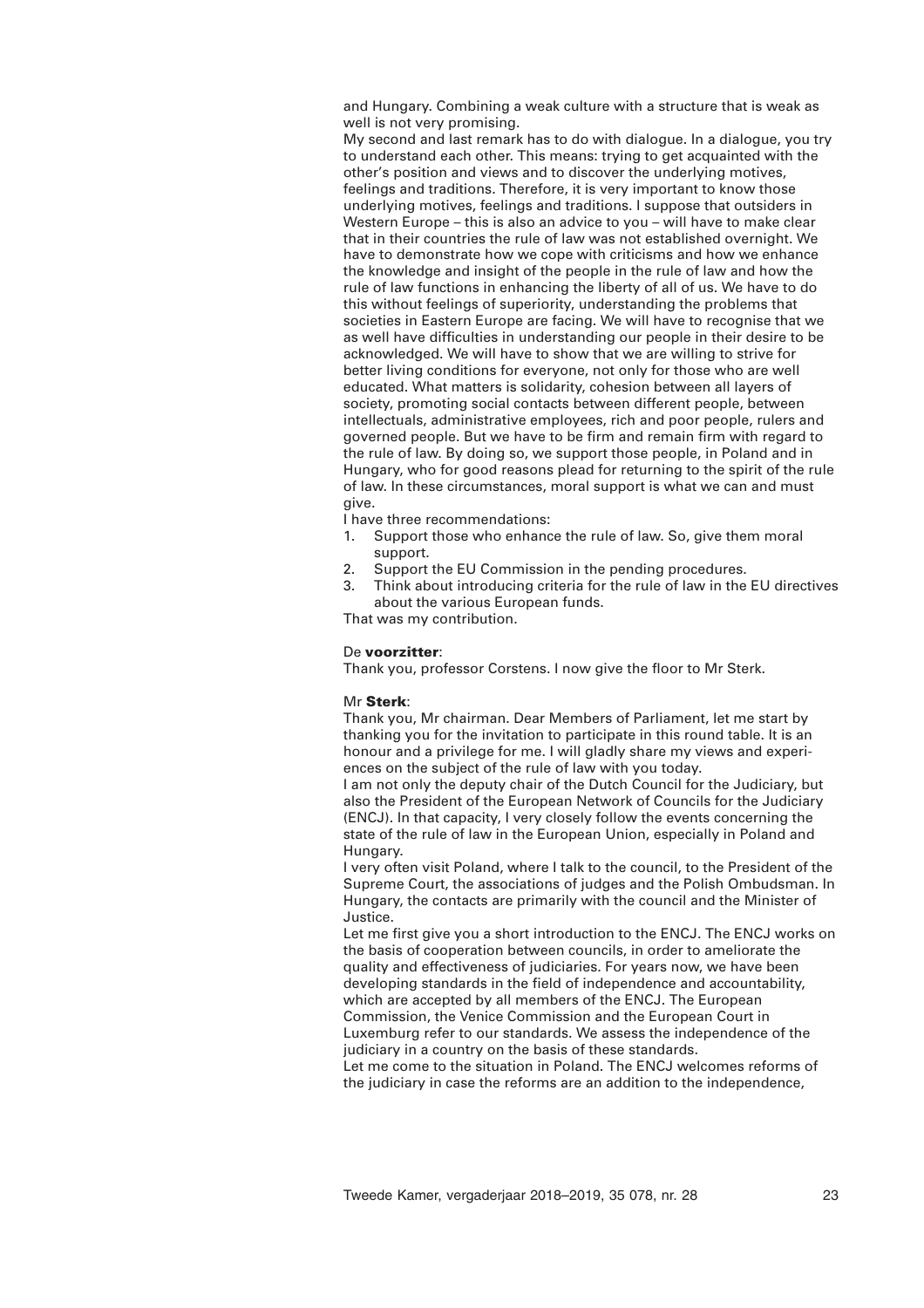and Hungary. Combining a weak culture with a structure that is weak as well is not very promising.
My second and last remark has to do with dialogue. In a dialogue, you try to understand each other. This means: trying to get acquainted with the other's position and views and to discover the underlying motives, feelings and traditions. Therefore, it is very important to know those underlying motives, feelings and traditions. I suppose that outsiders in Western Europe – this is also an advice to you – will have to make clear that in their countries the rule of law was not established overnight. We have to demonstrate how we cope with criticisms and how we enhance the knowledge and insight of the people in the rule of law and how the rule of law functions in enhancing the liberty of all of us. We have to do this without feelings of superiority, understanding the problems that societies in Eastern Europe are facing. We will have to recognise that we as well have difficulties in understanding our people in their desire to be acknowledged. We will have to show that we are willing to strive for better living conditions for everyone, not only for those who are well educated. What matters is solidarity, cohesion between all layers of society, promoting social contacts between different people, between intellectuals, administrative employees, rich and poor people, rulers and governed people. But we have to be firm and remain firm with regard to the rule of law. By doing so, we support those people, in Poland and in Hungary, who for good reasons plead for returning to the spirit of the rule of law. In these circumstances, moral support is what we can and must give.
I have three recommendations:

1. Support those who enhance the rule of law. So, give them moral support.
2. Support the EU Commission in the pending procedures.
3. Think about introducing criteria for the rule of law in the EU directives about the various European funds.

That was my contribution.

De **voorzitter**:
Thank you, professor Corstens. I now give the floor to Mr Sterk.

Mr **Sterk**:
Thank you, Mr chairman. Dear Members of Parliament, let me start by thanking you for the invitation to participate in this round table. It is an honour and a privilege for me. I will gladly share my views and experiences on the subject of the rule of law with you today.
I am not only the deputy chair of the Dutch Council for the Judiciary, but also the President of the European Network of Councils for the Judiciary (ENCJ). In that capacity, I very closely follow the events concerning the state of the rule of law in the European Union, especially in Poland and Hungary.
I very often visit Poland, where I talk to the council, to the President of the Supreme Court, the associations of judges and the Polish Ombudsman. In Hungary, the contacts are primarily with the council and the Minister of Justice.
Let me first give you a short introduction to the ENCJ. The ENCJ works on the basis of cooperation between councils, in order to ameliorate the quality and effectiveness of judiciaries. For years now, we have been developing standards in the field of independence and accountability, which are accepted by all members of the ENCJ. The European Commission, the Venice Commission and the European Court in Luxemburg refer to our standards. We assess the independence of the judiciary in a country on the basis of these standards.
Let me come to the situation in Poland. The ENCJ welcomes reforms of the judiciary in case the reforms are an addition to the independence,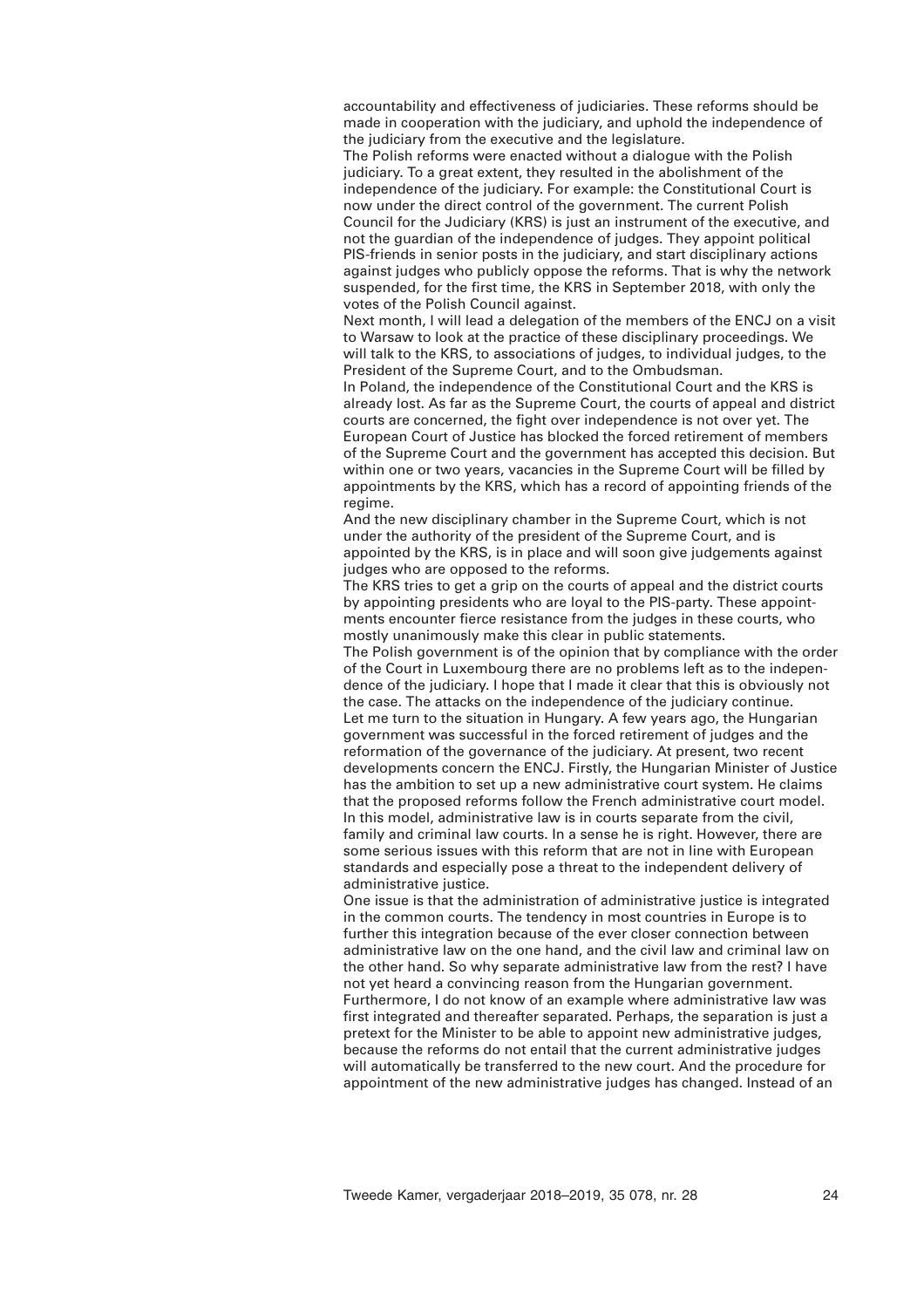accountability and effectiveness of judiciaries. These reforms should be made in cooperation with the judiciary, and uphold the independence of the judiciary from the executive and the legislature.

The Polish reforms were enacted without a dialogue with the Polish judiciary. To a great extent, they resulted in the abolishment of the independence of the judiciary. For example: the Constitutional Court is now under the direct control of the government. The current Polish Council for the Judiciary (KRS) is just an instrument of the executive, and not the guardian of the independence of judges. They appoint political PIS-friends in senior posts in the judiciary, and start disciplinary actions against judges who publicly oppose the reforms. That is why the network suspended, for the first time, the KRS in September 2018, with only the votes of the Polish Council against.

Next month, I will lead a delegation of the members of the ENCJ on a visit to Warsaw to look at the practice of these disciplinary proceedings. We will talk to the KRS, to associations of judges, to individual judges, to the President of the Supreme Court, and to the Ombudsman.

In Poland, the independence of the Constitutional Court and the KRS is already lost. As far as the Supreme Court, the courts of appeal and district courts are concerned, the fight over independence is not over yet. The European Court of Justice has blocked the forced retirement of members of the Supreme Court and the government has accepted this decision. But within one or two years, vacancies in the Supreme Court will be filled by appointments by the KRS, which has a record of appointing friends of the regime.

And the new disciplinary chamber in the Supreme Court, which is not under the authority of the president of the Supreme Court, and is appointed by the KRS, is in place and will soon give judgements against judges who are opposed to the reforms.

The KRS tries to get a grip on the courts of appeal and the district courts by appointing presidents who are loyal to the PIS-party. These appointments encounter fierce resistance from the judges in these courts, who mostly unanimously make this clear in public statements.

The Polish government is of the opinion that by compliance with the order of the Court in Luxembourg there are no problems left as to the independence of the judiciary. I hope that I made it clear that this is obviously not the case. The attacks on the independence of the judiciary continue.

Let me turn to the situation in Hungary. A few years ago, the Hungarian government was successful in the forced retirement of judges and the reformation of the governance of the judiciary. At present, two recent developments concern the ENCJ. Firstly, the Hungarian Minister of Justice has the ambition to set up a new administrative court system. He claims that the proposed reforms follow the French administrative court model. In this model, administrative law is in courts separate from the civil, family and criminal law courts. In a sense he is right. However, there are some serious issues with this reform that are not in line with European standards and especially pose a threat to the independent delivery of administrative justice.

One issue is that the administration of administrative justice is integrated in the common courts. The tendency in most countries in Europe is to further this integration because of the ever closer connection between administrative law on the one hand, and the civil law and criminal law on the other hand. So why separate administrative law from the rest? I have not yet heard a convincing reason from the Hungarian government. Furthermore, I do not know of an example where administrative law was first integrated and thereafter separated. Perhaps, the separation is just a pretext for the Minister to be able to appoint new administrative judges, because the reforms do not entail that the current administrative judges will automatically be transferred to the new court. And the procedure for appointment of the new administrative judges has changed. Instead of an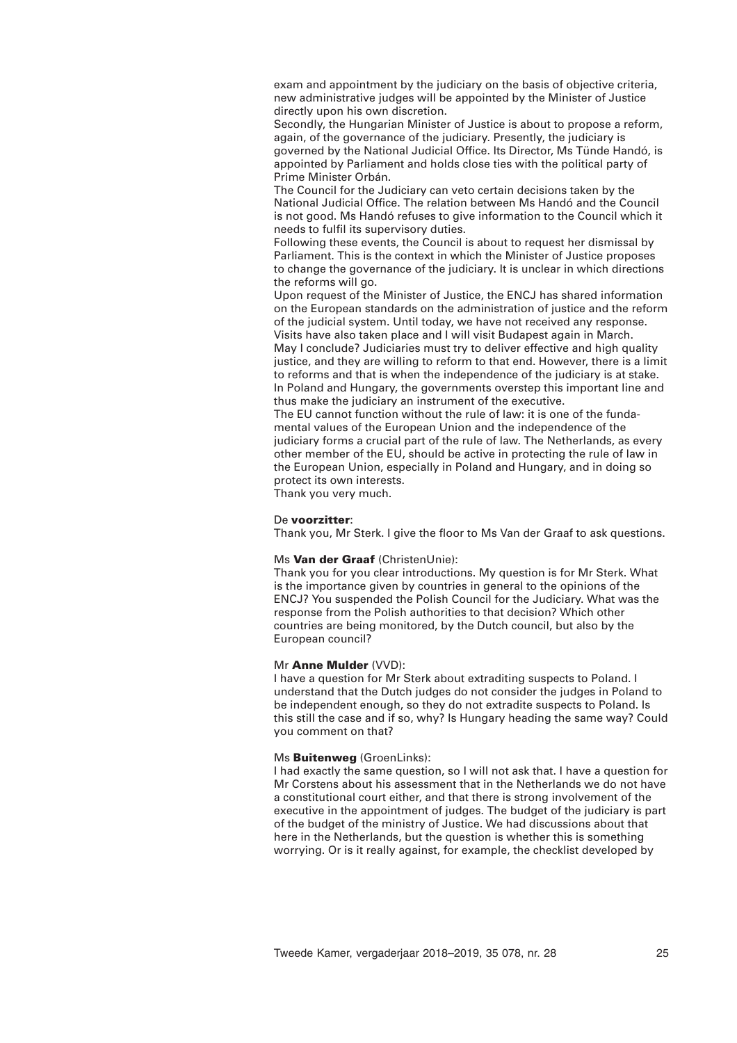exam and appointment by the judiciary on the basis of objective criteria, new administrative judges will be appointed by the Minister of Justice directly upon his own discretion.

Secondly, the Hungarian Minister of Justice is about to propose a reform, again, of the governance of the judiciary. Presently, the judiciary is governed by the National Judicial Office. Its Director, Ms Tünde Handó, is appointed by Parliament and holds close ties with the political party of Prime Minister Orbán.

The Council for the Judiciary can veto certain decisions taken by the National Judicial Office. The relation between Ms Handó and the Council is not good. Ms Handó refuses to give information to the Council which it needs to fulfil its supervisory duties.

Following these events, the Council is about to request her dismissal by Parliament. This is the context in which the Minister of Justice proposes to change the governance of the judiciary. It is unclear in which directions the reforms will go.

Upon request of the Minister of Justice, the ENCJ has shared information on the European standards on the administration of justice and the reform of the judicial system. Until today, we have not received any response. Visits have also taken place and I will visit Budapest again in March.

May I conclude? Judiciaries must try to deliver effective and high quality justice, and they are willing to reform to that end. However, there is a limit to reforms and that is when the independence of the judiciary is at stake. In Poland and Hungary, the governments overstep this important line and thus make the judiciary an instrument of the executive.

The EU cannot function without the rule of law: it is one of the fundamental values of the European Union and the independence of the judiciary forms a crucial part of the rule of law. The Netherlands, as every other member of the EU, should be active in protecting the rule of law in the European Union, especially in Poland and Hungary, and in doing so protect its own interests.

Thank you very much.

De **voorzitter**:

Thank you, Mr Sterk. I give the floor to Ms Van der Graaf to ask questions.

Ms **Van der Graaf** (ChristenUnie):

Thank you for you clear introductions. My question is for Mr Sterk. What is the importance given by countries in general to the opinions of the ENCJ? You suspended the Polish Council for the Judiciary. What was the response from the Polish authorities to that decision? Which other countries are being monitored, by the Dutch council, but also by the European council?

Mr **Anne Mulder** (VVD):

I have a question for Mr Sterk about extraditing suspects to Poland. I understand that the Dutch judges do not consider the judges in Poland to be independent enough, so they do not extradite suspects to Poland. Is this still the case and if so, why? Is Hungary heading the same way? Could you comment on that?

Ms **Buitenweg** (GroenLinks):

I had exactly the same question, so I will not ask that. I have a question for Mr Corstens about his assessment that in the Netherlands we do not have a constitutional court either, and that there is strong involvement of the executive in the appointment of judges. The budget of the judiciary is part of the budget of the ministry of Justice. We had discussions about that here in the Netherlands, but the question is whether this is something worrying. Or is it really against, for example, the checklist developed by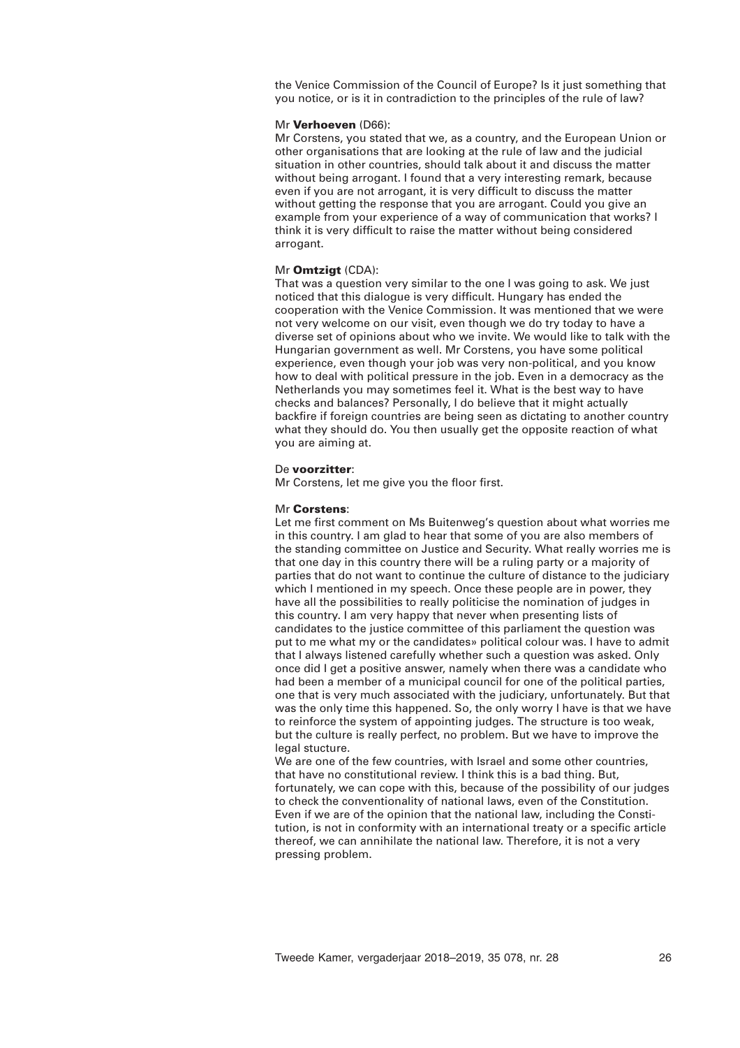the Venice Commission of the Council of Europe? Is it just something that you notice, or is it in contradiction to the principles of the rule of law?

Mr **Verhoeven** (D66):
Mr Corstens, you stated that we, as a country, and the European Union or other organisations that are looking at the rule of law and the judicial situation in other countries, should talk about it and discuss the matter without being arrogant. I found that a very interesting remark, because even if you are not arrogant, it is very difficult to discuss the matter without getting the response that you are arrogant. Could you give an example from your experience of a way of communication that works? I think it is very difficult to raise the matter without being considered arrogant.

Mr **Omtzigt** (CDA):
That was a question very similar to the one I was going to ask. We just noticed that this dialogue is very difficult. Hungary has ended the cooperation with the Venice Commission. It was mentioned that we were not very welcome on our visit, even though we do try today to have a diverse set of opinions about who we invite. We would like to talk with the Hungarian government as well. Mr Corstens, you have some political experience, even though your job was very non-political, and you know how to deal with political pressure in the job. Even in a democracy as the Netherlands you may sometimes feel it. What is the best way to have checks and balances? Personally, I do believe that it might actually backfire if foreign countries are being seen as dictating to another country what they should do. You then usually get the opposite reaction of what you are aiming at.

De **voorzitter**:
Mr Corstens, let me give you the floor first.

Mr **Corstens**:
Let me first comment on Ms Buitenweg's question about what worries me in this country. I am glad to hear that some of you are also members of the standing committee on Justice and Security. What really worries me is that one day in this country there will be a ruling party or a majority of parties that do not want to continue the culture of distance to the judiciary which I mentioned in my speech. Once these people are in power, they have all the possibilities to really politicise the nomination of judges in this country. I am very happy that never when presenting lists of candidates to the justice committee of this parliament the question was put to me what my or the candidates» political colour was. I have to admit that I always listened carefully whether such a question was asked. Only once did I get a positive answer, namely when there was a candidate who had been a member of a municipal council for one of the political parties, one that is very much associated with the judiciary, unfortunately. But that was the only time this happened. So, the only worry I have is that we have to reinforce the system of appointing judges. The structure is too weak, but the culture is really perfect, no problem. But we have to improve the legal stucture.
We are one of the few countries, with Israel and some other countries, that have no constitutional review. I think this is a bad thing. But, fortunately, we can cope with this, because of the possibility of our judges to check the conventionality of national laws, even of the Constitution. Even if we are of the opinion that the national law, including the Constitution, is not in conformity with an international treaty or a specific article thereof, we can annihilate the national law. Therefore, it is not a very pressing problem.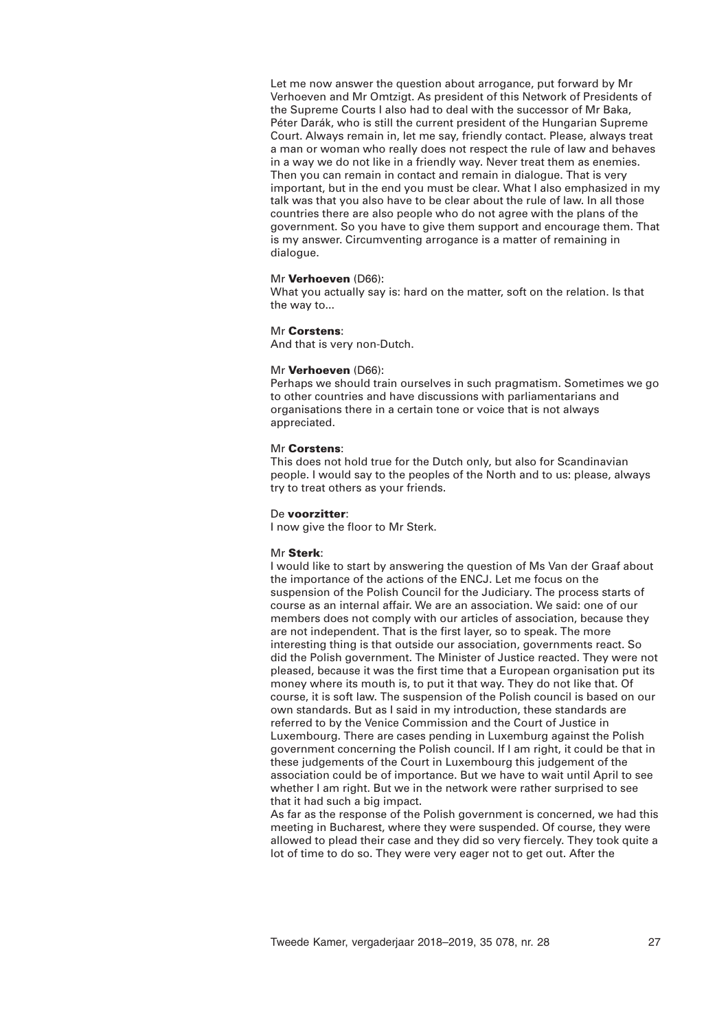Let me now answer the question about arrogance, put forward by Mr Verhoeven and Mr Omtzigt. As president of this Network of Presidents of the Supreme Courts I also had to deal with the successor of Mr Baka, Péter Darák, who is still the current president of the Hungarian Supreme Court. Always remain in, let me say, friendly contact. Please, always treat a man or woman who really does not respect the rule of law and behaves in a way we do not like in a friendly way. Never treat them as enemies. Then you can remain in contact and remain in dialogue. That is very important, but in the end you must be clear. What I also emphasized in my talk was that you also have to be clear about the rule of law. In all those countries there are also people who do not agree with the plans of the government. So you have to give them support and encourage them. That is my answer. Circumventing arrogance is a matter of remaining in dialogue.

Mr **Verhoeven** (D66):
What you actually say is: hard on the matter, soft on the relation. Is that the way to...

Mr **Corstens**:
And that is very non-Dutch.

Mr **Verhoeven** (D66):
Perhaps we should train ourselves in such pragmatism. Sometimes we go to other countries and have discussions with parliamentarians and organisations there in a certain tone or voice that is not always appreciated.

Mr **Corstens**:
This does not hold true for the Dutch only, but also for Scandinavian people. I would say to the peoples of the North and to us: please, always try to treat others as your friends.

De **voorzitter**:
I now give the floor to Mr Sterk.

Mr **Sterk**:
I would like to start by answering the question of Ms Van der Graaf about the importance of the actions of the ENCJ. Let me focus on the suspension of the Polish Council for the Judiciary. The process starts of course as an internal affair. We are an association. We said: one of our members does not comply with our articles of association, because they are not independent. That is the first layer, so to speak. The more interesting thing is that outside our association, governments react. So did the Polish government. The Minister of Justice reacted. They were not pleased, because it was the first time that a European organisation put its money where its mouth is, to put it that way. They do not like that. Of course, it is soft law. The suspension of the Polish council is based on our own standards. But as I said in my introduction, these standards are referred to by the Venice Commission and the Court of Justice in Luxembourg. There are cases pending in Luxemburg against the Polish government concerning the Polish council. If I am right, it could be that in these judgements of the Court in Luxembourg this judgement of the association could be of importance. But we have to wait until April to see whether I am right. But we in the network were rather surprised to see that it had such a big impact.
As far as the response of the Polish government is concerned, we had this meeting in Bucharest, where they were suspended. Of course, they were allowed to plead their case and they did so very fiercely. They took quite a lot of time to do so. They were very eager not to get out. After the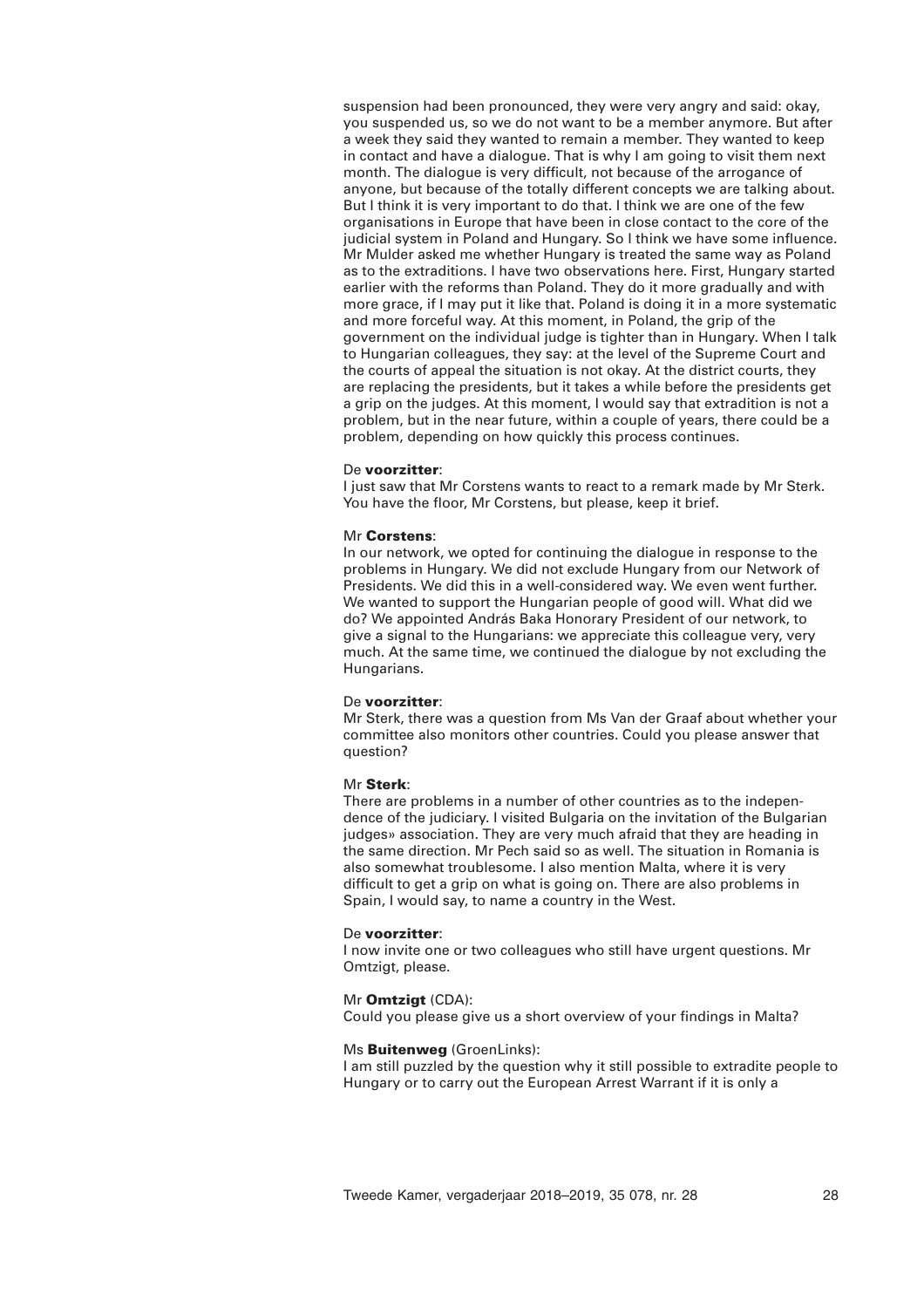suspension had been pronounced, they were very angry and said: okay, you suspended us, so we do not want to be a member anymore. But after a week they said they wanted to remain a member. They wanted to keep in contact and have a dialogue. That is why I am going to visit them next month. The dialogue is very difficult, not because of the arrogance of anyone, but because of the totally different concepts we are talking about. But I think it is very important to do that. I think we are one of the few organisations in Europe that have been in close contact to the core of the judicial system in Poland and Hungary. So I think we have some influence. Mr Mulder asked me whether Hungary is treated the same way as Poland as to the extraditions. I have two observations here. First, Hungary started earlier with the reforms than Poland. They do it more gradually and with more grace, if I may put it like that. Poland is doing it in a more systematic and more forceful way. At this moment, in Poland, the grip of the government on the individual judge is tighter than in Hungary. When I talk to Hungarian colleagues, they say: at the level of the Supreme Court and the courts of appeal the situation is not okay. At the district courts, they are replacing the presidents, but it takes a while before the presidents get a grip on the judges. At this moment, I would say that extradition is not a problem, but in the near future, within a couple of years, there could be a problem, depending on how quickly this process continues.

De **voorzitter**:
I just saw that Mr Corstens wants to react to a remark made by Mr Sterk. You have the floor, Mr Corstens, but please, keep it brief.

Mr **Corstens**:
In our network, we opted for continuing the dialogue in response to the problems in Hungary. We did not exclude Hungary from our Network of Presidents. We did this in a well-considered way. We even went further. We wanted to support the Hungarian people of good will. What did we do? We appointed András Baka Honorary President of our network, to give a signal to the Hungarians: we appreciate this colleague very, very much. At the same time, we continued the dialogue by not excluding the Hungarians.

De **voorzitter**:
Mr Sterk, there was a question from Ms Van der Graaf about whether your committee also monitors other countries. Could you please answer that question?

Mr **Sterk**:
There are problems in a number of other countries as to the independence of the judiciary. I visited Bulgaria on the invitation of the Bulgarian judges» association. They are very much afraid that they are heading in the same direction. Mr Pech said so as well. The situation in Romania is also somewhat troublesome. I also mention Malta, where it is very difficult to get a grip on what is going on. There are also problems in Spain, I would say, to name a country in the West.

De **voorzitter**:
I now invite one or two colleagues who still have urgent questions. Mr Omtzigt, please.

Mr **Omtzigt** (CDA):
Could you please give us a short overview of your findings in Malta?

Ms **Buitenweg** (GroenLinks):
I am still puzzled by the question why it still possible to extradite people to Hungary or to carry out the European Arrest Warrant if it is only a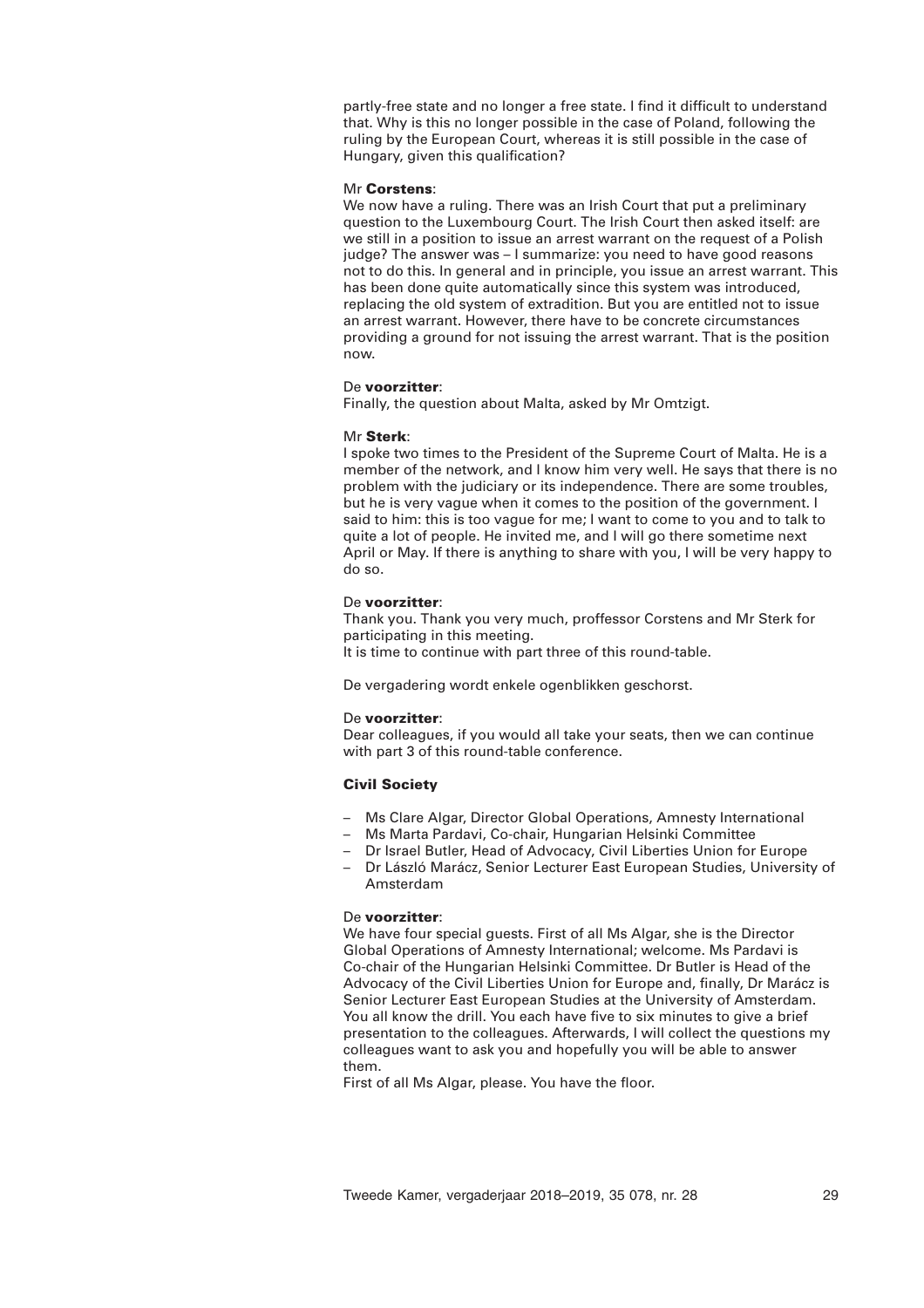partly-free state and no longer a free state. I find it difficult to understand that. Why is this no longer possible in the case of Poland, following the ruling by the European Court, whereas it is still possible in the case of Hungary, given this qualification?

Mr **Corstens**:
We now have a ruling. There was an Irish Court that put a preliminary question to the Luxembourg Court. The Irish Court then asked itself: are we still in a position to issue an arrest warrant on the request of a Polish judge? The answer was – I summarize: you need to have good reasons not to do this. In general and in principle, you issue an arrest warrant. This has been done quite automatically since this system was introduced, replacing the old system of extradition. But you are entitled not to issue an arrest warrant. However, there have to be concrete circumstances providing a ground for not issuing the arrest warrant. That is the position now.

De **voorzitter**:
Finally, the question about Malta, asked by Mr Omtzigt.

Mr **Sterk**:
I spoke two times to the President of the Supreme Court of Malta. He is a member of the network, and I know him very well. He says that there is no problem with the judiciary or its independence. There are some troubles, but he is very vague when it comes to the position of the government. I said to him: this is too vague for me; I want to come to you and to talk to quite a lot of people. He invited me, and I will go there sometime next April or May. If there is anything to share with you, I will be very happy to do so.

De **voorzitter**:
Thank you. Thank you very much, proffessor Corstens and Mr Sterk for participating in this meeting.
It is time to continue with part three of this round-table.

De vergadering wordt enkele ogenblikken geschorst.

De **voorzitter**:
Dear colleagues, if you would all take your seats, then we can continue with part 3 of this round-table conference.

**Civil Society**

- Ms Clare Algar, Director Global Operations, Amnesty International
- Ms Marta Pardavi, Co-chair, Hungarian Helsinki Committee
- Dr Israel Butler, Head of Advocacy, Civil Liberties Union for Europe
- Dr László Marácz, Senior Lecturer East European Studies, University of Amsterdam

De **voorzitter**:
We have four special guests. First of all Ms Algar, she is the Director Global Operations of Amnesty International; welcome. Ms Pardavi is Co-chair of the Hungarian Helsinki Committee. Dr Butler is Head of the Advocacy of the Civil Liberties Union for Europe and, finally, Dr Marácz is Senior Lecturer East European Studies at the University of Amsterdam. You all know the drill. You each have five to six minutes to give a brief presentation to the colleagues. Afterwards, I will collect the questions my colleagues want to ask you and hopefully you will be able to answer them.
First of all Ms Algar, please. You have the floor.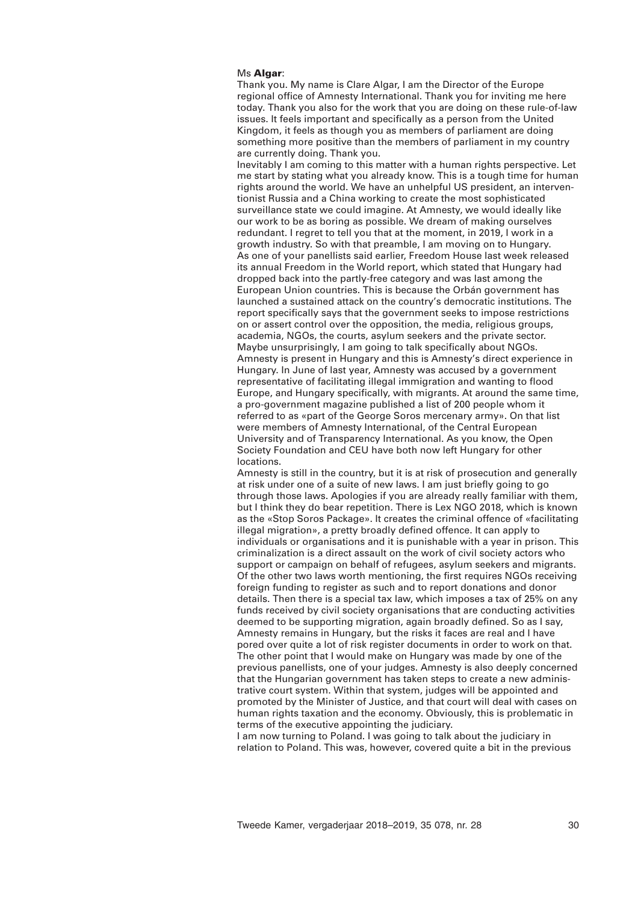Ms **Algar**:

Thank you. My name is Clare Algar, I am the Director of the Europe regional office of Amnesty International. Thank you for inviting me here today. Thank you also for the work that you are doing on these rule-of-law issues. It feels important and specifically as a person from the United Kingdom, it feels as though you as members of parliament are doing something more positive than the members of parliament in my country are currently doing. Thank you.

Inevitably I am coming to this matter with a human rights perspective. Let me start by stating what you already know. This is a tough time for human rights around the world. We have an unhelpful US president, an interventionist Russia and a China working to create the most sophisticated surveillance state we could imagine. At Amnesty, we would ideally like our work to be as boring as possible. We dream of making ourselves redundant. I regret to tell you that at the moment, in 2019, I work in a growth industry. So with that preamble, I am moving on to Hungary.

As one of your panellists said earlier, Freedom House last week released its annual Freedom in the World report, which stated that Hungary had dropped back into the partly-free category and was last among the European Union countries. This is because the Orbán government has launched a sustained attack on the country's democratic institutions. The report specifically says that the government seeks to impose restrictions on or assert control over the opposition, the media, religious groups, academia, NGOs, the courts, asylum seekers and the private sector. Maybe unsurprisingly, I am going to talk specifically about NGOs.

Amnesty is present in Hungary and this is Amnesty's direct experience in Hungary. In June of last year, Amnesty was accused by a government representative of facilitating illegal immigration and wanting to flood Europe, and Hungary specifically, with migrants. At around the same time, a pro-government magazine published a list of 200 people whom it referred to as «part of the George Soros mercenary army». On that list were members of Amnesty International, of the Central European University and of Transparency International. As you know, the Open Society Foundation and CEU have both now left Hungary for other locations.

Amnesty is still in the country, but it is at risk of prosecution and generally at risk under one of a suite of new laws. I am just briefly going to go through those laws. Apologies if you are already really familiar with them, but I think they do bear repetition. There is Lex NGO 2018, which is known as the «Stop Soros Package». It creates the criminal offence of «facilitating illegal migration», a pretty broadly defined offence. It can apply to individuals or organisations and it is punishable with a year in prison. This criminalization is a direct assault on the work of civil society actors who support or campaign on behalf of refugees, asylum seekers and migrants. Of the other two laws worth mentioning, the first requires NGOs receiving foreign funding to register as such and to report donations and donor details. Then there is a special tax law, which imposes a tax of 25% on any funds received by civil society organisations that are conducting activities deemed to be supporting migration, again broadly defined. So as I say, Amnesty remains in Hungary, but the risks it faces are real and I have pored over quite a lot of risk register documents in order to work on that.

The other point that I would make on Hungary was made by one of the previous panellists, one of your judges. Amnesty is also deeply concerned that the Hungarian government has taken steps to create a new administrative court system. Within that system, judges will be appointed and promoted by the Minister of Justice, and that court will deal with cases on human rights taxation and the economy. Obviously, this is problematic in terms of the executive appointing the judiciary.

I am now turning to Poland. I was going to talk about the judiciary in relation to Poland. This was, however, covered quite a bit in the previous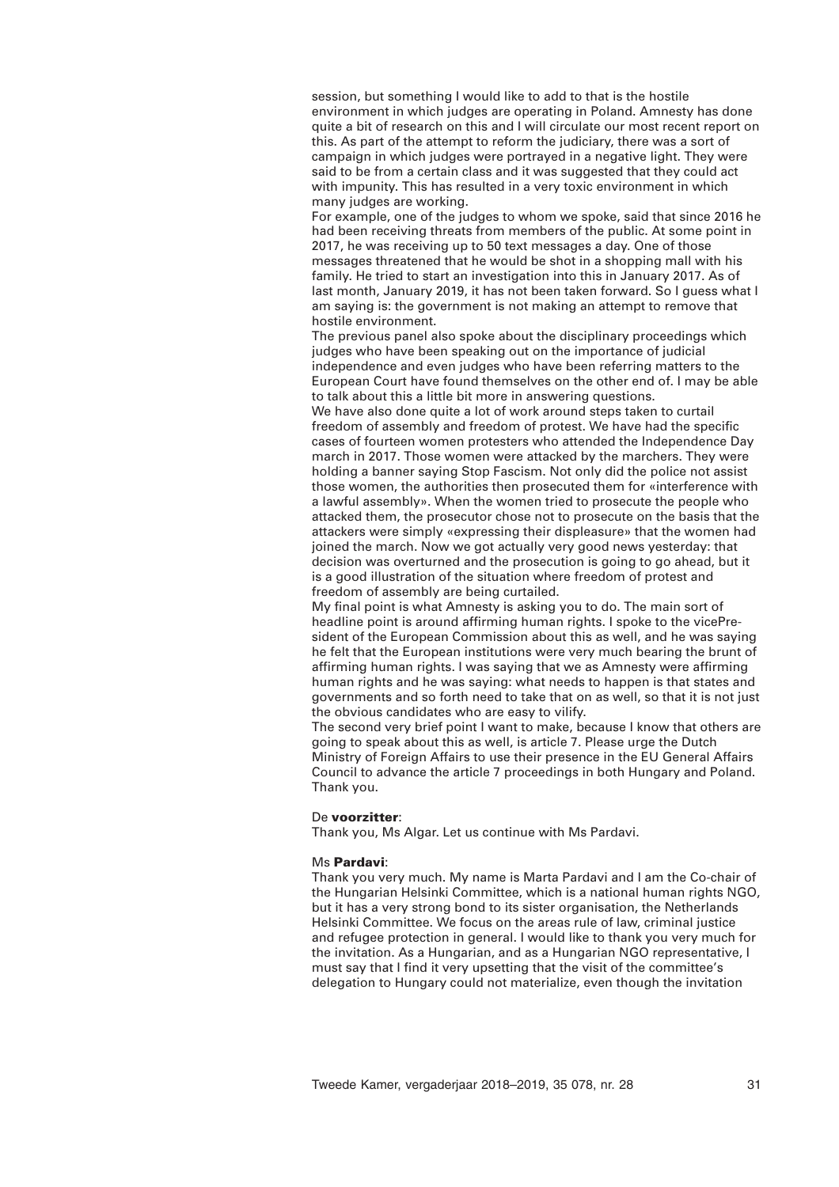session, but something I would like to add to that is the hostile environment in which judges are operating in Poland. Amnesty has done quite a bit of research on this and I will circulate our most recent report on this. As part of the attempt to reform the judiciary, there was a sort of campaign in which judges were portrayed in a negative light. They were said to be from a certain class and it was suggested that they could act with impunity. This has resulted in a very toxic environment in which many judges are working.

For example, one of the judges to whom we spoke, said that since 2016 he had been receiving threats from members of the public. At some point in 2017, he was receiving up to 50 text messages a day. One of those messages threatened that he would be shot in a shopping mall with his family. He tried to start an investigation into this in January 2017. As of last month, January 2019, it has not been taken forward. So I guess what I am saying is: the government is not making an attempt to remove that hostile environment.

The previous panel also spoke about the disciplinary proceedings which judges who have been speaking out on the importance of judicial independence and even judges who have been referring matters to the European Court have found themselves on the other end of. I may be able to talk about this a little bit more in answering questions.

We have also done quite a lot of work around steps taken to curtail freedom of assembly and freedom of protest. We have had the specific cases of fourteen women protesters who attended the Independence Day march in 2017. Those women were attacked by the marchers. They were holding a banner saying Stop Fascism. Not only did the police not assist those women, the authorities then prosecuted them for «interference with a lawful assembly». When the women tried to prosecute the people who attacked them, the prosecutor chose not to prosecute on the basis that the attackers were simply «expressing their displeasure» that the women had joined the march. Now we got actually very good news yesterday: that decision was overturned and the prosecution is going to go ahead, but it is a good illustration of the situation where freedom of protest and freedom of assembly are being curtailed.

My final point is what Amnesty is asking you to do. The main sort of headline point is around affirming human rights. I spoke to the vicePresident of the European Commission about this as well, and he was saying he felt that the European institutions were very much bearing the brunt of affirming human rights. I was saying that we as Amnesty were affirming human rights and he was saying: what needs to happen is that states and governments and so forth need to take that on as well, so that it is not just the obvious candidates who are easy to vilify.

The second very brief point I want to make, because I know that others are going to speak about this as well, is article 7. Please urge the Dutch Ministry of Foreign Affairs to use their presence in the EU General Affairs Council to advance the article 7 proceedings in both Hungary and Poland. Thank you.

De **voorzitter**:
Thank you, Ms Algar. Let us continue with Ms Pardavi.

Ms **Pardavi**:
Thank you very much. My name is Marta Pardavi and I am the Co-chair of the Hungarian Helsinki Committee, which is a national human rights NGO, but it has a very strong bond to its sister organisation, the Netherlands Helsinki Committee. We focus on the areas rule of law, criminal justice and refugee protection in general. I would like to thank you very much for the invitation. As a Hungarian, and as a Hungarian NGO representative, I must say that I find it very upsetting that the visit of the committee's delegation to Hungary could not materialize, even though the invitation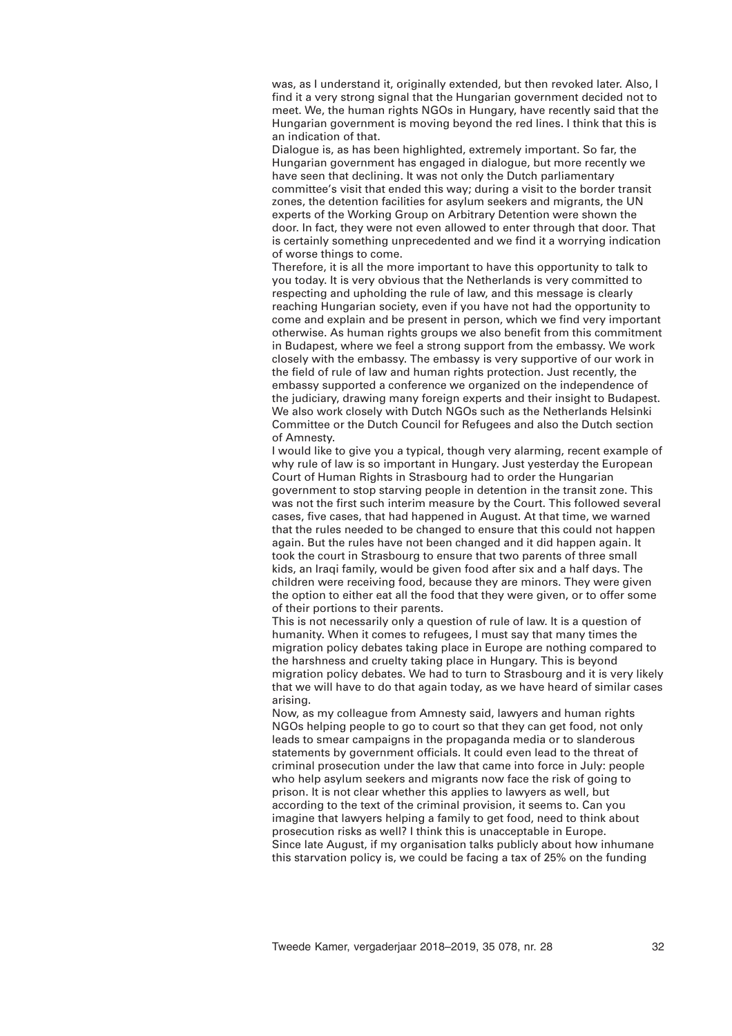was, as I understand it, originally extended, but then revoked later. Also, I find it a very strong signal that the Hungarian government decided not to meet. We, the human rights NGOs in Hungary, have recently said that the Hungarian government is moving beyond the red lines. I think that this is an indication of that.

Dialogue is, as has been highlighted, extremely important. So far, the Hungarian government has engaged in dialogue, but more recently we have seen that declining. It was not only the Dutch parliamentary committee's visit that ended this way; during a visit to the border transit zones, the detention facilities for asylum seekers and migrants, the UN experts of the Working Group on Arbitrary Detention were shown the door. In fact, they were not even allowed to enter through that door. That is certainly something unprecedented and we find it a worrying indication of worse things to come.

Therefore, it is all the more important to have this opportunity to talk to you today. It is very obvious that the Netherlands is very committed to respecting and upholding the rule of law, and this message is clearly reaching Hungarian society, even if you have not had the opportunity to come and explain and be present in person, which we find very important otherwise. As human rights groups we also benefit from this commitment in Budapest, where we feel a strong support from the embassy. We work closely with the embassy. The embassy is very supportive of our work in the field of rule of law and human rights protection. Just recently, the embassy supported a conference we organized on the independence of the judiciary, drawing many foreign experts and their insight to Budapest. We also work closely with Dutch NGOs such as the Netherlands Helsinki Committee or the Dutch Council for Refugees and also the Dutch section of Amnesty.

I would like to give you a typical, though very alarming, recent example of why rule of law is so important in Hungary. Just yesterday the European Court of Human Rights in Strasbourg had to order the Hungarian government to stop starving people in detention in the transit zone. This was not the first such interim measure by the Court. This followed several cases, five cases, that had happened in August. At that time, we warned that the rules needed to be changed to ensure that this could not happen again. But the rules have not been changed and it did happen again. It took the court in Strasbourg to ensure that two parents of three small kids, an Iraqi family, would be given food after six and a half days. The children were receiving food, because they are minors. They were given the option to either eat all the food that they were given, or to offer some of their portions to their parents.

This is not necessarily only a question of rule of law. It is a question of humanity. When it comes to refugees, I must say that many times the migration policy debates taking place in Europe are nothing compared to the harshness and cruelty taking place in Hungary. This is beyond migration policy debates. We had to turn to Strasbourg and it is very likely that we will have to do that again today, as we have heard of similar cases arising.

Now, as my colleague from Amnesty said, lawyers and human rights NGOs helping people to go to court so that they can get food, not only leads to smear campaigns in the propaganda media or to slanderous statements by government officials. It could even lead to the threat of criminal prosecution under the law that came into force in July: people who help asylum seekers and migrants now face the risk of going to prison. It is not clear whether this applies to lawyers as well, but according to the text of the criminal provision, it seems to. Can you imagine that lawyers helping a family to get food, need to think about prosecution risks as well? I think this is unacceptable in Europe.

Since late August, if my organisation talks publicly about how inhumane this starvation policy is, we could be facing a tax of 25% on the funding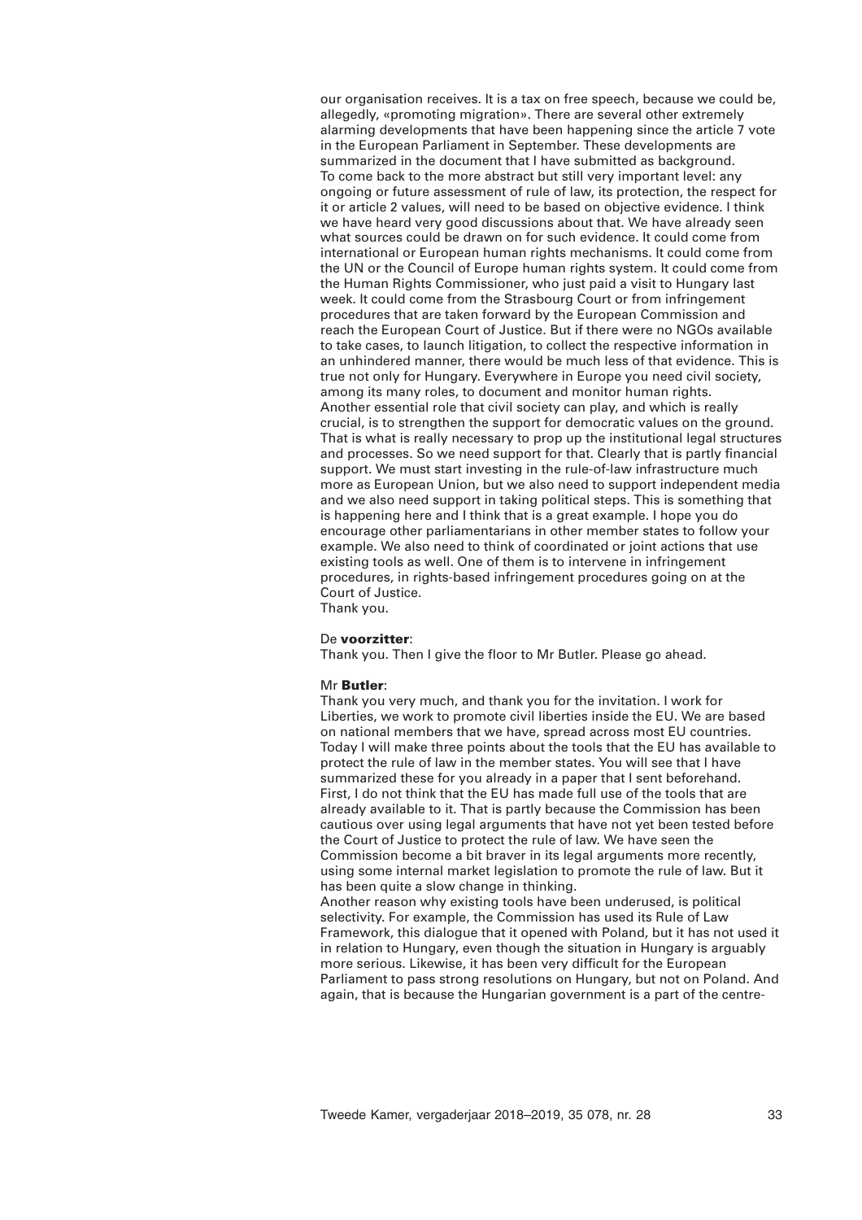our organisation receives. It is a tax on free speech, because we could be, allegedly, «promoting migration». There are several other extremely alarming developments that have been happening since the article 7 vote in the European Parliament in September. These developments are summarized in the document that I have submitted as background.
To come back to the more abstract but still very important level: any ongoing or future assessment of rule of law, its protection, the respect for it or article 2 values, will need to be based on objective evidence. I think we have heard very good discussions about that. We have already seen what sources could be drawn on for such evidence. It could come from international or European human rights mechanisms. It could come from the UN or the Council of Europe human rights system. It could come from the Human Rights Commissioner, who just paid a visit to Hungary last week. It could come from the Strasbourg Court or from infringement procedures that are taken forward by the European Commission and reach the European Court of Justice. But if there were no NGOs available to take cases, to launch litigation, to collect the respective information in an unhindered manner, there would be much less of that evidence. This is true not only for Hungary. Everywhere in Europe you need civil society, among its many roles, to document and monitor human rights.
Another essential role that civil society can play, and which is really crucial, is to strengthen the support for democratic values on the ground. That is what is really necessary to prop up the institutional legal structures and processes. So we need support for that. Clearly that is partly financial support. We must start investing in the rule-of-law infrastructure much more as European Union, but we also need to support independent media and we also need support in taking political steps. This is something that is happening here and I think that is a great example. I hope you do encourage other parliamentarians in other member states to follow your example. We also need to think of coordinated or joint actions that use existing tools as well. One of them is to intervene in infringement procedures, in rights-based infringement procedures going on at the Court of Justice.
Thank you.

De **voorzitter**:
Thank you. Then I give the floor to Mr Butler. Please go ahead.

Mr **Butler**:
Thank you very much, and thank you for the invitation. I work for Liberties, we work to promote civil liberties inside the EU. We are based on national members that we have, spread across most EU countries. Today I will make three points about the tools that the EU has available to protect the rule of law in the member states. You will see that I have summarized these for you already in a paper that I sent beforehand.
First, I do not think that the EU has made full use of the tools that are already available to it. That is partly because the Commission has been cautious over using legal arguments that have not yet been tested before the Court of Justice to protect the rule of law. We have seen the Commission become a bit braver in its legal arguments more recently, using some internal market legislation to promote the rule of law. But it has been quite a slow change in thinking.
Another reason why existing tools have been underused, is political selectivity. For example, the Commission has used its Rule of Law Framework, this dialogue that it opened with Poland, but it has not used it in relation to Hungary, even though the situation in Hungary is arguably more serious. Likewise, it has been very difficult for the European Parliament to pass strong resolutions on Hungary, but not on Poland. And again, that is because the Hungarian government is a part of the centre-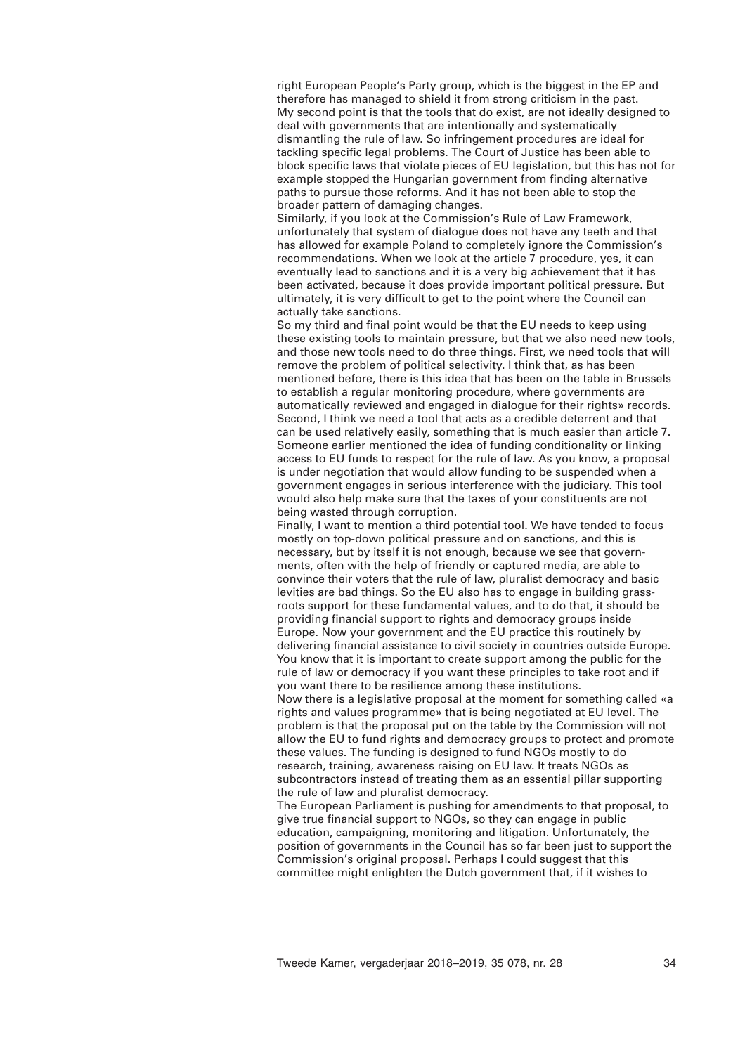right European People's Party group, which is the biggest in the EP and therefore has managed to shield it from strong criticism in the past.
My second point is that the tools that do exist, are not ideally designed to deal with governments that are intentionally and systematically dismantling the rule of law. So infringement procedures are ideal for tackling specific legal problems. The Court of Justice has been able to block specific laws that violate pieces of EU legislation, but this has not for example stopped the Hungarian government from finding alternative paths to pursue those reforms. And it has not been able to stop the broader pattern of damaging changes.
Similarly, if you look at the Commission's Rule of Law Framework, unfortunately that system of dialogue does not have any teeth and that has allowed for example Poland to completely ignore the Commission's recommendations. When we look at the article 7 procedure, yes, it can eventually lead to sanctions and it is a very big achievement that it has been activated, because it does provide important political pressure. But ultimately, it is very difficult to get to the point where the Council can actually take sanctions.
So my third and final point would be that the EU needs to keep using these existing tools to maintain pressure, but that we also need new tools, and those new tools need to do three things. First, we need tools that will remove the problem of political selectivity. I think that, as has been mentioned before, there is this idea that has been on the table in Brussels to establish a regular monitoring procedure, where governments are automatically reviewed and engaged in dialogue for their rights» records.
Second, I think we need a tool that acts as a credible deterrent and that can be used relatively easily, something that is much easier than article 7. Someone earlier mentioned the idea of funding conditionality or linking access to EU funds to respect for the rule of law. As you know, a proposal is under negotiation that would allow funding to be suspended when a government engages in serious interference with the judiciary. This tool would also help make sure that the taxes of your constituents are not being wasted through corruption.
Finally, I want to mention a third potential tool. We have tended to focus mostly on top-down political pressure and on sanctions, and this is necessary, but by itself it is not enough, because we see that governments, often with the help of friendly or captured media, are able to convince their voters that the rule of law, pluralist democracy and basic levities are bad things. So the EU also has to engage in building grassroots support for these fundamental values, and to do that, it should be providing financial support to rights and democracy groups inside Europe. Now your government and the EU practice this routinely by delivering financial assistance to civil society in countries outside Europe. You know that it is important to create support among the public for the rule of law or democracy if you want these principles to take root and if you want there to be resilience among these institutions.
Now there is a legislative proposal at the moment for something called «a rights and values programme» that is being negotiated at EU level. The problem is that the proposal put on the table by the Commission will not allow the EU to fund rights and democracy groups to protect and promote these values. The funding is designed to fund NGOs mostly to do research, training, awareness raising on EU law. It treats NGOs as subcontractors instead of treating them as an essential pillar supporting the rule of law and pluralist democracy.
The European Parliament is pushing for amendments to that proposal, to give true financial support to NGOs, so they can engage in public education, campaigning, monitoring and litigation. Unfortunately, the position of governments in the Council has so far been just to support the Commission's original proposal. Perhaps I could suggest that this committee might enlighten the Dutch government that, if it wishes to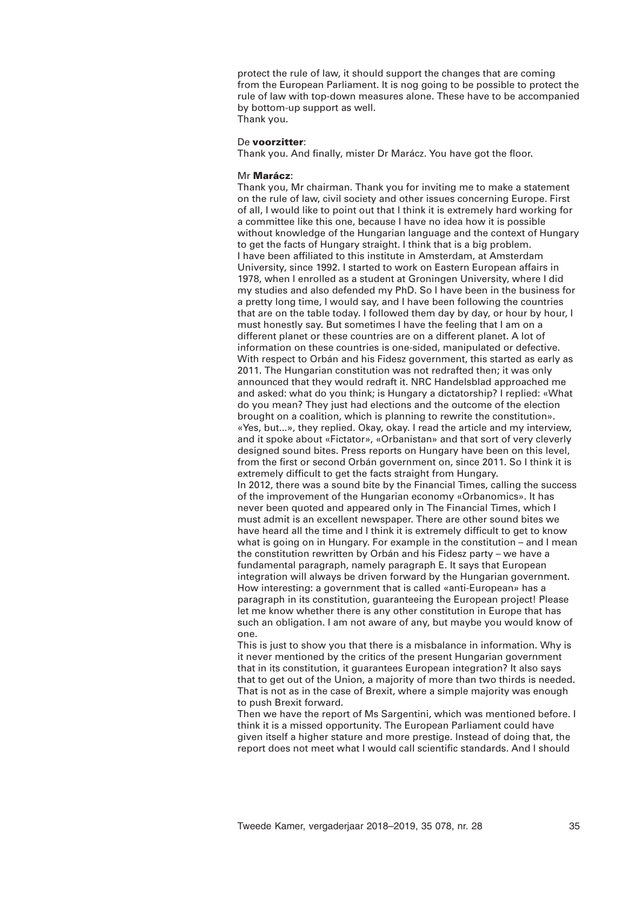protect the rule of law, it should support the changes that are coming from the European Parliament. It is nog going to be possible to protect the rule of law with top-down measures alone. These have to be accompanied by bottom-up support as well.
Thank you.

De **voorzitter**:
Thank you. And finally, mister Dr Marácz. You have got the floor.

Mr **Marácz**:
Thank you, Mr chairman. Thank you for inviting me to make a statement on the rule of law, civil society and other issues concerning Europe. First of all, I would like to point out that I think it is extremely hard working for a committee like this one, because I have no idea how it is possible without knowledge of the Hungarian language and the context of Hungary to get the facts of Hungary straight. I think that is a big problem.
I have been affiliated to this institute in Amsterdam, at Amsterdam University, since 1992. I started to work on Eastern European affairs in 1978, when I enrolled as a student at Groningen University, where I did my studies and also defended my PhD. So I have been in the business for a pretty long time, I would say, and I have been following the countries that are on the table today. I followed them day by day, or hour by hour, I must honestly say. But sometimes I have the feeling that I am on a different planet or these countries are on a different planet. A lot of information on these countries is one-sided, manipulated or defective. With respect to Orbán and his Fidesz government, this started as early as 2011. The Hungarian constitution was not redrafted then; it was only announced that they would redraft it. NRC Handelsblad approached me and asked: what do you think; is Hungary a dictatorship? I replied: «What do you mean? They just had elections and the outcome of the election brought on a coalition, which is planning to rewrite the constitution». «Yes, but...», they replied. Okay, okay. I read the article and my interview, and it spoke about «Fictator», «Orbanistan» and that sort of very cleverly designed sound bites. Press reports on Hungary have been on this level, from the first or second Orbán government on, since 2011. So I think it is extremely difficult to get the facts straight from Hungary.
In 2012, there was a sound bite by the Financial Times, calling the success of the improvement of the Hungarian economy «Orbanomics». It has never been quoted and appeared only in The Financial Times, which I must admit is an excellent newspaper. There are other sound bites we have heard all the time and I think it is extremely difficult to get to know what is going on in Hungary. For example in the constitution – and I mean the constitution rewritten by Orbán and his Fidesz party – we have a fundamental paragraph, namely paragraph E. It says that European integration will always be driven forward by the Hungarian government. How interesting: a government that is called «anti-European» has a paragraph in its constitution, guaranteeing the European project! Please let me know whether there is any other constitution in Europe that has such an obligation. I am not aware of any, but maybe you would know of one.
This is just to show you that there is a misbalance in information. Why is it never mentioned by the critics of the present Hungarian government that in its constitution, it guarantees European integration? It also says that to get out of the Union, a majority of more than two thirds is needed. That is not as in the case of Brexit, where a simple majority was enough to push Brexit forward.
Then we have the report of Ms Sargentini, which was mentioned before. I think it is a missed opportunity. The European Parliament could have given itself a higher stature and more prestige. Instead of doing that, the report does not meet what I would call scientific standards. And I should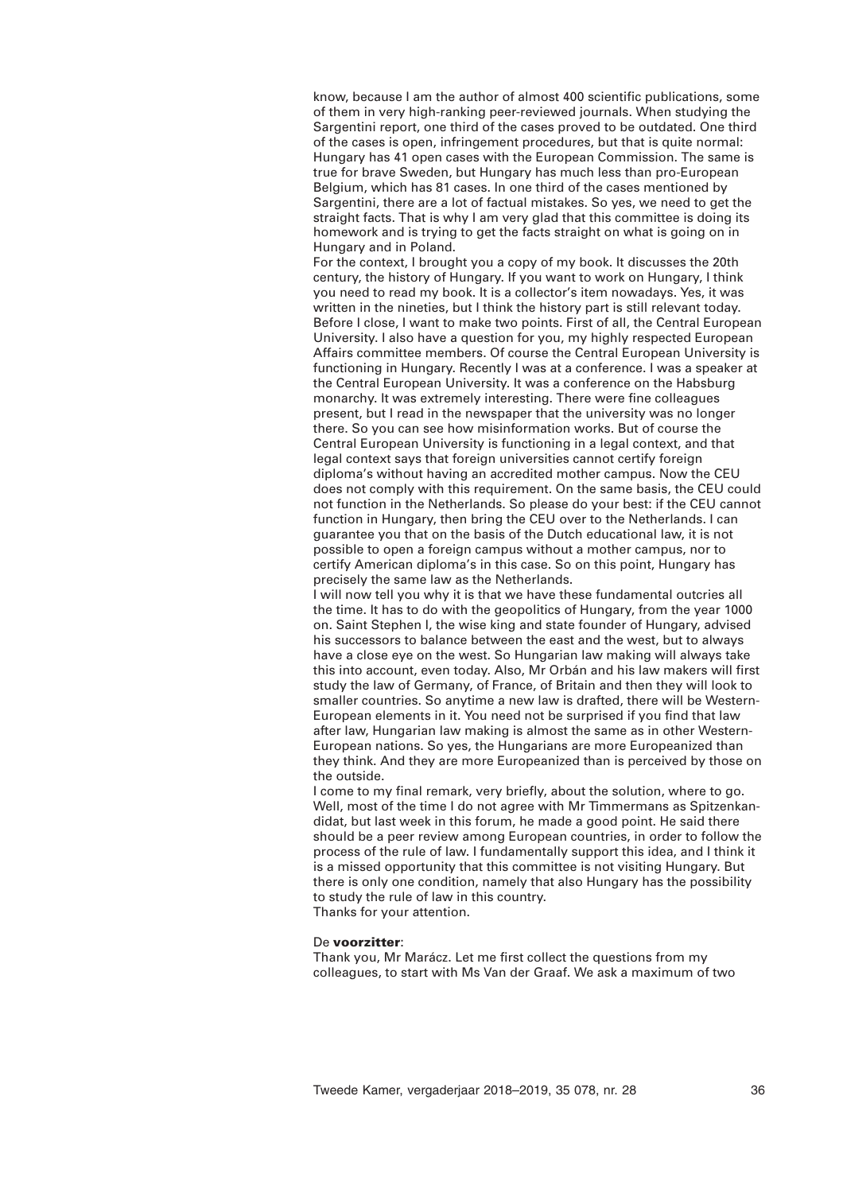know, because I am the author of almost 400 scientific publications, some of them in very high-ranking peer-reviewed journals. When studying the Sargentini report, one third of the cases proved to be outdated. One third of the cases is open, infringement procedures, but that is quite normal: Hungary has 41 open cases with the European Commission. The same is true for brave Sweden, but Hungary has much less than pro-European Belgium, which has 81 cases. In one third of the cases mentioned by Sargentini, there are a lot of factual mistakes. So yes, we need to get the straight facts. That is why I am very glad that this committee is doing its homework and is trying to get the facts straight on what is going on in Hungary and in Poland.

For the context, I brought you a copy of my book. It discusses the 20th century, the history of Hungary. If you want to work on Hungary, I think you need to read my book. It is a collector's item nowadays. Yes, it was written in the nineties, but I think the history part is still relevant today.

Before I close, I want to make two points. First of all, the Central European University. I also have a question for you, my highly respected European Affairs committee members. Of course the Central European University is functioning in Hungary. Recently I was at a conference. I was a speaker at the Central European University. It was a conference on the Habsburg monarchy. It was extremely interesting. There were fine colleagues present, but I read in the newspaper that the university was no longer there. So you can see how misinformation works. But of course the Central European University is functioning in a legal context, and that legal context says that foreign universities cannot certify foreign diploma's without having an accredited mother campus. Now the CEU does not comply with this requirement. On the same basis, the CEU could not function in the Netherlands. So please do your best: if the CEU cannot function in Hungary, then bring the CEU over to the Netherlands. I can guarantee you that on the basis of the Dutch educational law, it is not possible to open a foreign campus without a mother campus, nor to certify American diploma's in this case. So on this point, Hungary has precisely the same law as the Netherlands.

I will now tell you why it is that we have these fundamental outcries all the time. It has to do with the geopolitics of Hungary, from the year 1000 on. Saint Stephen I, the wise king and state founder of Hungary, advised his successors to balance between the east and the west, but to always have a close eye on the west. So Hungarian law making will always take this into account, even today. Also, Mr Orbán and his law makers will first study the law of Germany, of France, of Britain and then they will look to smaller countries. So anytime a new law is drafted, there will be Western-European elements in it. You need not be surprised if you find that law after law, Hungarian law making is almost the same as in other Western-European nations. So yes, the Hungarians are more Europeanized than they think. And they are more Europeanized than is perceived by those on the outside.

I come to my final remark, very briefly, about the solution, where to go. Well, most of the time I do not agree with Mr Timmermans as Spitzenkandidat, but last week in this forum, he made a good point. He said there should be a peer review among European countries, in order to follow the process of the rule of law. I fundamentally support this idea, and I think it is a missed opportunity that this committee is not visiting Hungary. But there is only one condition, namely that also Hungary has the possibility to study the rule of law in this country.

Thanks for your attention.

De **voorzitter**:

Thank you, Mr Marácz. Let me first collect the questions from my colleagues, to start with Ms Van der Graaf. We ask a maximum of two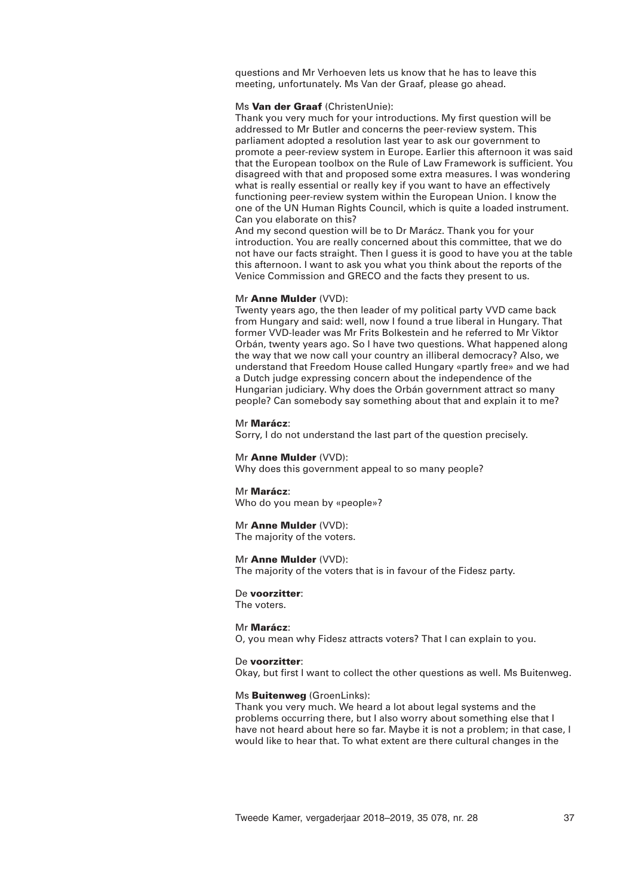questions and Mr Verhoeven lets us know that he has to leave this meeting, unfortunately. Ms Van der Graaf, please go ahead.

Ms **Van der Graaf** (ChristenUnie):
Thank you very much for your introductions. My first question will be addressed to Mr Butler and concerns the peer-review system. This parliament adopted a resolution last year to ask our government to promote a peer-review system in Europe. Earlier this afternoon it was said that the European toolbox on the Rule of Law Framework is sufficient. You disagreed with that and proposed some extra measures. I was wondering what is really essential or really key if you want to have an effectively functioning peer-review system within the European Union. I know the one of the UN Human Rights Council, which is quite a loaded instrument. Can you elaborate on this?
And my second question will be to Dr Marácz. Thank you for your introduction. You are really concerned about this committee, that we do not have our facts straight. Then I guess it is good to have you at the table this afternoon. I want to ask you what you think about the reports of the Venice Commission and GRECO and the facts they present to us.

Mr **Anne Mulder** (VVD):
Twenty years ago, the then leader of my political party VVD came back from Hungary and said: well, now I found a true liberal in Hungary. That former VVD-leader was Mr Frits Bolkestein and he referred to Mr Viktor Orbán, twenty years ago. So I have two questions. What happened along the way that we now call your country an illiberal democracy? Also, we understand that Freedom House called Hungary «partly free» and we had a Dutch judge expressing concern about the independence of the Hungarian judiciary. Why does the Orbán government attract so many people? Can somebody say something about that and explain it to me?

Mr **Marácz**:
Sorry, I do not understand the last part of the question precisely.

Mr **Anne Mulder** (VVD):
Why does this government appeal to so many people?

Mr **Marácz**:
Who do you mean by «people»?

Mr **Anne Mulder** (VVD):
The majority of the voters.

Mr **Anne Mulder** (VVD):
The majority of the voters that is in favour of the Fidesz party.

De **voorzitter**:
The voters.

Mr **Marácz**:
O, you mean why Fidesz attracts voters? That I can explain to you.

De **voorzitter**:
Okay, but first I want to collect the other questions as well. Ms Buitenweg.

Ms **Buitenweg** (GroenLinks):
Thank you very much. We heard a lot about legal systems and the problems occurring there, but I also worry about something else that I have not heard about here so far. Maybe it is not a problem; in that case, I would like to hear that. To what extent are there cultural changes in the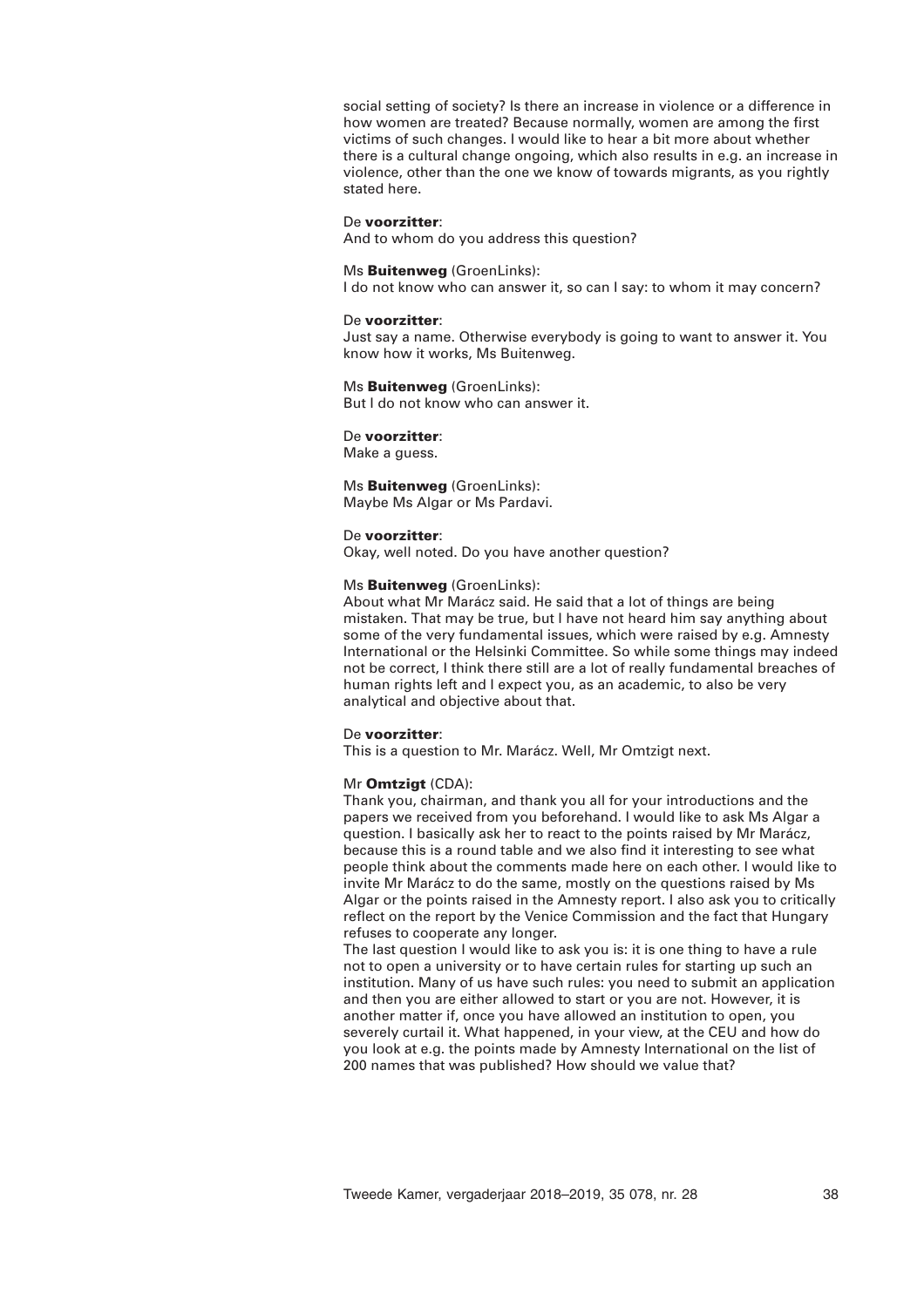social setting of society? Is there an increase in violence or a difference in how women are treated? Because normally, women are among the first victims of such changes. I would like to hear a bit more about whether there is a cultural change ongoing, which also results in e.g. an increase in violence, other than the one we know of towards migrants, as you rightly stated here.

De **voorzitter**:
And to whom do you address this question?

Ms **Buitenweg** (GroenLinks):
I do not know who can answer it, so can I say: to whom it may concern?

De **voorzitter**:
Just say a name. Otherwise everybody is going to want to answer it. You know how it works, Ms Buitenweg.

Ms **Buitenweg** (GroenLinks):
But I do not know who can answer it.

De **voorzitter**:
Make a guess.

Ms **Buitenweg** (GroenLinks):
Maybe Ms Algar or Ms Pardavi.

De **voorzitter**:
Okay, well noted. Do you have another question?

Ms **Buitenweg** (GroenLinks):
About what Mr Marácz said. He said that a lot of things are being mistaken. That may be true, but I have not heard him say anything about some of the very fundamental issues, which were raised by e.g. Amnesty International or the Helsinki Committee. So while some things may indeed not be correct, I think there still are a lot of really fundamental breaches of human rights left and I expect you, as an academic, to also be very analytical and objective about that.

De **voorzitter**:
This is a question to Mr. Marácz. Well, Mr Omtzigt next.

Mr **Omtzigt** (CDA):
Thank you, chairman, and thank you all for your introductions and the papers we received from you beforehand. I would like to ask Ms Algar a question. I basically ask her to react to the points raised by Mr Marácz, because this is a round table and we also find it interesting to see what people think about the comments made here on each other. I would like to invite Mr Marácz to do the same, mostly on the questions raised by Ms Algar or the points raised in the Amnesty report. I also ask you to critically reflect on the report by the Venice Commission and the fact that Hungary refuses to cooperate any longer.
The last question I would like to ask you is: it is one thing to have a rule not to open a university or to have certain rules for starting up such an institution. Many of us have such rules: you need to submit an application and then you are either allowed to start or you are not. However, it is another matter if, once you have allowed an institution to open, you severely curtail it. What happened, in your view, at the CEU and how do you look at e.g. the points made by Amnesty International on the list of 200 names that was published? How should we value that?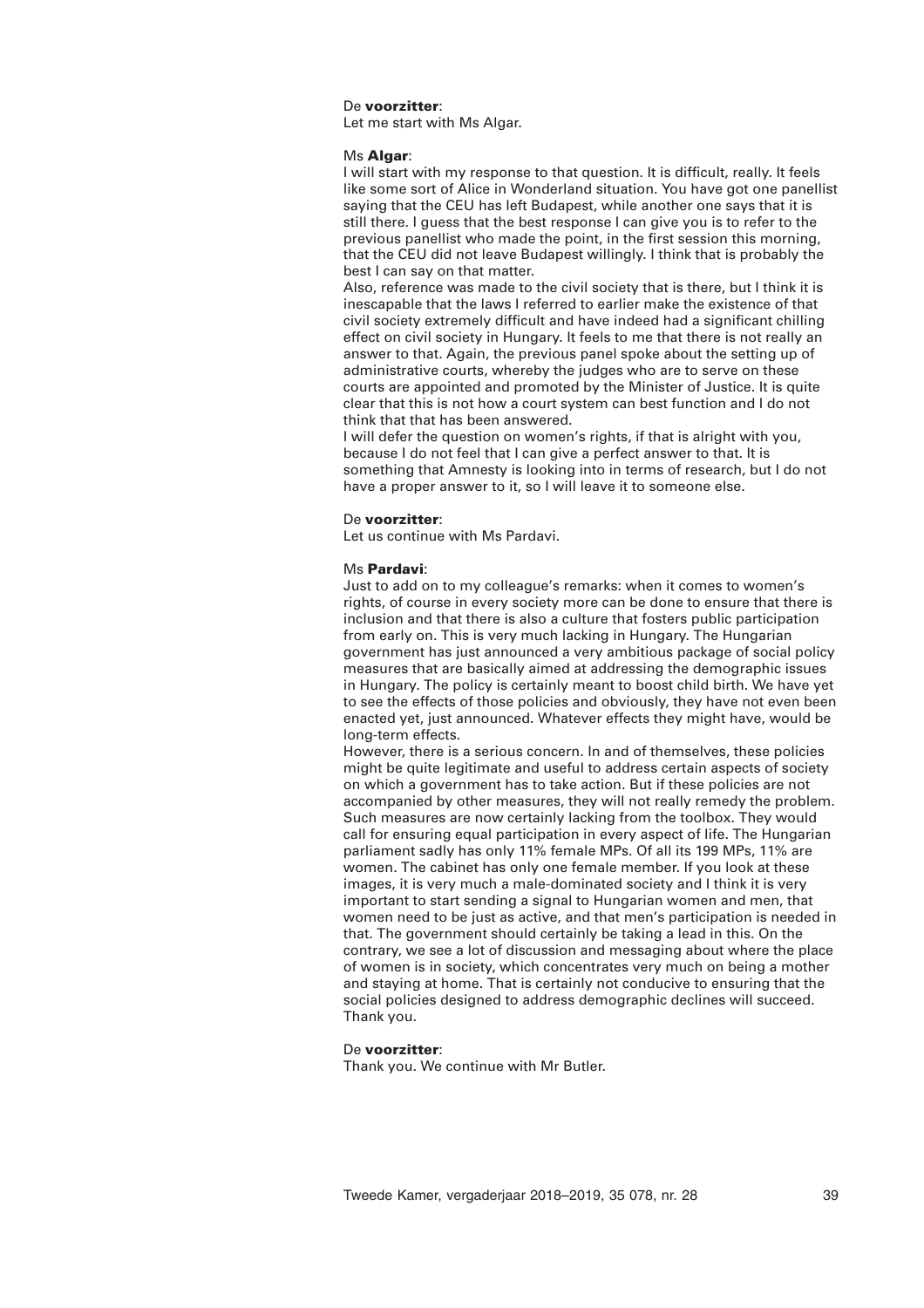De **voorzitter**:
Let me start with Ms Algar.

Ms **Algar**:
I will start with my response to that question. It is difficult, really. It feels like some sort of Alice in Wonderland situation. You have got one panellist saying that the CEU has left Budapest, while another one says that it is still there. I guess that the best response I can give you is to refer to the previous panellist who made the point, in the first session this morning, that the CEU did not leave Budapest willingly. I think that is probably the best I can say on that matter.
Also, reference was made to the civil society that is there, but I think it is inescapable that the laws I referred to earlier make the existence of that civil society extremely difficult and have indeed had a significant chilling effect on civil society in Hungary. It feels to me that there is not really an answer to that. Again, the previous panel spoke about the setting up of administrative courts, whereby the judges who are to serve on these courts are appointed and promoted by the Minister of Justice. It is quite clear that this is not how a court system can best function and I do not think that that has been answered.
I will defer the question on women's rights, if that is alright with you, because I do not feel that I can give a perfect answer to that. It is something that Amnesty is looking into in terms of research, but I do not have a proper answer to it, so I will leave it to someone else.

De **voorzitter**:
Let us continue with Ms Pardavi.

Ms **Pardavi**:
Just to add on to my colleague's remarks: when it comes to women's rights, of course in every society more can be done to ensure that there is inclusion and that there is also a culture that fosters public participation from early on. This is very much lacking in Hungary. The Hungarian government has just announced a very ambitious package of social policy measures that are basically aimed at addressing the demographic issues in Hungary. The policy is certainly meant to boost child birth. We have yet to see the effects of those policies and obviously, they have not even been enacted yet, just announced. Whatever effects they might have, would be long-term effects.
However, there is a serious concern. In and of themselves, these policies might be quite legitimate and useful to address certain aspects of society on which a government has to take action. But if these policies are not accompanied by other measures, they will not really remedy the problem. Such measures are now certainly lacking from the toolbox. They would call for ensuring equal participation in every aspect of life. The Hungarian parliament sadly has only 11% female MPs. Of all its 199 MPs, 11% are women. The cabinet has only one female member. If you look at these images, it is very much a male-dominated society and I think it is very important to start sending a signal to Hungarian women and men, that women need to be just as active, and that men's participation is needed in that. The government should certainly be taking a lead in this. On the contrary, we see a lot of discussion and messaging about where the place of women is in society, which concentrates very much on being a mother and staying at home. That is certainly not conducive to ensuring that the social policies designed to address demographic declines will succeed. Thank you.

De **voorzitter**:
Thank you. We continue with Mr Butler.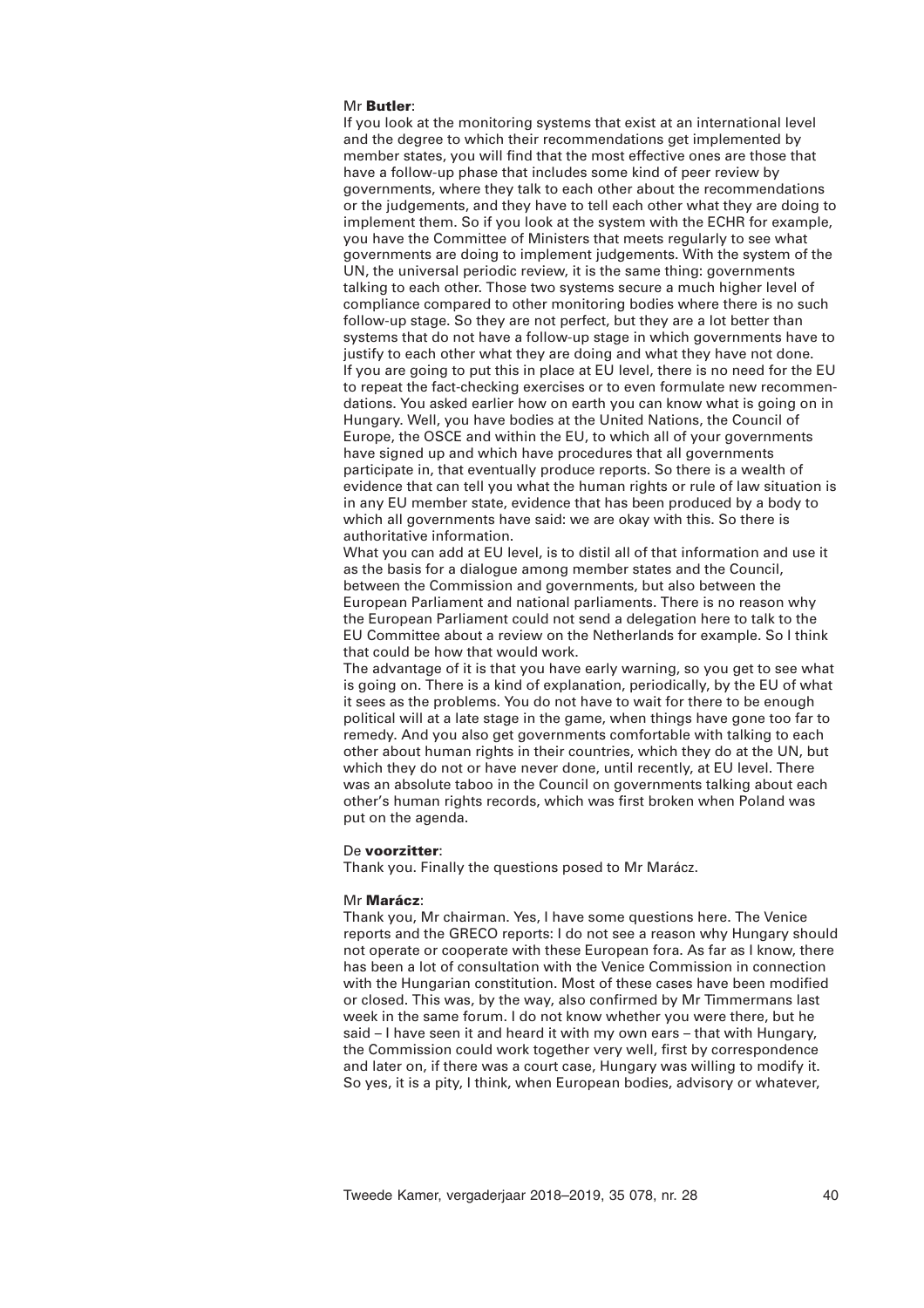Mr **Butler**:
If you look at the monitoring systems that exist at an international level and the degree to which their recommendations get implemented by member states, you will find that the most effective ones are those that have a follow-up phase that includes some kind of peer review by governments, where they talk to each other about the recommendations or the judgements, and they have to tell each other what they are doing to implement them. So if you look at the system with the ECHR for example, you have the Committee of Ministers that meets regularly to see what governments are doing to implement judgements. With the system of the UN, the universal periodic review, it is the same thing: governments talking to each other. Those two systems secure a much higher level of compliance compared to other monitoring bodies where there is no such follow-up stage. So they are not perfect, but they are a lot better than systems that do not have a follow-up stage in which governments have to justify to each other what they are doing and what they have not done. If you are going to put this in place at EU level, there is no need for the EU to repeat the fact-checking exercises or to even formulate new recommendations. You asked earlier how on earth you can know what is going on in Hungary. Well, you have bodies at the United Nations, the Council of Europe, the OSCE and within the EU, to which all of your governments have signed up and which have procedures that all governments participate in, that eventually produce reports. So there is a wealth of evidence that can tell you what the human rights or rule of law situation is in any EU member state, evidence that has been produced by a body to which all governments have said: we are okay with this. So there is authoritative information.
What you can add at EU level, is to distil all of that information and use it as the basis for a dialogue among member states and the Council, between the Commission and governments, but also between the European Parliament and national parliaments. There is no reason why the European Parliament could not send a delegation here to talk to the EU Committee about a review on the Netherlands for example. So I think that could be how that would work.
The advantage of it is that you have early warning, so you get to see what is going on. There is a kind of explanation, periodically, by the EU of what it sees as the problems. You do not have to wait for there to be enough political will at a late stage in the game, when things have gone too far to remedy. And you also get governments comfortable with talking to each other about human rights in their countries, which they do at the UN, but which they do not or have never done, until recently, at EU level. There was an absolute taboo in the Council on governments talking about each other's human rights records, which was first broken when Poland was put on the agenda.

De **voorzitter**:
Thank you. Finally the questions posed to Mr Marácz.

Mr **Marácz**:
Thank you, Mr chairman. Yes, I have some questions here. The Venice reports and the GRECO reports: I do not see a reason why Hungary should not operate or cooperate with these European fora. As far as I know, there has been a lot of consultation with the Venice Commission in connection with the Hungarian constitution. Most of these cases have been modified or closed. This was, by the way, also confirmed by Mr Timmermans last week in the same forum. I do not know whether you were there, but he said – I have seen it and heard it with my own ears – that with Hungary, the Commission could work together very well, first by correspondence and later on, if there was a court case, Hungary was willing to modify it. So yes, it is a pity, I think, when European bodies, advisory or whatever,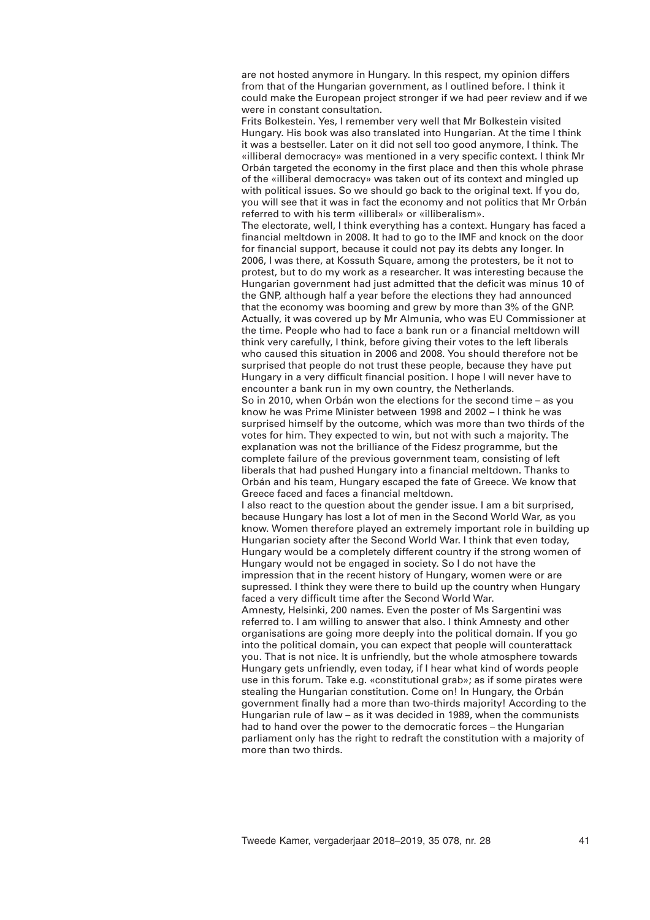are not hosted anymore in Hungary. In this respect, my opinion differs from that of the Hungarian government, as I outlined before. I think it could make the European project stronger if we had peer review and if we were in constant consultation.

Frits Bolkestein. Yes, I remember very well that Mr Bolkestein visited Hungary. His book was also translated into Hungarian. At the time I think it was a bestseller. Later on it did not sell too good anymore, I think. The «illiberal democracy» was mentioned in a very specific context. I think Mr Orbán targeted the economy in the first place and then this whole phrase of the «illiberal democracy» was taken out of its context and mingled up with political issues. So we should go back to the original text. If you do, you will see that it was in fact the economy and not politics that Mr Orbán referred to with his term «illiberal» or «illiberalism».

The electorate, well, I think everything has a context. Hungary has faced a financial meltdown in 2008. It had to go to the IMF and knock on the door for financial support, because it could not pay its debts any longer. In 2006, I was there, at Kossuth Square, among the protesters, be it not to protest, but to do my work as a researcher. It was interesting because the Hungarian government had just admitted that the deficit was minus 10 of the GNP, although half a year before the elections they had announced that the economy was booming and grew by more than 3% of the GNP. Actually, it was covered up by Mr Almunia, who was EU Commissioner at the time. People who had to face a bank run or a financial meltdown will think very carefully, I think, before giving their votes to the left liberals who caused this situation in 2006 and 2008. You should therefore not be surprised that people do not trust these people, because they have put Hungary in a very difficult financial position. I hope I will never have to encounter a bank run in my own country, the Netherlands.

So in 2010, when Orbán won the elections for the second time – as you know he was Prime Minister between 1998 and 2002 – I think he was surprised himself by the outcome, which was more than two thirds of the votes for him. They expected to win, but not with such a majority. The explanation was not the brilliance of the Fidesz programme, but the complete failure of the previous government team, consisting of left liberals that had pushed Hungary into a financial meltdown. Thanks to Orbán and his team, Hungary escaped the fate of Greece. We know that Greece faced and faces a financial meltdown.

I also react to the question about the gender issue. I am a bit surprised, because Hungary has lost a lot of men in the Second World War, as you know. Women therefore played an extremely important role in building up Hungarian society after the Second World War. I think that even today, Hungary would be a completely different country if the strong women of Hungary would not be engaged in society. So I do not have the impression that in the recent history of Hungary, women were or are supressed. I think they were there to build up the country when Hungary faced a very difficult time after the Second World War.

Amnesty, Helsinki, 200 names. Even the poster of Ms Sargentini was referred to. I am willing to answer that also. I think Amnesty and other organisations are going more deeply into the political domain. If you go into the political domain, you can expect that people will counterattack you. That is not nice. It is unfriendly, but the whole atmosphere towards Hungary gets unfriendly, even today, if I hear what kind of words people use in this forum. Take e.g. «constitutional grab»; as if some pirates were stealing the Hungarian constitution. Come on! In Hungary, the Orbán government finally had a more than two-thirds majority! According to the Hungarian rule of law – as it was decided in 1989, when the communists had to hand over the power to the democratic forces – the Hungarian parliament only has the right to redraft the constitution with a majority of more than two thirds.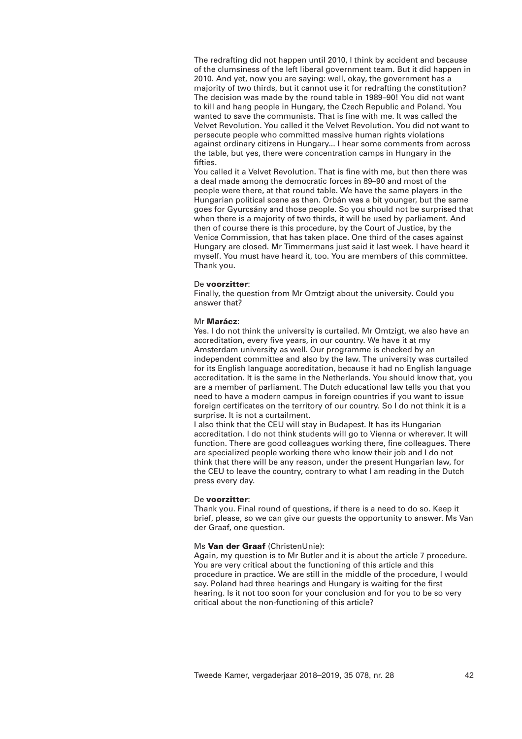The redrafting did not happen until 2010, I think by accident and because of the clumsiness of the left liberal government team. But it did happen in 2010. And yet, now you are saying: well, okay, the government has a majority of two thirds, but it cannot use it for redrafting the constitution? The decision was made by the round table in 1989–90! You did not want to kill and hang people in Hungary, the Czech Republic and Poland. You wanted to save the communists. That is fine with me. It was called the Velvet Revolution. You called it the Velvet Revolution. You did not want to persecute people who committed massive human rights violations against ordinary citizens in Hungary... I hear some comments from across the table, but yes, there were concentration camps in Hungary in the fifties.
You called it a Velvet Revolution. That is fine with me, but then there was a deal made among the democratic forces in 89–90 and most of the people were there, at that round table. We have the same players in the Hungarian political scene as then. Orbán was a bit younger, but the same goes for Gyurcsány and those people. So you should not be surprised that when there is a majority of two thirds, it will be used by parliament. And then of course there is this procedure, by the Court of Justice, by the Venice Commission, that has taken place. One third of the cases against Hungary are closed. Mr Timmermans just said it last week. I have heard it myself. You must have heard it, too. You are members of this committee. Thank you.

De **voorzitter**:
Finally, the question from Mr Omtzigt about the university. Could you answer that?

Mr **Marácz**:
Yes. I do not think the university is curtailed. Mr Omtzigt, we also have an accreditation, every five years, in our country. We have it at my Amsterdam university as well. Our programme is checked by an independent committee and also by the law. The university was curtailed for its English language accreditation, because it had no English language accreditation. It is the same in the Netherlands. You should know that, you are a member of parliament. The Dutch educational law tells you that you need to have a modern campus in foreign countries if you want to issue foreign certificates on the territory of our country. So I do not think it is a surprise. It is not a curtailment.
I also think that the CEU will stay in Budapest. It has its Hungarian accreditation. I do not think students will go to Vienna or wherever. It will function. There are good colleagues working there, fine colleagues. There are specialized people working there who know their job and I do not think that there will be any reason, under the present Hungarian law, for the CEU to leave the country, contrary to what I am reading in the Dutch press every day.

De **voorzitter**:
Thank you. Final round of questions, if there is a need to do so. Keep it brief, please, so we can give our guests the opportunity to answer. Ms Van der Graaf, one question.

Ms **Van der Graaf** (ChristenUnie):
Again, my question is to Mr Butler and it is about the article 7 procedure. You are very critical about the functioning of this article and this procedure in practice. We are still in the middle of the procedure, I would say. Poland had three hearings and Hungary is waiting for the first hearing. Is it not too soon for your conclusion and for you to be so very critical about the non-functioning of this article?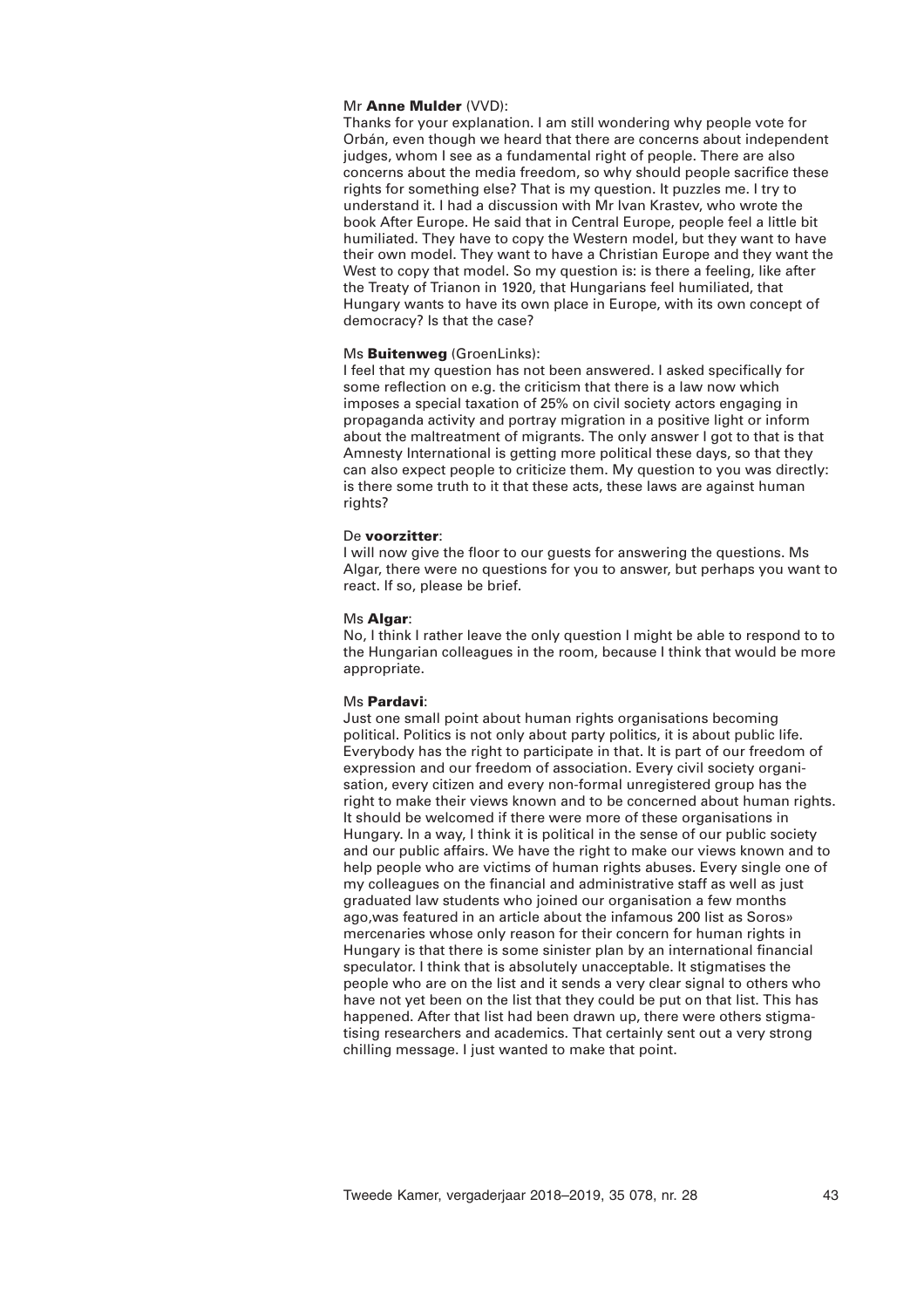Mr **Anne Mulder** (VVD):
Thanks for your explanation. I am still wondering why people vote for Orbán, even though we heard that there are concerns about independent judges, whom I see as a fundamental right of people. There are also concerns about the media freedom, so why should people sacrifice these rights for something else? That is my question. It puzzles me. I try to understand it. I had a discussion with Mr Ivan Krastev, who wrote the book After Europe. He said that in Central Europe, people feel a little bit humiliated. They have to copy the Western model, but they want to have their own model. They want to have a Christian Europe and they want the West to copy that model. So my question is: is there a feeling, like after the Treaty of Trianon in 1920, that Hungarians feel humiliated, that Hungary wants to have its own place in Europe, with its own concept of democracy? Is that the case?

Ms **Buitenweg** (GroenLinks):
I feel that my question has not been answered. I asked specifically for some reflection on e.g. the criticism that there is a law now which imposes a special taxation of 25% on civil society actors engaging in propaganda activity and portray migration in a positive light or inform about the maltreatment of migrants. The only answer I got to that is that Amnesty International is getting more political these days, so that they can also expect people to criticize them. My question to you was directly: is there some truth to it that these acts, these laws are against human rights?

De **voorzitter**:
I will now give the floor to our guests for answering the questions. Ms Algar, there were no questions for you to answer, but perhaps you want to react. If so, please be brief.

Ms **Algar**:
No, I think I rather leave the only question I might be able to respond to to the Hungarian colleagues in the room, because I think that would be more appropriate.

Ms **Pardavi**:
Just one small point about human rights organisations becoming political. Politics is not only about party politics, it is about public life. Everybody has the right to participate in that. It is part of our freedom of expression and our freedom of association. Every civil society organisation, every citizen and every non-formal unregistered group has the right to make their views known and to be concerned about human rights. It should be welcomed if there were more of these organisations in Hungary. In a way, I think it is political in the sense of our public society and our public affairs. We have the right to make our views known and to help people who are victims of human rights abuses. Every single one of my colleagues on the financial and administrative staff as well as just graduated law students who joined our organisation a few months ago,was featured in an article about the infamous 200 list as Soros» mercenaries whose only reason for their concern for human rights in Hungary is that there is some sinister plan by an international financial speculator. I think that is absolutely unacceptable. It stigmatises the people who are on the list and it sends a very clear signal to others who have not yet been on the list that they could be put on that list. This has happened. After that list had been drawn up, there were others stigmatising researchers and academics. That certainly sent out a very strong chilling message. I just wanted to make that point.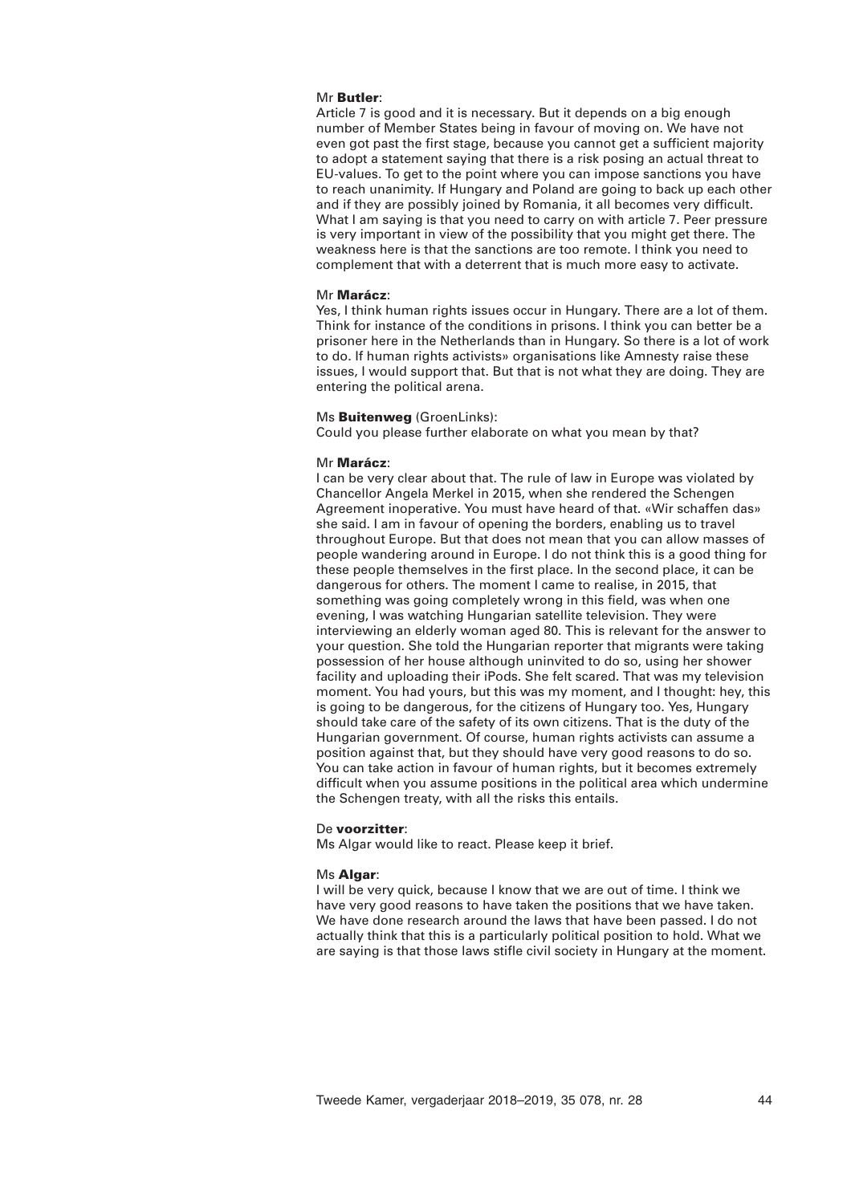Mr **Butler**:
Article 7 is good and it is necessary. But it depends on a big enough number of Member States being in favour of moving on. We have not even got past the first stage, because you cannot get a sufficient majority to adopt a statement saying that there is a risk posing an actual threat to EU-values. To get to the point where you can impose sanctions you have to reach unanimity. If Hungary and Poland are going to back up each other and if they are possibly joined by Romania, it all becomes very difficult. What I am saying is that you need to carry on with article 7. Peer pressure is very important in view of the possibility that you might get there. The weakness here is that the sanctions are too remote. I think you need to complement that with a deterrent that is much more easy to activate.

Mr **Marácz**:
Yes, I think human rights issues occur in Hungary. There are a lot of them. Think for instance of the conditions in prisons. I think you can better be a prisoner here in the Netherlands than in Hungary. So there is a lot of work to do. If human rights activists» organisations like Amnesty raise these issues, I would support that. But that is not what they are doing. They are entering the political arena.

Ms **Buitenweg** (GroenLinks):
Could you please further elaborate on what you mean by that?

Mr **Marácz**:
I can be very clear about that. The rule of law in Europe was violated by Chancellor Angela Merkel in 2015, when she rendered the Schengen Agreement inoperative. You must have heard of that. «Wir schaffen das» she said. I am in favour of opening the borders, enabling us to travel throughout Europe. But that does not mean that you can allow masses of people wandering around in Europe. I do not think this is a good thing for these people themselves in the first place. In the second place, it can be dangerous for others. The moment I came to realise, in 2015, that something was going completely wrong in this field, was when one evening, I was watching Hungarian satellite television. They were interviewing an elderly woman aged 80. This is relevant for the answer to your question. She told the Hungarian reporter that migrants were taking possession of her house although uninvited to do so, using her shower facility and uploading their iPods. She felt scared. That was my television moment. You had yours, but this was my moment, and I thought: hey, this is going to be dangerous, for the citizens of Hungary too. Yes, Hungary should take care of the safety of its own citizens. That is the duty of the Hungarian government. Of course, human rights activists can assume a position against that, but they should have very good reasons to do so. You can take action in favour of human rights, but it becomes extremely difficult when you assume positions in the political area which undermine the Schengen treaty, with all the risks this entails.

De **voorzitter**:
Ms Algar would like to react. Please keep it brief.

Ms **Algar**:
I will be very quick, because I know that we are out of time. I think we have very good reasons to have taken the positions that we have taken. We have done research around the laws that have been passed. I do not actually think that this is a particularly political position to hold. What we are saying is that those laws stifle civil society in Hungary at the moment.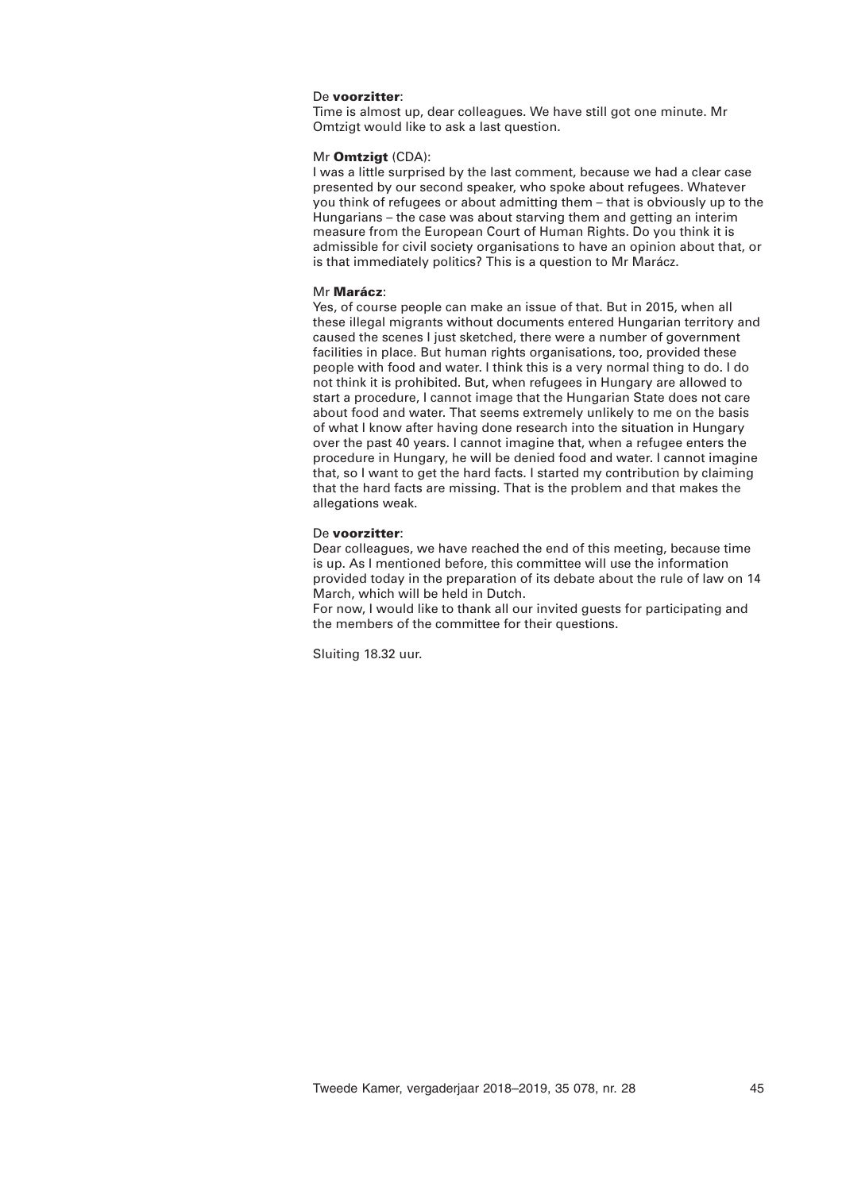De **voorzitter**:
Time is almost up, dear colleagues. We have still got one minute. Mr Omtzigt would like to ask a last question.

Mr **Omtzigt** (CDA):
I was a little surprised by the last comment, because we had a clear case presented by our second speaker, who spoke about refugees. Whatever you think of refugees or about admitting them – that is obviously up to the Hungarians – the case was about starving them and getting an interim measure from the European Court of Human Rights. Do you think it is admissible for civil society organisations to have an opinion about that, or is that immediately politics? This is a question to Mr Marácz.

Mr **Marácz**:
Yes, of course people can make an issue of that. But in 2015, when all these illegal migrants without documents entered Hungarian territory and caused the scenes I just sketched, there were a number of government facilities in place. But human rights organisations, too, provided these people with food and water. I think this is a very normal thing to do. I do not think it is prohibited. But, when refugees in Hungary are allowed to start a procedure, I cannot image that the Hungarian State does not care about food and water. That seems extremely unlikely to me on the basis of what I know after having done research into the situation in Hungary over the past 40 years. I cannot imagine that, when a refugee enters the procedure in Hungary, he will be denied food and water. I cannot imagine that, so I want to get the hard facts. I started my contribution by claiming that the hard facts are missing. That is the problem and that makes the allegations weak.

De **voorzitter**:
Dear colleagues, we have reached the end of this meeting, because time is up. As I mentioned before, this committee will use the information provided today in the preparation of its debate about the rule of law on 14 March, which will be held in Dutch.
For now, I would like to thank all our invited guests for participating and the members of the committee for their questions.

Sluiting 18.32 uur.